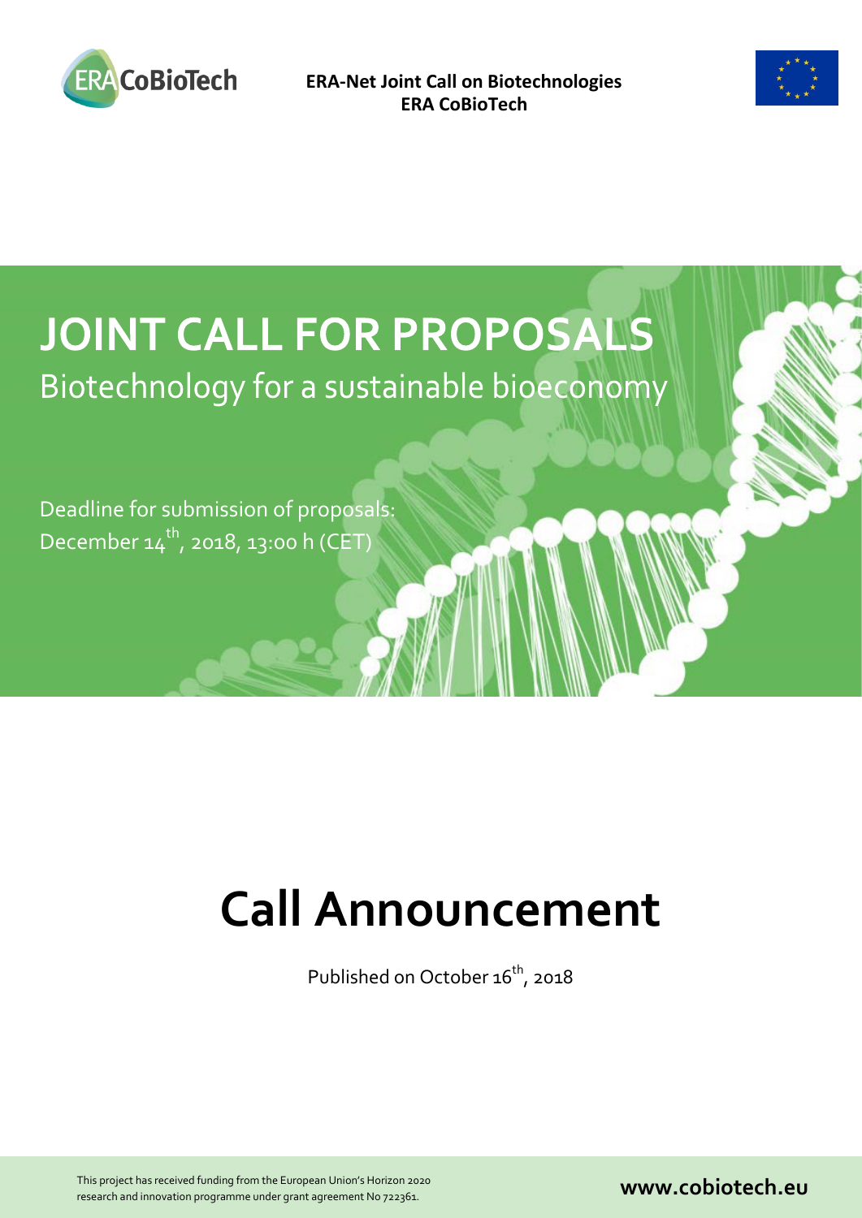**ERA-Net Joint Call on Biotechnologies**
**ERA CoBioTech**

# JOINT CALL FOR PROPOSALS

## Biotechnology for a sustainable bioeconomy

Deadline for submission of proposals:
December 14th, 2018, 13:00 h (CET)

# Call Announcement

Published on October 16th, 2018

This project has received funding from the European Union's Horizon 2020 research and innovation programme under grant agreement No 722361.

**www.cobiotech.eu**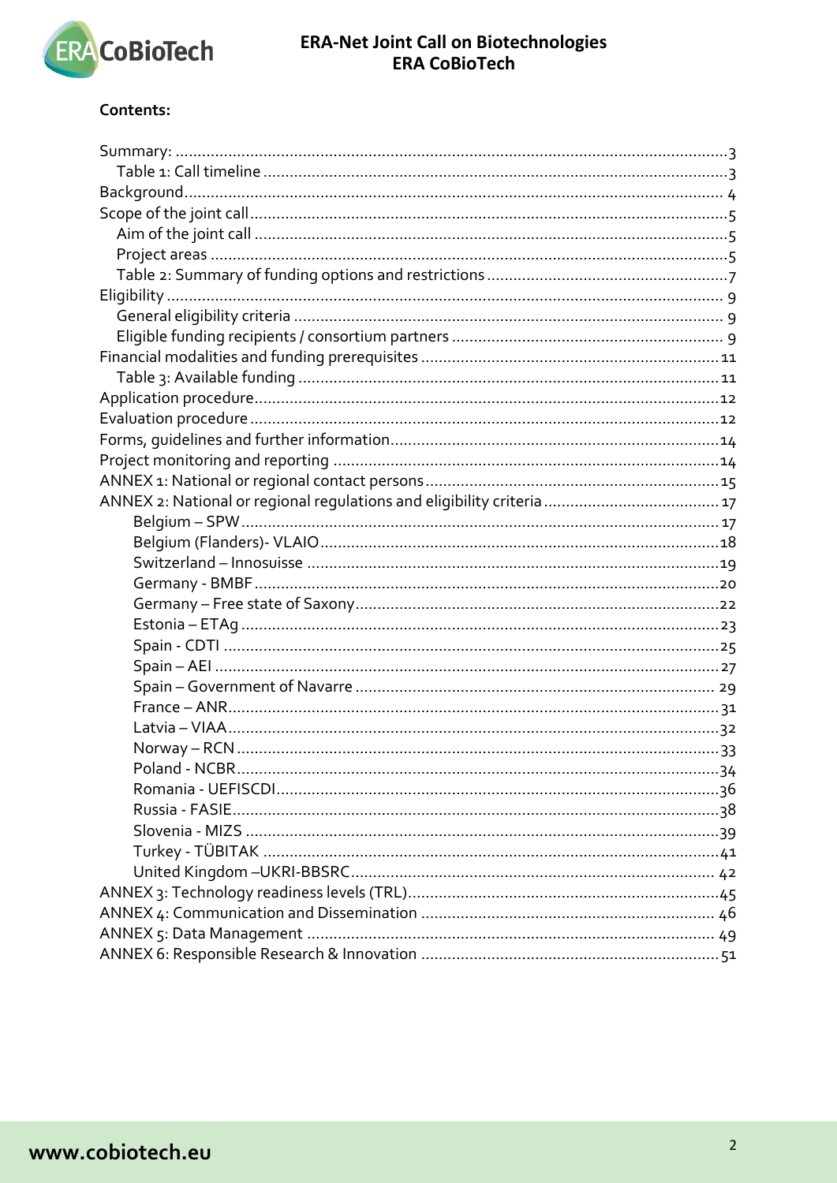**Contents:**

- Summary: ...3
  - Table 1: Call timeline ...3
- Background... 4
- Scope of the joint call...5
  - Aim of the joint call ...5
  - Project areas ...5
  - Table 2: Summary of funding options and restrictions ...7
- Eligibility ... 9
  - General eligibility criteria ... 9
  - Eligible funding recipients / consortium partners ... 9
- Financial modalities and funding prerequisites ...11
  - Table 3: Available funding ...11
- Application procedure...12
- Evaluation procedure ...12
- Forms, guidelines and further information...14
- Project monitoring and reporting ...14
- ANNEX 1: National or regional contact persons ...15
- ANNEX 2: National or regional regulations and eligibility criteria ...17
  - Belgium – SPW ...17
  - Belgium (Flanders)- VLAIO ...18
  - Switzerland – Innosuisse ...19
  - Germany - BMBF ...20
  - Germany – Free state of Saxony ...22
  - Estonia – ETAg ...23
  - Spain - CDTI ...25
  - Spain – AEI ...27
  - Spain – Government of Navarre ... 29
  - France – ANR...31
  - Latvia – VIAA...32
  - Norway – RCN ...33
  - Poland - NCBR...34
  - Romania - UEFISCDI...36
  - Russia - FASIE...38
  - Slovenia - MIZS ...39
  - Turkey - TÜBITAK ...41
  - United Kingdom –UKRI-BBSRC... 42
- ANNEX 3: Technology readiness levels (TRL)...45
- ANNEX 4: Communication and Dissemination ... 46
- ANNEX 5: Data Management ... 49
- ANNEX 6: Responsible Research & Innovation ...51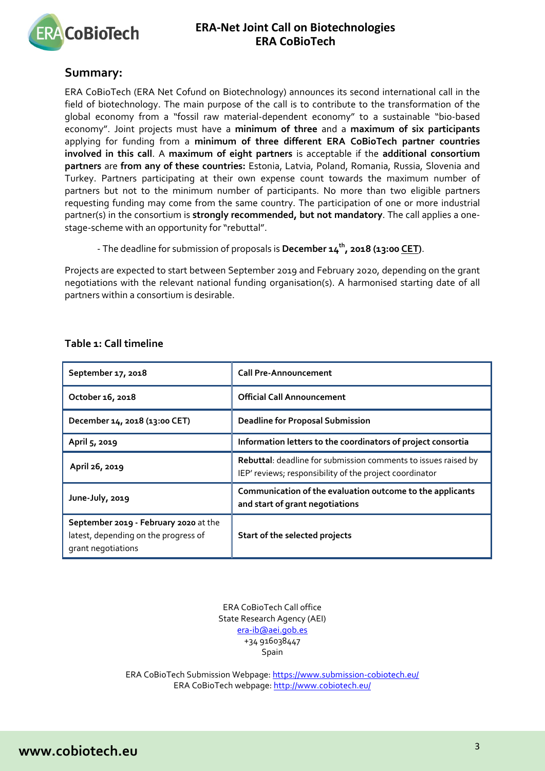## Summary:

ERA CoBioTech (ERA Net Cofund on Biotechnology) announces its second international call in the field of biotechnology. The main purpose of the call is to contribute to the transformation of the global economy from a "fossil raw material-dependent economy" to a sustainable "bio-based economy". Joint projects must have a **minimum of three** and a **maximum of six participants** applying for funding from a **minimum of three different ERA CoBioTech partner countries involved in this call**. A **maximum of eight partners** is acceptable if the **additional consortium partners** are **from any of these countries:** Estonia, Latvia, Poland, Romania, Russia, Slovenia and Turkey. Partners participating at their own expense count towards the maximum number of partners but not to the minimum number of participants. No more than two eligible partners requesting funding may come from the same country. The participation of one or more industrial partner(s) in the consortium is **strongly recommended, but not mandatory**. The call applies a one-stage-scheme with an opportunity for "rebuttal".

- The deadline for submission of proposals is **December 14th, 2018 (13:00 CET)**.

Projects are expected to start between September 2019 and February 2020, depending on the grant negotiations with the relevant national funding organisation(s). A harmonised starting date of all partners within a consortium is desirable.

### Table 1: Call timeline

| | |
|---|---|
| **September 17, 2018** | **Call Pre-Announcement** |
| **October 16, 2018** | **Official Call Announcement** |
| **December 14, 2018 (13:00 CET)** | **Deadline for Proposal Submission** |
| **April 5, 2019** | **Information letters to the coordinators of project consortia** |
| **April 26, 2019** | **Rebuttal**: deadline for submission comments to issues raised by IEP' reviews; responsibility of the project coordinator |
| **June-July, 2019** | **Communication of the evaluation outcome to the applicants and start of grant negotiations** |
| **September 2019 - February 2020** at the latest, depending on the progress of grant negotiations | **Start of the selected projects** |

ERA CoBioTech Call office
State Research Agency (AEI)
era-ib@aei.gob.es
+34 916038447
Spain

ERA CoBioTech Submission Webpage: https://www.submission-cobiotech.eu/
ERA CoBioTech webpage: http://www.cobiotech.eu/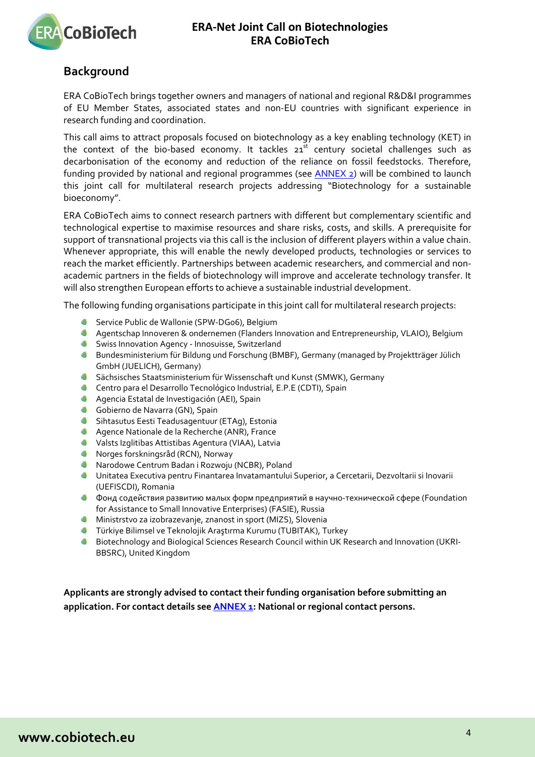## Background

ERA CoBioTech brings together owners and managers of national and regional R&D&I programmes of EU Member States, associated states and non-EU countries with significant experience in research funding and coordination.

This call aims to attract proposals focused on biotechnology as a key enabling technology (KET) in the context of the bio-based economy. It tackles 21st century societal challenges such as decarbonisation of the economy and reduction of the reliance on fossil feedstocks. Therefore, funding provided by national and regional programmes (see ANNEX 2) will be combined to launch this joint call for multilateral research projects addressing "Biotechnology for a sustainable bioeconomy".

ERA CoBioTech aims to connect research partners with different but complementary scientific and technological expertise to maximise resources and share risks, costs, and skills. A prerequisite for support of transnational projects via this call is the inclusion of different players within a value chain. Whenever appropriate, this will enable the newly developed products, technologies or services to reach the market efficiently. Partnerships between academic researchers, and commercial and non-academic partners in the fields of biotechnology will improve and accelerate technology transfer. It will also strengthen European efforts to achieve a sustainable industrial development.

The following funding organisations participate in this joint call for multilateral research projects:

- Service Public de Wallonie (SPW-DGo6), Belgium
- Agentschap Innoveren & ondernemen (Flanders Innovation and Entrepreneurship, VLAIO), Belgium
- Swiss Innovation Agency - Innosuisse, Switzerland
- Bundesministerium für Bildung und Forschung (BMBF), Germany (managed by Projektträger Jülich GmbH (JUELICH), Germany)
- Sächsisches Staatsministerium für Wissenschaft und Kunst (SMWK), Germany
- Centro para el Desarrollo Tecnológico Industrial, E.P.E (CDTI), Spain
- Agencia Estatal de Investigación (AEI), Spain
- Gobierno de Navarra (GN), Spain
- Sihtasutus Eesti Teadusagentuur (ETAg), Estonia
- Agence Nationale de la Recherche (ANR), France
- Valsts Izglitibas Attistibas Agentura (VIAA), Latvia
- Norges forskningsråd (RCN), Norway
- Narodowe Centrum Badan i Rozwoju (NCBR), Poland
- Unitatea Executiva pentru Finantarea Invatamantului Superior, a Cercetarii, Dezvoltarii si Inovarii (UEFISCDI), Romania
- Фонд содействия развитию малых форм предприятий в научно-технической сфере (Foundation for Assistance to Small Innovative Enterprises) (FASIE), Russia
- Ministrstvo za izobrazevanje, znanost in sport (MIZS), Slovenia
- Türkiye Bilimsel ve Teknolojik Araştırma Kurumu (TUBITAK), Turkey
- Biotechnology and Biological Sciences Research Council within UK Research and Innovation (UKRI-BBSRC), United Kingdom

**Applicants are strongly advised to contact their funding organisation before submitting an application. For contact details see ANNEX 1: National or regional contact persons.**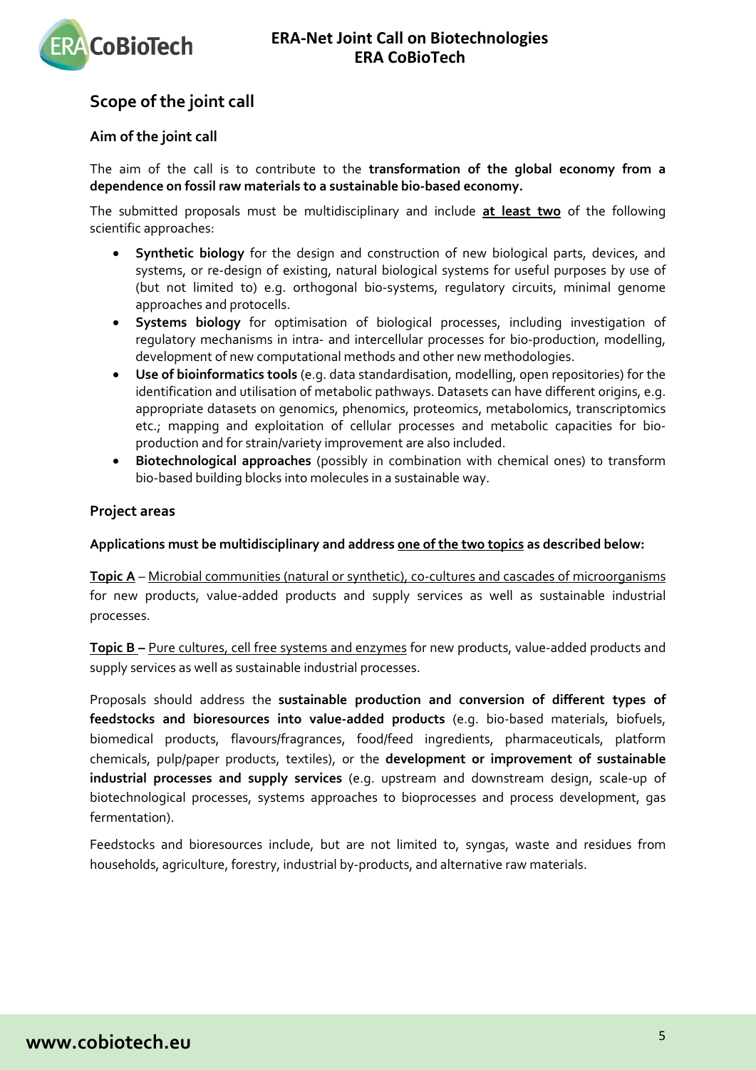## Scope of the joint call

### Aim of the joint call

The aim of the call is to contribute to the **transformation of the global economy from a dependence on fossil raw materials to a sustainable bio-based economy.**

The submitted proposals must be multidisciplinary and include **at least two** of the following scientific approaches:

- **Synthetic biology** for the design and construction of new biological parts, devices, and systems, or re-design of existing, natural biological systems for useful purposes by use of (but not limited to) e.g. orthogonal bio-systems, regulatory circuits, minimal genome approaches and protocells.
- **Systems biology** for optimisation of biological processes, including investigation of regulatory mechanisms in intra- and intercellular processes for bio-production, modelling, development of new computational methods and other new methodologies.
- **Use of bioinformatics tools** (e.g. data standardisation, modelling, open repositories) for the identification and utilisation of metabolic pathways. Datasets can have different origins, e.g. appropriate datasets on genomics, phenomics, proteomics, metabolomics, transcriptomics etc.; mapping and exploitation of cellular processes and metabolic capacities for bio-production and for strain/variety improvement are also included.
- **Biotechnological approaches** (possibly in combination with chemical ones) to transform bio-based building blocks into molecules in a sustainable way.

### Project areas

**Applications must be multidisciplinary and address one of the two topics as described below:**

**Topic A** – Microbial communities (natural or synthetic), co-cultures and cascades of microorganisms for new products, value-added products and supply services as well as sustainable industrial processes.

**Topic B –** Pure cultures, cell free systems and enzymes for new products, value-added products and supply services as well as sustainable industrial processes.

Proposals should address the **sustainable production and conversion of different types of feedstocks and bioresources into value-added products** (e.g. bio-based materials, biofuels, biomedical products, flavours/fragrances, food/feed ingredients, pharmaceuticals, platform chemicals, pulp/paper products, textiles), or the **development or improvement of sustainable industrial processes and supply services** (e.g. upstream and downstream design, scale-up of biotechnological processes, systems approaches to bioprocesses and process development, gas fermentation).

Feedstocks and bioresources include, but are not limited to, syngas, waste and residues from households, agriculture, forestry, industrial by-products, and alternative raw materials.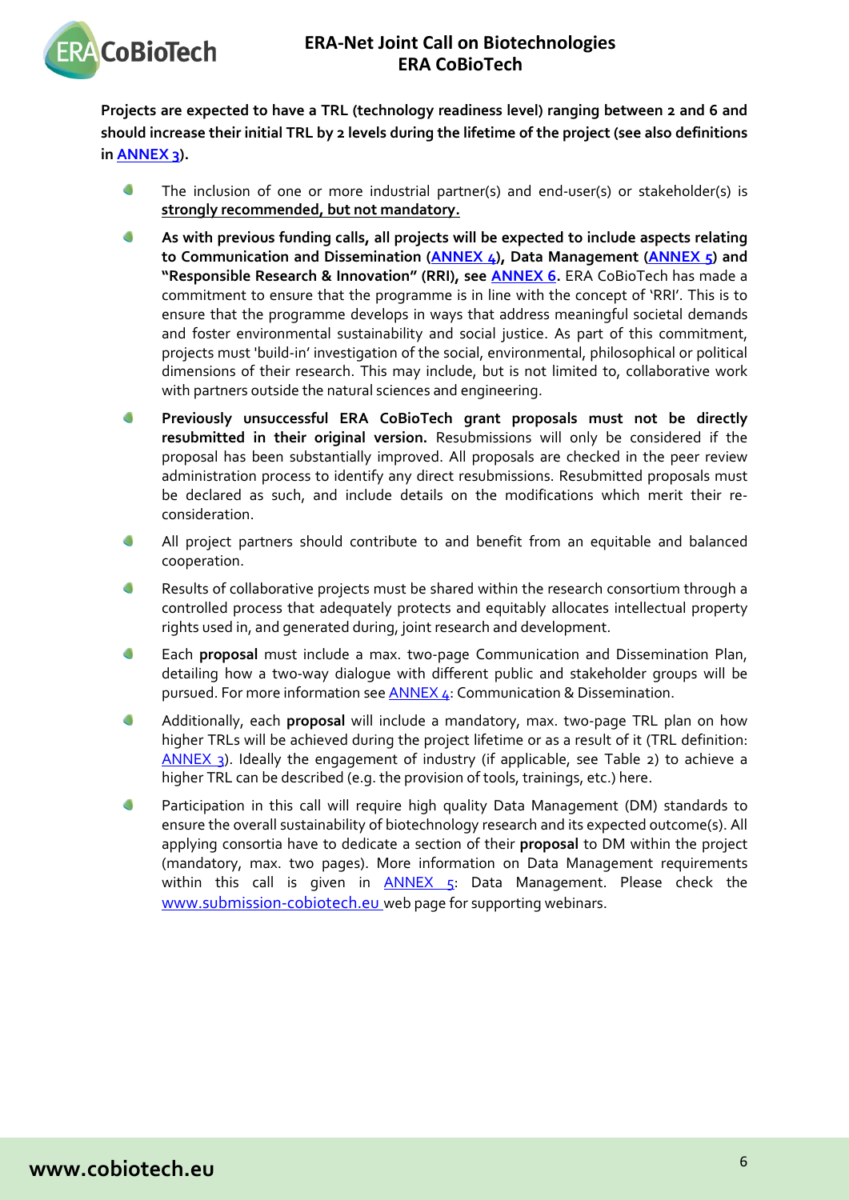**Projects are expected to have a TRL (technology readiness level) ranging between 2 and 6 and should increase their initial TRL by 2 levels during the lifetime of the project (see also definitions in ANNEX 3).**

- The inclusion of one or more industrial partner(s) and end-user(s) or stakeholder(s) is **strongly recommended, but not mandatory.**
- **As with previous funding calls, all projects will be expected to include aspects relating to Communication and Dissemination (ANNEX 4), Data Management (ANNEX 5) and "Responsible Research & Innovation" (RRI), see ANNEX 6.** ERA CoBioTech has made a commitment to ensure that the programme is in line with the concept of 'RRI'. This is to ensure that the programme develops in ways that address meaningful societal demands and foster environmental sustainability and social justice. As part of this commitment, projects must 'build-in' investigation of the social, environmental, philosophical or political dimensions of their research. This may include, but is not limited to, collaborative work with partners outside the natural sciences and engineering.
- **Previously unsuccessful ERA CoBioTech grant proposals must not be directly resubmitted in their original version.** Resubmissions will only be considered if the proposal has been substantially improved. All proposals are checked in the peer review administration process to identify any direct resubmissions. Resubmitted proposals must be declared as such, and include details on the modifications which merit their re-consideration.
- All project partners should contribute to and benefit from an equitable and balanced cooperation.
- Results of collaborative projects must be shared within the research consortium through a controlled process that adequately protects and equitably allocates intellectual property rights used in, and generated during, joint research and development.
- Each **proposal** must include a max. two-page Communication and Dissemination Plan, detailing how a two-way dialogue with different public and stakeholder groups will be pursued. For more information see ANNEX 4: Communication & Dissemination.
- Additionally, each **proposal** will include a mandatory, max. two-page TRL plan on how higher TRLs will be achieved during the project lifetime or as a result of it (TRL definition: ANNEX 3). Ideally the engagement of industry (if applicable, see Table 2) to achieve a higher TRL can be described (e.g. the provision of tools, trainings, etc.) here.
- Participation in this call will require high quality Data Management (DM) standards to ensure the overall sustainability of biotechnology research and its expected outcome(s). All applying consortia have to dedicate a section of their **proposal** to DM within the project (mandatory, max. two pages). More information on Data Management requirements within this call is given in ANNEX 5: Data Management. Please check the www.submission-cobiotech.eu web page for supporting webinars.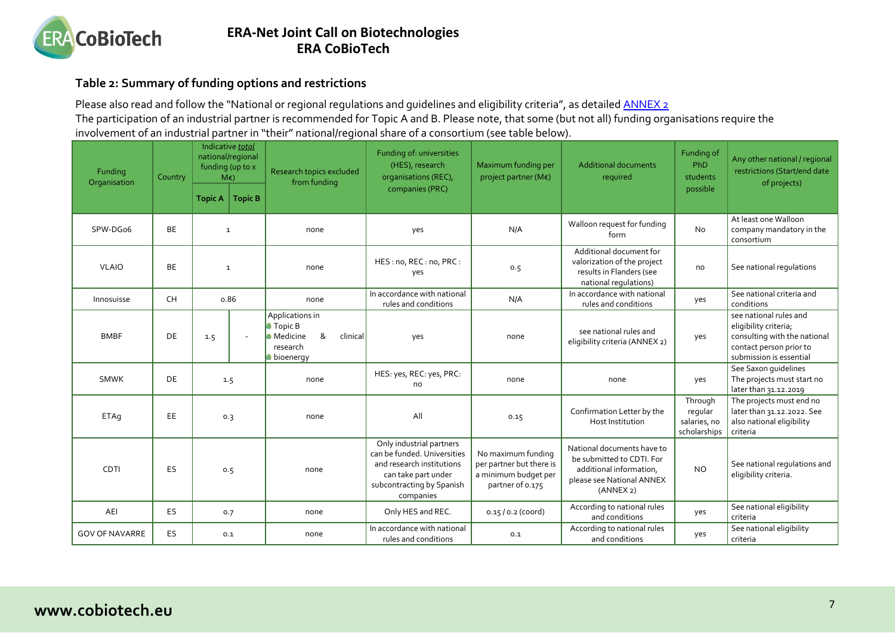### Table 2: Summary of funding options and restrictions

Please also read and follow the "National or regional regulations and guidelines and eligibility criteria", as detailed ANNEX 2
The participation of an industrial partner is recommended for Topic A and B. Please note, that some (but not all) funding organisations require the involvement of an industrial partner in "their" national/regional share of a consortium (see table below).

| Funding Organisation | Country | Indicative *total* national/regional funding (up to x M€) | | Research topics excluded from funding | Funding of: universities (HES), research organisations (REC), companies (PRC) | Maximum funding per project partner (M€) | Additional documents required | Funding of PhD students possible | Any other national / regional restrictions (Start/end date of projects) |
|---|---|---|---|---|---|---|---|---|---|
| | | **Topic A** | **Topic B** | | | | | | |
| SPW-DGo6 | BE | 1 | | none | yes | N/A | Walloon request for funding form | No | At least one Walloon company mandatory in the consortium |
| VLAIO | BE | 1 | | none | HES : no, REC : no, PRC : yes | 0.5 | Additional document for valorization of the project results in Flanders (see national regulations) | no | See national regulations |
| Innosuisse | CH | 0.86 | | none | In accordance with national rules and conditions | N/A | In accordance with national rules and conditions | yes | See national criteria and conditions |
| BMBF | DE | 1.5 | - | Applications in<br>• Topic B<br>• Medicine & clinical research<br>• bioenergy | yes | none | see national rules and eligibility criteria (ANNEX 2) | yes | see national rules and eligibility criteria; consulting with the national contact person prior to submission is essential |
| SMWK | DE | 1.5 | | none | HES: yes, REC: yes, PRC: no | none | none | yes | See Saxon guidelines The projects must start no later than 31.12.2019 |
| ETAg | EE | 0.3 | | none | All | 0.15 | Confirmation Letter by the Host Institution | Through regular salaries, no scholarships | The projects must end no later than 31.12.2022. See also national eligibility criteria |
| CDTI | ES | 0.5 | | none | Only industrial partners can be funded. Universities and research institutions can take part under subcontracting by Spanish companies | No maximum funding per partner but there is a minimum budget per partner of 0.175 | National documents have to be submitted to CDTI. For additional information, please see National ANNEX (ANNEX 2) | NO | See national regulations and eligibility criteria. |
| AEI | ES | 0.7 | | none | Only HES and REC. | 0.15 / 0.2 (coord) | According to national rules and conditions | yes | See national eligibility criteria |
| GOV OF NAVARRE | ES | 0.1 | | none | In accordance with national rules and conditions | 0.1 | According to national rules and conditions | yes | See national eligibility criteria |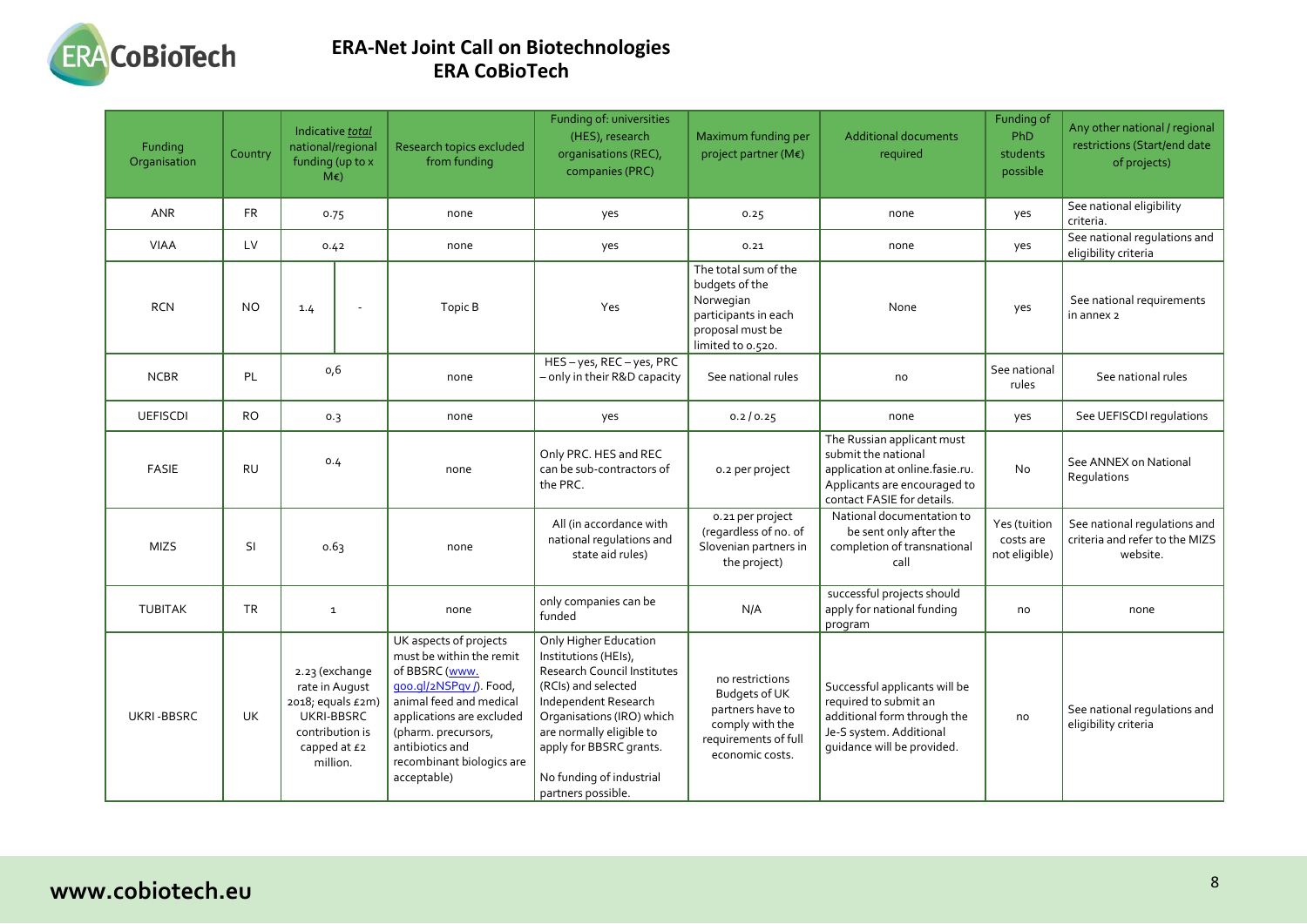# ERA-Net Joint Call on Biotechnologies
# ERA CoBioTech

| Funding Organisation | Country | Indicative *total* national/regional funding (up to x M€) | Research topics excluded from funding | Funding of: universities (HES), research organisations (REC), companies (PRC) | Maximum funding per project partner (M€) | Additional documents required | Funding of PhD students possible | Any other national / regional restrictions (Start/end date of projects) |
|---|---|---|---|---|---|---|---|---|
| ANR | FR | 0.75 | none | yes | 0.25 | none | yes | See national eligibility criteria. |
| VIAA | LV | 0.42 | none | yes | 0.21 | none | yes | See national regulations and eligibility criteria |
| RCN | NO | 1.4 - | Topic B | Yes | The total sum of the budgets of the Norwegian participants in each proposal must be limited to 0.520. | None | yes | See national requirements in annex 2 |
| NCBR | PL | 0,6 | none | HES – yes, REC – yes, PRC – only in their R&D capacity | See national rules | no | See national rules | See national rules |
| UEFISCDI | RO | 0.3 | none | yes | 0.2 / 0.25 | none | yes | See UEFISCDI regulations |
| FASIE | RU | 0.4 | none | Only PRC. HES and REC can be sub-contractors of the PRC. | 0.2 per project | The Russian applicant must submit the national application at online.fasie.ru. Applicants are encouraged to contact FASIE for details. | No | See ANNEX on National Regulations |
| MIZS | SI | 0.63 | none | All (in accordance with national regulations and state aid rules) | 0.21 per project (regardless of no. of Slovenian partners in the project) | National documentation to be sent only after the completion of transnational call | Yes (tuition costs are not eligible) | See national regulations and criteria and refer to the MIZS website. |
| TUBITAK | TR | 1 | none | only companies can be funded | N/A | successful projects should apply for national funding program | no | none |
| UKRI -BBSRC | UK | 2.23 (exchange rate in August 2018; equals £2m) UKRI-BBSRC contribution is capped at £2 million. | UK aspects of projects must be within the remit of BBSRC (www.goo.gl/2NSPqv/). Food, animal feed and medical applications are excluded (pharm. precursors, antibiotics and recombinant biologics are acceptable) | Only Higher Education Institutions (HEIs), Research Council Institutes (RCIs) and selected Independent Research Organisations (IRO) which are normally eligible to apply for BBSRC grants. No funding of industrial partners possible. | no restrictions Budgets of UK partners have to comply with the requirements of full economic costs. | Successful applicants will be required to submit an additional form through the Je-S system. Additional guidance will be provided. | no | See national regulations and eligibility criteria |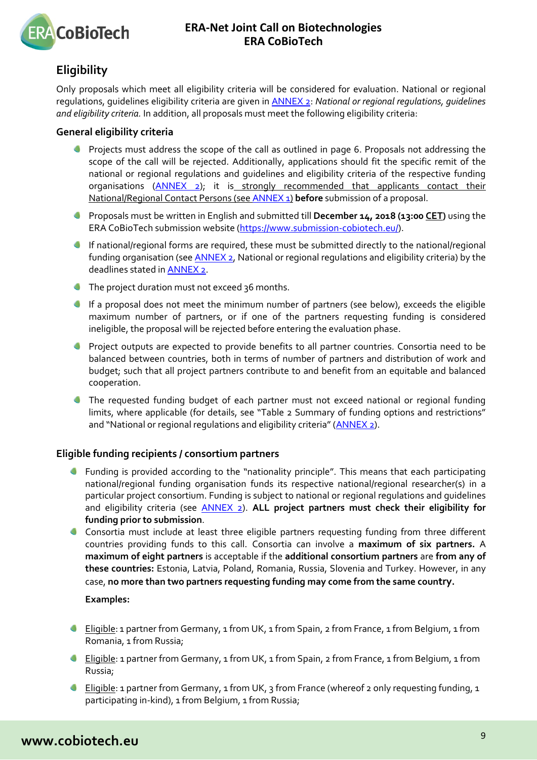## Eligibility

Only proposals which meet all eligibility criteria will be considered for evaluation. National or regional regulations, guidelines eligibility criteria are given in ANNEX 2: *National or regional regulations, guidelines and eligibility criteria.* In addition, all proposals must meet the following eligibility criteria:

### General eligibility criteria

- Projects must address the scope of the call as outlined in page 6. Proposals not addressing the scope of the call will be rejected. Additionally, applications should fit the specific remit of the national or regional regulations and guidelines and eligibility criteria of the respective funding organisations (ANNEX 2); it is strongly recommended that applicants contact their National/Regional Contact Persons (see ANNEX 1) **before** submission of a proposal.
- Proposals must be written in English and submitted till **December 14, 2018 (13:00 CET)** using the ERA CoBioTech submission website (https://www.submission-cobiotech.eu/).
- If national/regional forms are required, these must be submitted directly to the national/regional funding organisation (see ANNEX 2, National or regional regulations and eligibility criteria) by the deadlines stated in ANNEX 2.
- The project duration must not exceed 36 months.
- If a proposal does not meet the minimum number of partners (see below), exceeds the eligible maximum number of partners, or if one of the partners requesting funding is considered ineligible, the proposal will be rejected before entering the evaluation phase.
- Project outputs are expected to provide benefits to all partner countries. Consortia need to be balanced between countries, both in terms of number of partners and distribution of work and budget; such that all project partners contribute to and benefit from an equitable and balanced cooperation.
- The requested funding budget of each partner must not exceed national or regional funding limits, where applicable (for details, see "Table 2 Summary of funding options and restrictions" and "National or regional regulations and eligibility criteria" (ANNEX 2).

### Eligible funding recipients / consortium partners

- Funding is provided according to the "nationality principle". This means that each participating national/regional funding organisation funds its respective national/regional researcher(s) in a particular project consortium. Funding is subject to national or regional regulations and guidelines and eligibility criteria (see ANNEX 2). **ALL project partners must check their eligibility for funding prior to submission**.
- Consortia must include at least three eligible partners requesting funding from three different countries providing funds to this call. Consortia can involve a **maximum of six partners.** A **maximum of eight partners** is acceptable if the **additional consortium partners** are **from any of these countries:** Estonia, Latvia, Poland, Romania, Russia, Slovenia and Turkey. However, in any case, **no more than two partners requesting funding may come from the same country.**

  **Examples:**

- Eligible: 1 partner from Germany, 1 from UK, 1 from Spain, 2 from France, 1 from Belgium, 1 from Romania, 1 from Russia;
- Eligible: 1 partner from Germany, 1 from UK, 1 from Spain, 2 from France, 1 from Belgium, 1 from Russia;
- Eligible: 1 partner from Germany, 1 from UK, 3 from France (whereof 2 only requesting funding, 1 participating in-kind), 1 from Belgium, 1 from Russia;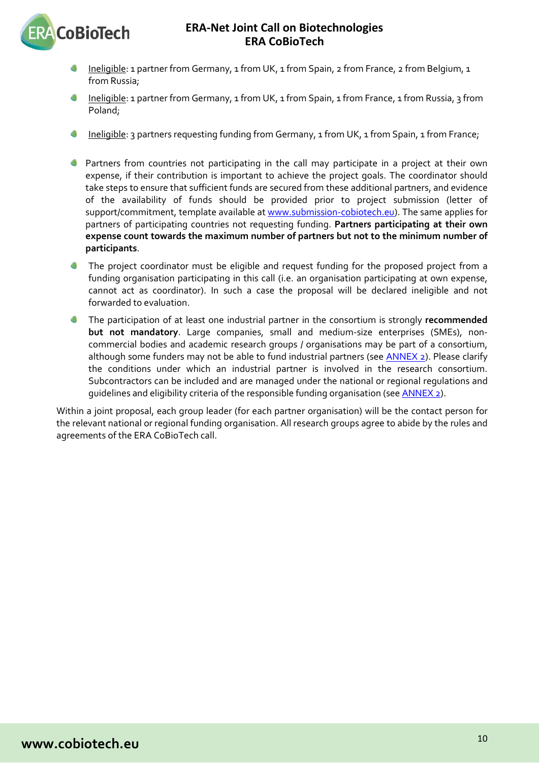- Ineligible: 1 partner from Germany, 1 from UK, 1 from Spain, 2 from France, 2 from Belgium, 1 from Russia;
- Ineligible: 1 partner from Germany, 1 from UK, 1 from Spain, 1 from France, 1 from Russia, 3 from Poland;
- Ineligible: 3 partners requesting funding from Germany, 1 from UK, 1 from Spain, 1 from France;

- Partners from countries not participating in the call may participate in a project at their own expense, if their contribution is important to achieve the project goals. The coordinator should take steps to ensure that sufficient funds are secured from these additional partners, and evidence of the availability of funds should be provided prior to project submission (letter of support/commitment, template available at [www.submission-cobiotech.eu](www.submission-cobiotech.eu)). The same applies for partners of participating countries not requesting funding. **Partners participating at their own expense count towards the maximum number of partners but not to the minimum number of participants**.
- The project coordinator must be eligible and request funding for the proposed project from a funding organisation participating in this call (i.e. an organisation participating at own expense, cannot act as coordinator). In such a case the proposal will be declared ineligible and not forwarded to evaluation.
- The participation of at least one industrial partner in the consortium is strongly **recommended but not mandatory**. Large companies, small and medium-size enterprises (SMEs), non-commercial bodies and academic research groups / organisations may be part of a consortium, although some funders may not be able to fund industrial partners (see ANNEX 2). Please clarify the conditions under which an industrial partner is involved in the research consortium. Subcontractors can be included and are managed under the national or regional regulations and guidelines and eligibility criteria of the responsible funding organisation (see ANNEX 2).

Within a joint proposal, each group leader (for each partner organisation) will be the contact person for the relevant national or regional funding organisation. All research groups agree to abide by the rules and agreements of the ERA CoBioTech call.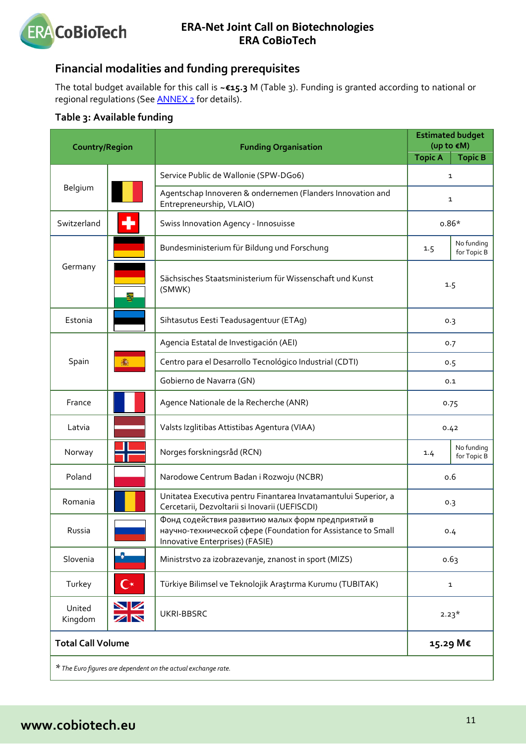## Financial modalities and funding prerequisites

The total budget available for this call is **~€15.3** M (Table 3). Funding is granted according to national or regional regulations (See ANNEX 2 for details).

### Table 3: Available funding

| Country/Region | | Funding Organisation | Estimated budget (up to €M) | |
|---|---|---|---|---|
| | | | Topic A | Topic B |
| Belgium | | Service Public de Wallonie (SPW-DG06) | 1 | |
| | | Agentschap Innoveren & ondernemen (Flanders Innovation and Entrepreneurship, VLAIO) | 1 | |
| Switzerland | | Swiss Innovation Agency - Innosuisse | 0.86* | |
| Germany | | Bundesministerium für Bildung und Forschung | 1.5 | No funding for Topic B |
| | | Sächsisches Staatsministerium für Wissenschaft und Kunst (SMWK) | 1.5 | |
| Estonia | | Sihtasutus Eesti Teadusagentuur (ETAg) | 0.3 | |
| Spain | | Agencia Estatal de Investigación (AEI) | 0.7 | |
| | | Centro para el Desarrollo Tecnológico Industrial (CDTI) | 0.5 | |
| | | Gobierno de Navarra (GN) | 0.1 | |
| France | | Agence Nationale de la Recherche (ANR) | 0.75 | |
| Latvia | | Valsts Izglitibas Attistibas Agentura (VIAA) | 0.42 | |
| Norway | | Norges forskningsråd (RCN) | 1.4 | No funding for Topic B |
| Poland | | Narodowe Centrum Badan i Rozwoju (NCBR) | 0.6 | |
| Romania | | Unitatea Executiva pentru Finantarea Invatamantului Superior, a Cercetarii, Dezvoltarii si Inovarii (UEFISCDI) | 0.3 | |
| Russia | | Фонд содействия развитию малых форм предприятий в научно-технической сфере (Foundation for Assistance to Small Innovative Enterprises) (FASIE) | 0.4 | |
| Slovenia | | Ministrstvo za izobrazevanje, znanost in sport (MIZS) | 0.63 | |
| Turkey | | Türkiye Bilimsel ve Teknolojik Araştırma Kurumu (TUBITAK) | 1 | |
| United Kingdom | | UKRI-BBSRC | 2.23* | |
| **Total Call Volume** | | | **15.29 M€** | |

*\* The Euro figures are dependent on the actual exchange rate.*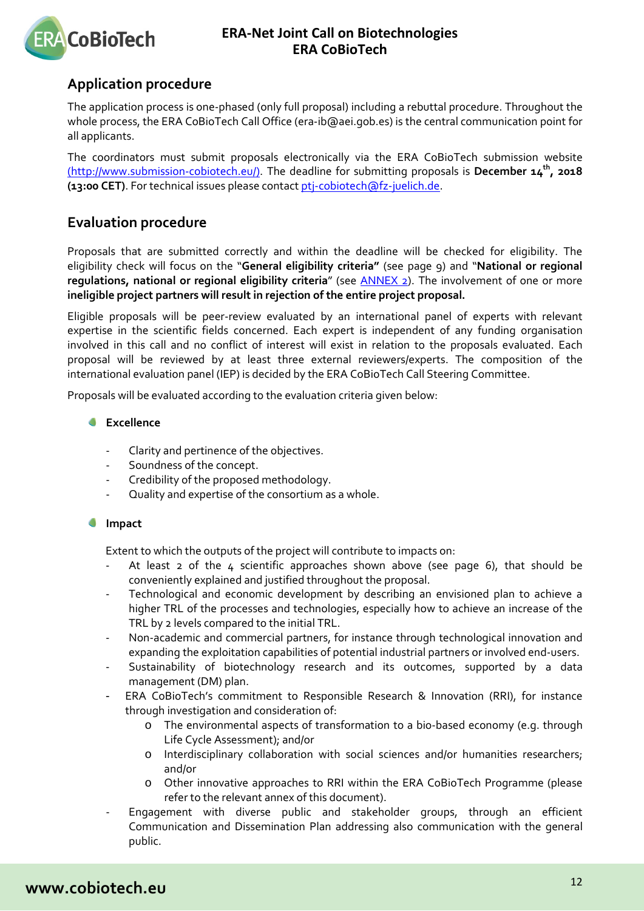## Application procedure

The application process is one-phased (only full proposal) including a rebuttal procedure. Throughout the whole process, the ERA CoBioTech Call Office (era-ib@aei.gob.es) is the central communication point for all applicants.

The coordinators must submit proposals electronically via the ERA CoBioTech submission website (http://www.submission-cobiotech.eu/). The deadline for submitting proposals is **December 14th, 2018 (13:00 CET)**. For technical issues please contact ptj-cobiotech@fz-juelich.de.

## Evaluation procedure

Proposals that are submitted correctly and within the deadline will be checked for eligibility. The eligibility check will focus on the "**General eligibility criteria"** (see page 9) and "**National or regional regulations, national or regional eligibility criteria**" (see ANNEX 2). The involvement of one or more **ineligible project partners will result in rejection of the entire project proposal.**

Eligible proposals will be peer-review evaluated by an international panel of experts with relevant expertise in the scientific fields concerned. Each expert is independent of any funding organisation involved in this call and no conflict of interest will exist in relation to the proposals evaluated. Each proposal will be reviewed by at least three external reviewers/experts. The composition of the international evaluation panel (IEP) is decided by the ERA CoBioTech Call Steering Committee.

Proposals will be evaluated according to the evaluation criteria given below:

- **Excellence**
  - Clarity and pertinence of the objectives.
  - Soundness of the concept.
  - Credibility of the proposed methodology.
  - Quality and expertise of the consortium as a whole.

- **Impact**

  Extent to which the outputs of the project will contribute to impacts on:
  - At least 2 of the 4 scientific approaches shown above (see page 6), that should be conveniently explained and justified throughout the proposal.
  - Technological and economic development by describing an envisioned plan to achieve a higher TRL of the processes and technologies, especially how to achieve an increase of the TRL by 2 levels compared to the initial TRL.
  - Non-academic and commercial partners, for instance through technological innovation and expanding the exploitation capabilities of potential industrial partners or involved end-users.
  - Sustainability of biotechnology research and its outcomes, supported by a data management (DM) plan.
  - ERA CoBioTech's commitment to Responsible Research & Innovation (RRI), for instance through investigation and consideration of:
    - The environmental aspects of transformation to a bio-based economy (e.g. through Life Cycle Assessment); and/or
    - Interdisciplinary collaboration with social sciences and/or humanities researchers; and/or
    - Other innovative approaches to RRI within the ERA CoBioTech Programme (please refer to the relevant annex of this document).
  - Engagement with diverse public and stakeholder groups, through an efficient Communication and Dissemination Plan addressing also communication with the general public.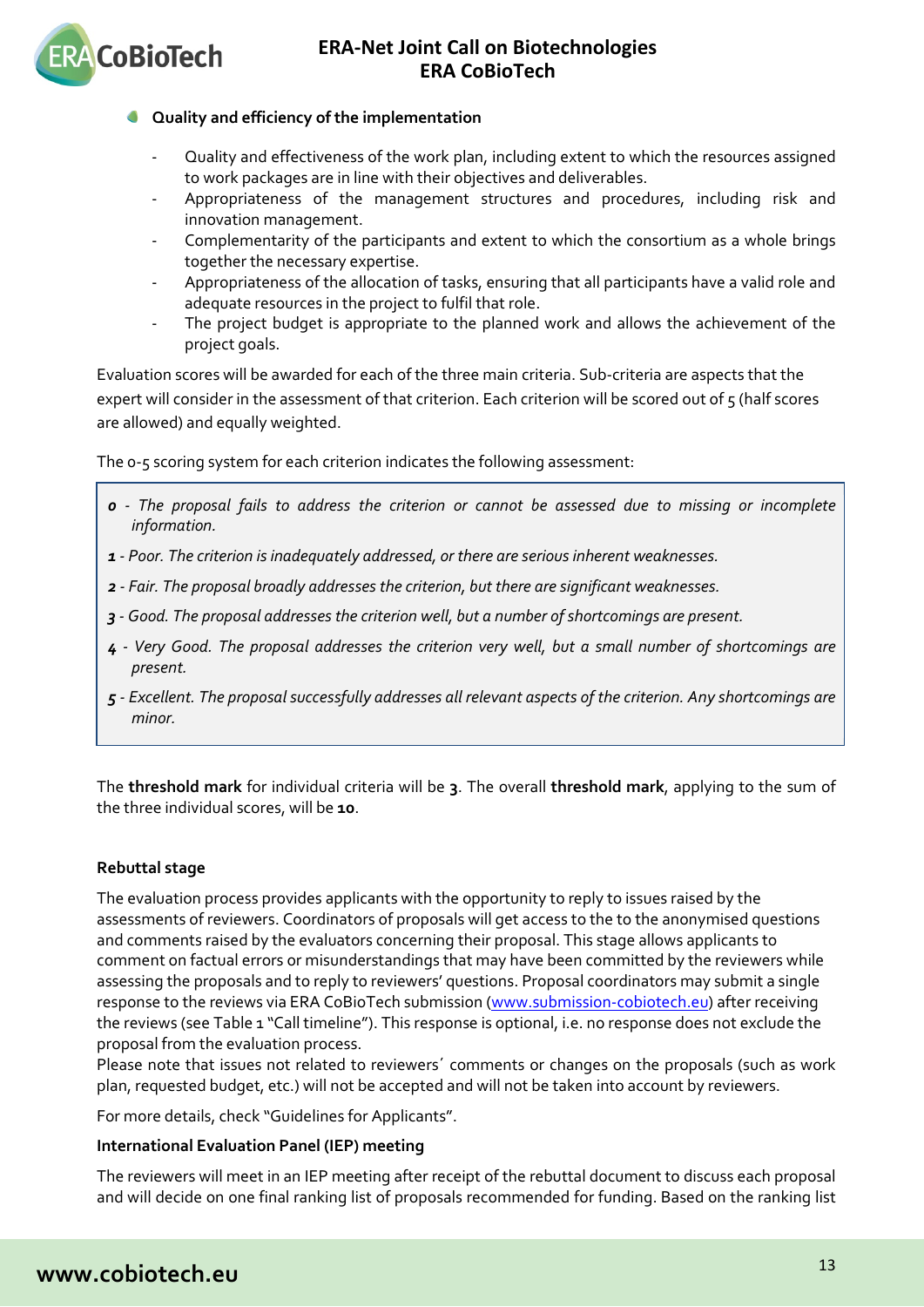- **Quality and efficiency of the implementation**

  - Quality and effectiveness of the work plan, including extent to which the resources assigned to work packages are in line with their objectives and deliverables.
  - Appropriateness of the management structures and procedures, including risk and innovation management.
  - Complementarity of the participants and extent to which the consortium as a whole brings together the necessary expertise.
  - Appropriateness of the allocation of tasks, ensuring that all participants have a valid role and adequate resources in the project to fulfil that role.
  - The project budget is appropriate to the planned work and allows the achievement of the project goals.

Evaluation scores will be awarded for each of the three main criteria. Sub-criteria are aspects that the expert will consider in the assessment of that criterion. Each criterion will be scored out of 5 (half scores are allowed) and equally weighted.

The 0-5 scoring system for each criterion indicates the following assessment:

> ***0*** *- The proposal fails to address the criterion or cannot be assessed due to missing or incomplete information.*
>
> ***1*** *- Poor. The criterion is inadequately addressed, or there are serious inherent weaknesses.*
>
> ***2*** *- Fair. The proposal broadly addresses the criterion, but there are significant weaknesses.*
>
> ***3*** *- Good. The proposal addresses the criterion well, but a number of shortcomings are present.*
>
> ***4*** *- Very Good. The proposal addresses the criterion very well, but a small number of shortcomings are present.*
>
> ***5*** *- Excellent. The proposal successfully addresses all relevant aspects of the criterion. Any shortcomings are minor.*

The **threshold mark** for individual criteria will be **3**. The overall **threshold mark**, applying to the sum of the three individual scores, will be **10**.

**Rebuttal stage**

The evaluation process provides applicants with the opportunity to reply to issues raised by the assessments of reviewers. Coordinators of proposals will get access to the to the anonymised questions and comments raised by the evaluators concerning their proposal. This stage allows applicants to comment on factual errors or misunderstandings that may have been committed by the reviewers while assessing the proposals and to reply to reviewers' questions. Proposal coordinators may submit a single response to the reviews via ERA CoBioTech submission (www.submission-cobiotech.eu) after receiving the reviews (see Table 1 "Call timeline"). This response is optional, i.e. no response does not exclude the proposal from the evaluation process.
Please note that issues not related to reviewers´ comments or changes on the proposals (such as work plan, requested budget, etc.) will not be accepted and will not be taken into account by reviewers.

For more details, check "Guidelines for Applicants".

**International Evaluation Panel (IEP) meeting**

The reviewers will meet in an IEP meeting after receipt of the rebuttal document to discuss each proposal and will decide on one final ranking list of proposals recommended for funding. Based on the ranking list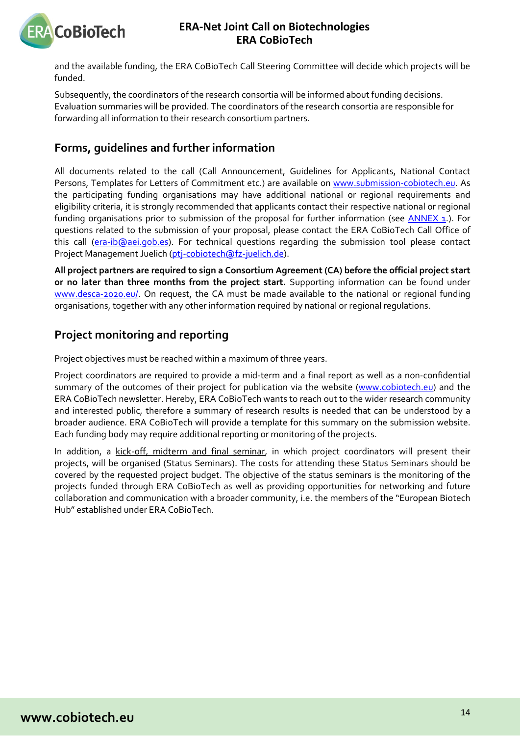and the available funding, the ERA CoBioTech Call Steering Committee will decide which projects will be funded.

Subsequently, the coordinators of the research consortia will be informed about funding decisions. Evaluation summaries will be provided. The coordinators of the research consortia are responsible for forwarding all information to their research consortium partners.

## Forms, guidelines and further information

All documents related to the call (Call Announcement, Guidelines for Applicants, National Contact Persons, Templates for Letters of Commitment etc.) are available on www.submission-cobiotech.eu. As the participating funding organisations may have additional national or regional requirements and eligibility criteria, it is strongly recommended that applicants contact their respective national or regional funding organisations prior to submission of the proposal for further information (see ANNEX 1.). For questions related to the submission of your proposal, please contact the ERA CoBioTech Call Office of this call (era-ib@aei.gob.es). For technical questions regarding the submission tool please contact Project Management Juelich (ptj-cobiotech@fz-juelich.de).

**All project partners are required to sign a Consortium Agreement (CA) before the official project start or no later than three months from the project start.** Supporting information can be found under www.desca-2020.eu/. On request, the CA must be made available to the national or regional funding organisations, together with any other information required by national or regional regulations.

## Project monitoring and reporting

Project objectives must be reached within a maximum of three years.

Project coordinators are required to provide a mid-term and a final report as well as a non-confidential summary of the outcomes of their project for publication via the website (www.cobiotech.eu) and the ERA CoBioTech newsletter. Hereby, ERA CoBioTech wants to reach out to the wider research community and interested public, therefore a summary of research results is needed that can be understood by a broader audience. ERA CoBioTech will provide a template for this summary on the submission website. Each funding body may require additional reporting or monitoring of the projects.

In addition, a kick-off, midterm and final seminar, in which project coordinators will present their projects, will be organised (Status Seminars). The costs for attending these Status Seminars should be covered by the requested project budget. The objective of the status seminars is the monitoring of the projects funded through ERA CoBioTech as well as providing opportunities for networking and future collaboration and communication with a broader community, i.e. the members of the "European Biotech Hub" established under ERA CoBioTech.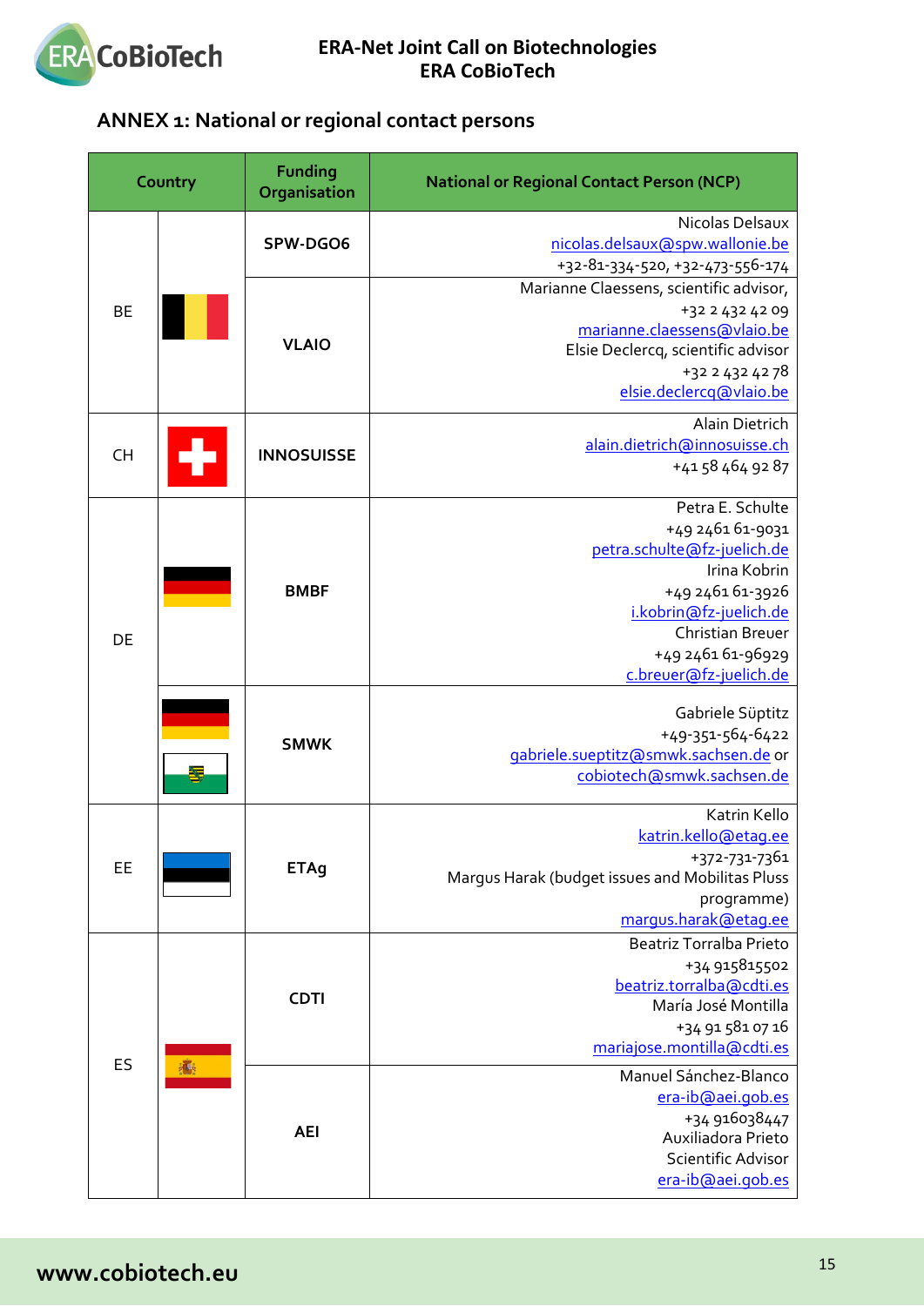## ANNEX 1: National or regional contact persons

| Country | | Funding Organisation | National or Regional Contact Person (NCP) |
|---|---|---|---|
| BE | | SPW-DGO6 | Nicolas Delsaux<br>nicolas.delsaux@spw.wallonie.be<br>+32-81-334-520, +32-473-556-174 |
| | | VLAIO | Marianne Claessens, scientific advisor,<br>+32 2 432 42 09<br>marianne.claessens@vlaio.be<br>Elsie Declercq, scientific advisor<br>+32 2 432 42 78<br>elsie.declercq@vlaio.be |
| CH | | INNOSUISSE | Alain Dietrich<br>alain.dietrich@innosuisse.ch<br>+41 58 464 92 87 |
| DE | | BMBF | Petra E. Schulte<br>+49 2461 61-9031<br>petra.schulte@fz-juelich.de<br>Irina Kobrin<br>+49 2461 61-3926<br>i.kobrin@fz-juelich.de<br>Christian Breuer<br>+49 2461 61-96929<br>c.breuer@fz-juelich.de |
| | | SMWK | Gabriele Süptitz<br>+49-351-564-6422<br>gabriele.sueptitz@smwk.sachsen.de or<br>cobiotech@smwk.sachsen.de |
| EE | | ETAg | Katrin Kello<br>katrin.kello@etag.ee<br>+372-731-7361<br>Margus Harak (budget issues and Mobilitas Pluss programme)<br>margus.harak@etag.ee |
| ES | | CDTI | Beatriz Torralba Prieto<br>+34 915815502<br>beatriz.torralba@cdti.es<br>María José Montilla<br>+34 91 581 07 16<br>mariajose.montilla@cdti.es |
| | | AEI | Manuel Sánchez-Blanco<br>era-ib@aei.gob.es<br>+34 916038447<br>Auxiliadora Prieto<br>Scientific Advisor<br>era-ib@aei.gob.es |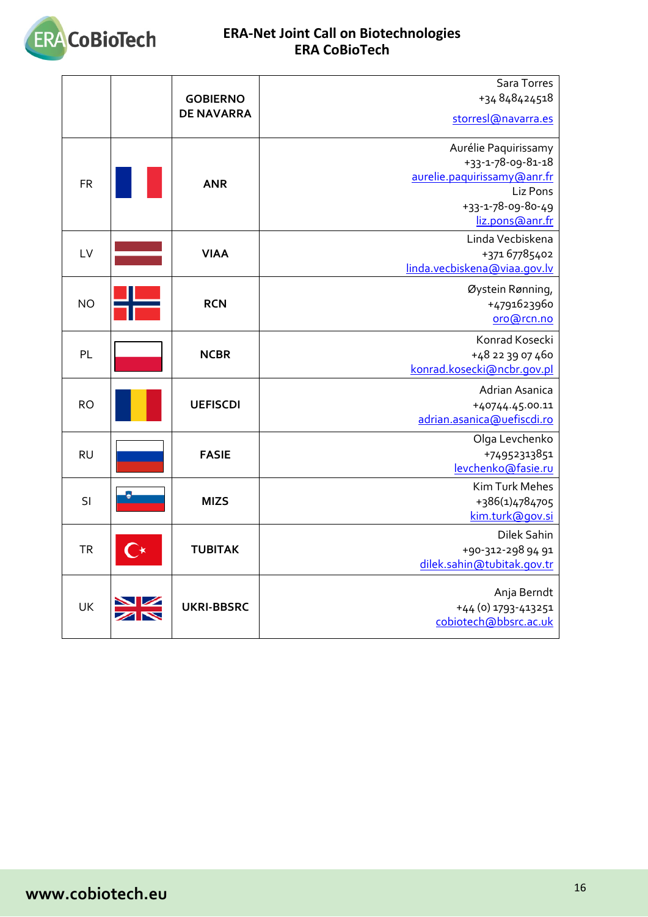| | | | |
|---|---|---|---|
| | | **GOBIERNO DE NAVARRA** | Sara Torres<br>+34 848424518<br>storresl@navarra.es |
| FR | | **ANR** | Aurélie Paquirissamy<br>+33-1-78-09-81-18<br>aurelie.paquirissamy@anr.fr<br>Liz Pons<br>+33-1-78-09-80-49<br>liz.pons@anr.fr |
| LV | | **VIAA** | Linda Vecbiskena<br>+371 67785402<br>linda.vecbiskena@viaa.gov.lv |
| NO | | **RCN** | Øystein Rønning,<br>+4791623960<br>oro@rcn.no |
| PL | | **NCBR** | Konrad Kosecki<br>+48 22 39 07 460<br>konrad.kosecki@ncbr.gov.pl |
| RO | | **UEFISCDI** | Adrian Asanica<br>+40744.45.00.11<br>adrian.asanica@uefiscdi.ro |
| RU | | **FASIE** | Olga Levchenko<br>+74952313851<br>levchenko@fasie.ru |
| SI | | **MIZS** | Kim Turk Mehes<br>+386(1)4784705<br>kim.turk@gov.si |
| TR | | **TUBITAK** | Dilek Sahin<br>+90-312-298 94 91<br>dilek.sahin@tubitak.gov.tr |
| UK | | **UKRI-BBSRC** | Anja Berndt<br>+44 (0) 1793-413251<br>cobiotech@bbsrc.ac.uk |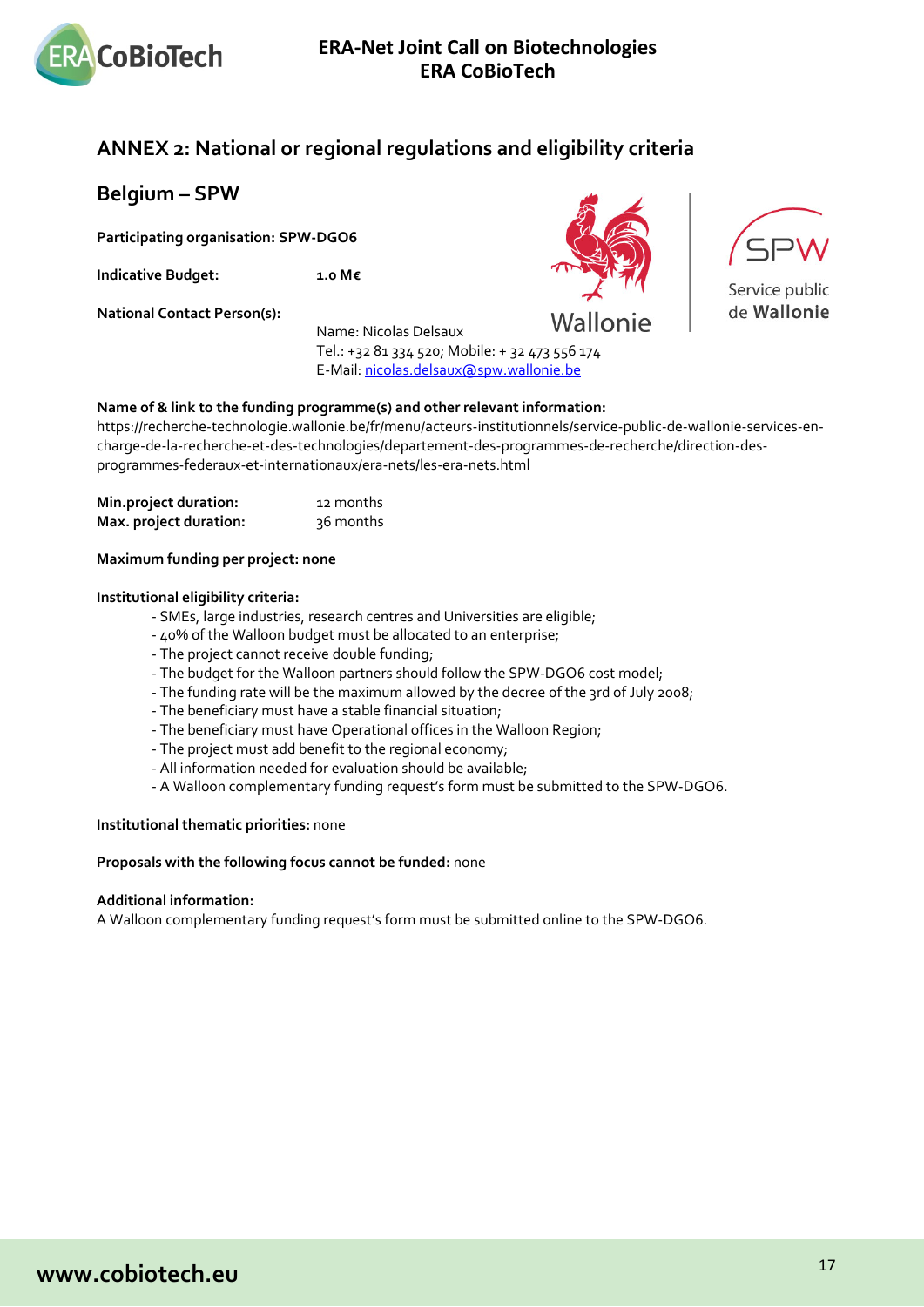## ANNEX 2: National or regional regulations and eligibility criteria

### Belgium – SPW

**Participating organisation: SPW-DGO6**

**Indicative Budget:** **1.0 M€**

**National Contact Person(s):**

Name: Nicolas Delsaux
Tel.: +32 81 334 520; Mobile: + 32 473 556 174
E-Mail: nicolas.delsaux@spw.wallonie.be

**Name of & link to the funding programme(s) and other relevant information:**
https://recherche-technologie.wallonie.be/fr/menu/acteurs-institutionnels/service-public-de-wallonie-services-en-charge-de-la-recherche-et-des-technologies/departement-des-programmes-de-recherche/direction-des-programmes-federaux-et-internationaux/era-nets/les-era-nets.html

**Min.project duration:** 12 months
**Max. project duration:** 36 months

**Maximum funding per project: none**

**Institutional eligibility criteria:**

- SMEs, large industries, research centres and Universities are eligible;
- 40% of the Walloon budget must be allocated to an enterprise;
- The project cannot receive double funding;
- The budget for the Walloon partners should follow the SPW-DGO6 cost model;
- The funding rate will be the maximum allowed by the decree of the 3rd of July 2008;
- The beneficiary must have a stable financial situation;
- The beneficiary must have Operational offices in the Walloon Region;
- The project must add benefit to the regional economy;
- All information needed for evaluation should be available;
- A Walloon complementary funding request's form must be submitted to the SPW-DGO6.

**Institutional thematic priorities:** none

**Proposals with the following focus cannot be funded:** none

**Additional information:**
A Walloon complementary funding request's form must be submitted online to the SPW-DGO6.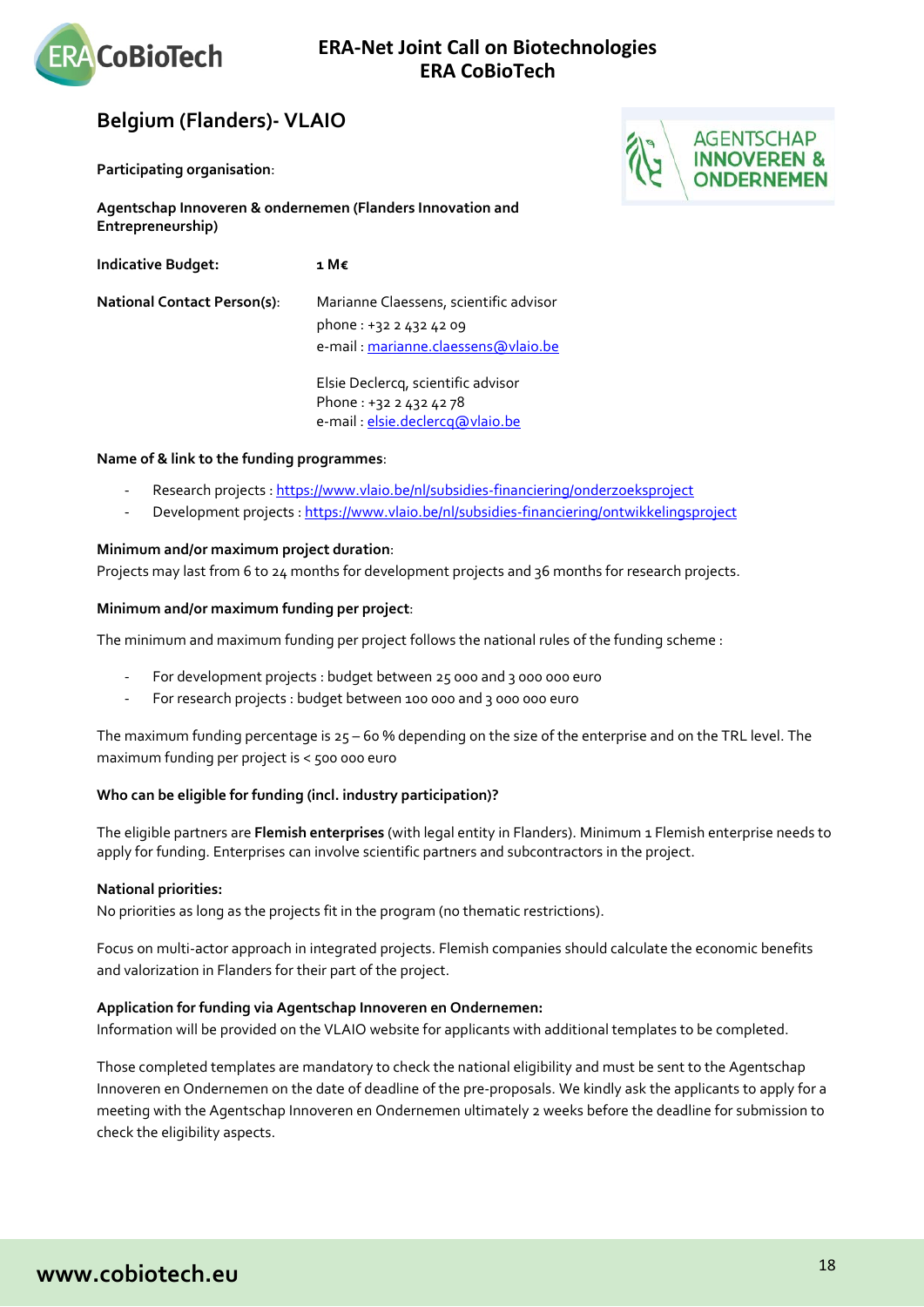## Belgium (Flanders)- VLAIO

**Participating organisation**:

**Agentschap Innoveren & ondernemen (Flanders Innovation and Entrepreneurship)**

**Indicative Budget:** **1 M€**

**National Contact Person(s)**:

Marianne Claessens, scientific advisor
phone : +32 2 432 42 09
e-mail : marianne.claessens@vlaio.be

Elsie Declercq, scientific advisor
Phone : +32 2 432 42 78
e-mail : elsie.declercq@vlaio.be

**Name of & link to the funding programmes**:

- Research projects : https://www.vlaio.be/nl/subsidies-financiering/onderzoeksproject
- Development projects : https://www.vlaio.be/nl/subsidies-financiering/ontwikkelingsproject

**Minimum and/or maximum project duration**:
Projects may last from 6 to 24 months for development projects and 36 months for research projects.

**Minimum and/or maximum funding per project**:

The minimum and maximum funding per project follows the national rules of the funding scheme :

- For development projects : budget between 25 000 and 3 000 000 euro
- For research projects : budget between 100 000 and 3 000 000 euro

The maximum funding percentage is 25 – 60 % depending on the size of the enterprise and on the TRL level. The maximum funding per project is < 500 000 euro

**Who can be eligible for funding (incl. industry participation)?**

The eligible partners are **Flemish enterprises** (with legal entity in Flanders). Minimum 1 Flemish enterprise needs to apply for funding. Enterprises can involve scientific partners and subcontractors in the project.

**National priorities:**
No priorities as long as the projects fit in the program (no thematic restrictions).

Focus on multi-actor approach in integrated projects. Flemish companies should calculate the economic benefits and valorization in Flanders for their part of the project.

**Application for funding via Agentschap Innoveren en Ondernemen:**
Information will be provided on the VLAIO website for applicants with additional templates to be completed.

Those completed templates are mandatory to check the national eligibility and must be sent to the Agentschap Innoveren en Ondernemen on the date of deadline of the pre-proposals. We kindly ask the applicants to apply for a meeting with the Agentschap Innoveren en Ondernemen ultimately 2 weeks before the deadline for submission to check the eligibility aspects.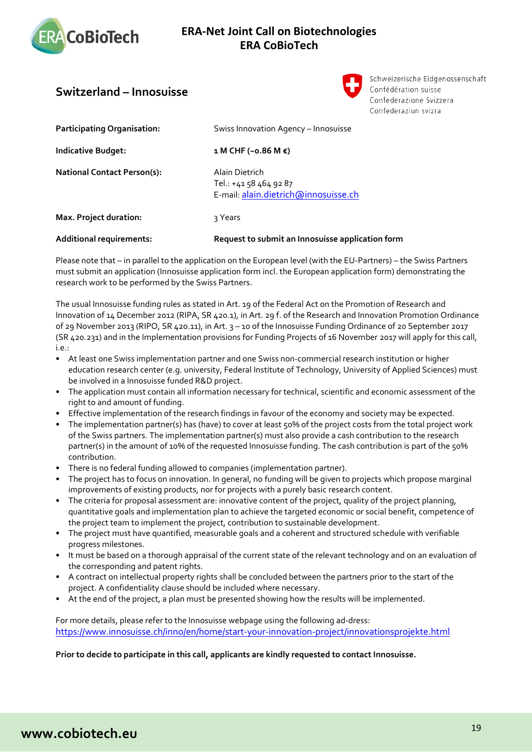## Switzerland – Innosuisse

Schweizerische Eidgenossenschaft
Confédération suisse
Confederazione Svizzera
Confederaziun svizra

| | |
|---|---|
| **Participating Organisation:** | Swiss Innovation Agency – Innosuisse |
| **Indicative Budget:** | **1 M CHF (~0.86 M €)** |
| **National Contact Person(s):** | Alain Dietrich<br>Tel.: +41 58 464 92 87<br>E-mail: alain.dietrich@innosuisse.ch |
| **Max. Project duration:** | 3 Years |
| **Additional requirements:** | **Request to submit an Innosuisse application form** |

Please note that – in parallel to the application on the European level (with the EU-Partners) – the Swiss Partners must submit an application (Innosuisse application form incl. the European application form) demonstrating the research work to be performed by the Swiss Partners.

The usual Innosuisse funding rules as stated in Art. 19 of the Federal Act on the Promotion of Research and Innovation of 14 December 2012 (RIPA, SR 420.1), in Art. 29 f. of the Research and Innovation Promotion Ordinance of 29 November 2013 (RIPO, SR 420.11), in Art. 3 – 10 of the Innosuisse Funding Ordinance of 20 September 2017 (SR 420.231) and in the Implementation provisions for Funding Projects of 16 November 2017 will apply for this call, i.e.:

- At least one Swiss implementation partner and one Swiss non-commercial research institution or higher education research center (e.g. university, Federal Institute of Technology, University of Applied Sciences) must be involved in a Innosuisse funded R&D project.
- The application must contain all information necessary for technical, scientific and economic assessment of the right to and amount of funding.
- Effective implementation of the research findings in favour of the economy and society may be expected.
- The implementation partner(s) has (have) to cover at least 50% of the project costs from the total project work of the Swiss partners. The implementation partner(s) must also provide a cash contribution to the research partner(s) in the amount of 10% of the requested Innosuisse funding. The cash contribution is part of the 50% contribution.
- There is no federal funding allowed to companies (implementation partner).
- The project has to focus on innovation. In general, no funding will be given to projects which propose marginal improvements of existing products, nor for projects with a purely basic research content.
- The criteria for proposal assessment are: innovative content of the project, quality of the project planning, quantitative goals and implementation plan to achieve the targeted economic or social benefit, competence of the project team to implement the project, contribution to sustainable development.
- The project must have quantified, measurable goals and a coherent and structured schedule with verifiable progress milestones.
- It must be based on a thorough appraisal of the current state of the relevant technology and on an evaluation of the corresponding and patent rights.
- A contract on intellectual property rights shall be concluded between the partners prior to the start of the project. A confidentiality clause should be included where necessary.
- At the end of the project, a plan must be presented showing how the results will be implemented.

For more details, please refer to the Innosuisse webpage using the following ad-dress:
https://www.innosuisse.ch/inno/en/home/start-your-innovation-project/innovationsprojekte.html

**Prior to decide to participate in this call, applicants are kindly requested to contact Innosuisse.**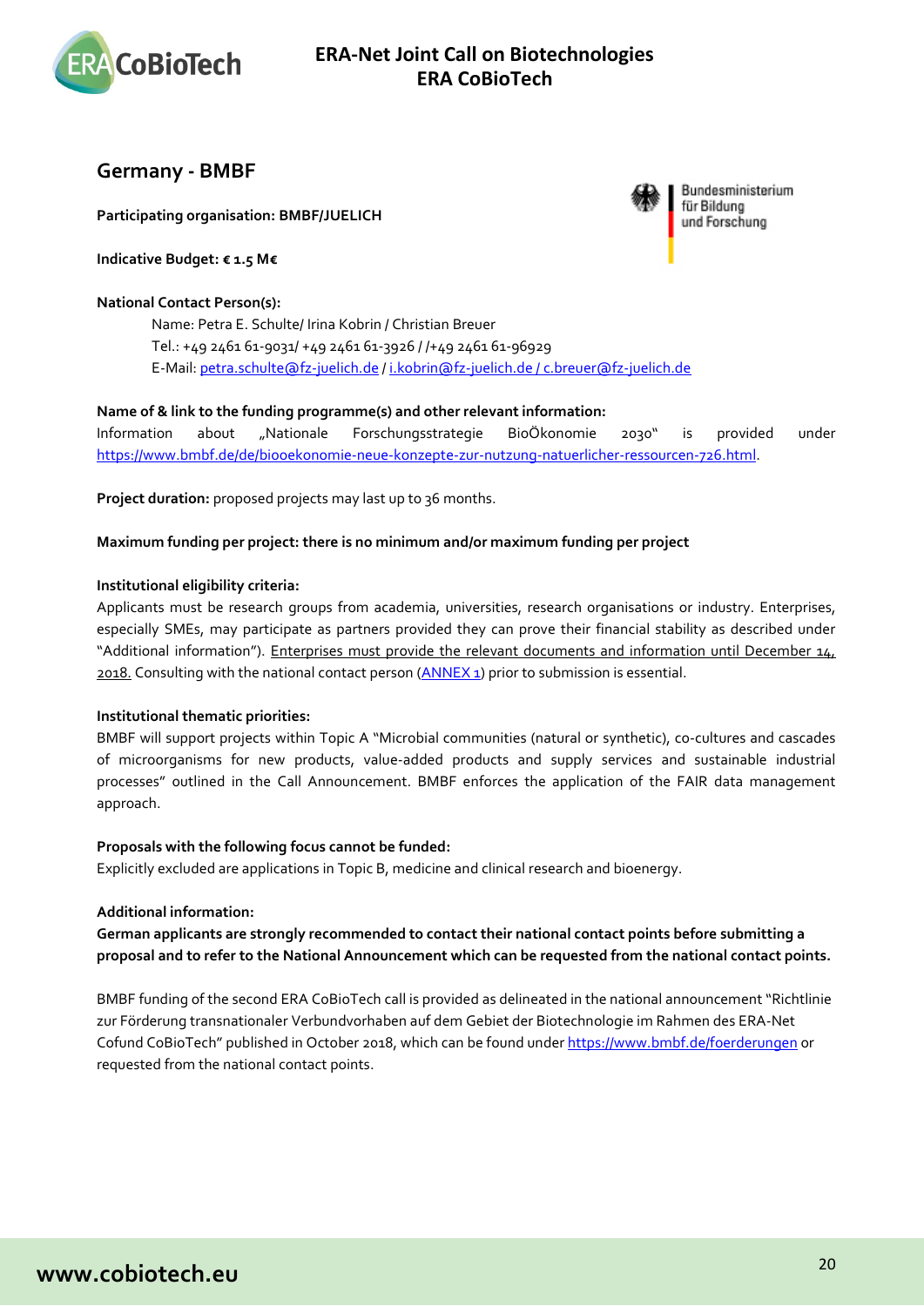## Germany - BMBF

**Participating organisation: BMBF/JUELICH**

**Indicative Budget: € 1.5 M€**

**National Contact Person(s):**

Name: Petra E. Schulte/ Irina Kobrin / Christian Breuer
Tel.: +49 2461 61-9031/ +49 2461 61-3926 / /+49 2461 61-96929
E-Mail: petra.schulte@fz-juelich.de / i.kobrin@fz-juelich.de / c.breuer@fz-juelich.de

**Name of & link to the funding programme(s) and other relevant information:**

Information about „Nationale Forschungsstrategie BioÖkonomie 2030" is provided under https://www.bmbf.de/de/biooekonomie-neue-konzepte-zur-nutzung-natuerlicher-ressourcen-726.html.

**Project duration:** proposed projects may last up to 36 months.

**Maximum funding per project: there is no minimum and/or maximum funding per project**

**Institutional eligibility criteria:**

Applicants must be research groups from academia, universities, research organisations or industry. Enterprises, especially SMEs, may participate as partners provided they can prove their financial stability as described under "Additional information"). Enterprises must provide the relevant documents and information until December 14, 2018. Consulting with the national contact person (ANNEX 1) prior to submission is essential.

**Institutional thematic priorities:**

BMBF will support projects within Topic A "Microbial communities (natural or synthetic), co-cultures and cascades of microorganisms for new products, value-added products and supply services and sustainable industrial processes" outlined in the Call Announcement. BMBF enforces the application of the FAIR data management approach.

**Proposals with the following focus cannot be funded:**

Explicitly excluded are applications in Topic B, medicine and clinical research and bioenergy.

**Additional information:**

**German applicants are strongly recommended to contact their national contact points before submitting a proposal and to refer to the National Announcement which can be requested from the national contact points.**

BMBF funding of the second ERA CoBioTech call is provided as delineated in the national announcement "Richtlinie zur Förderung transnationaler Verbundvorhaben auf dem Gebiet der Biotechnologie im Rahmen des ERA-Net Cofund CoBioTech" published in October 2018, which can be found under https://www.bmbf.de/foerderungen or requested from the national contact points.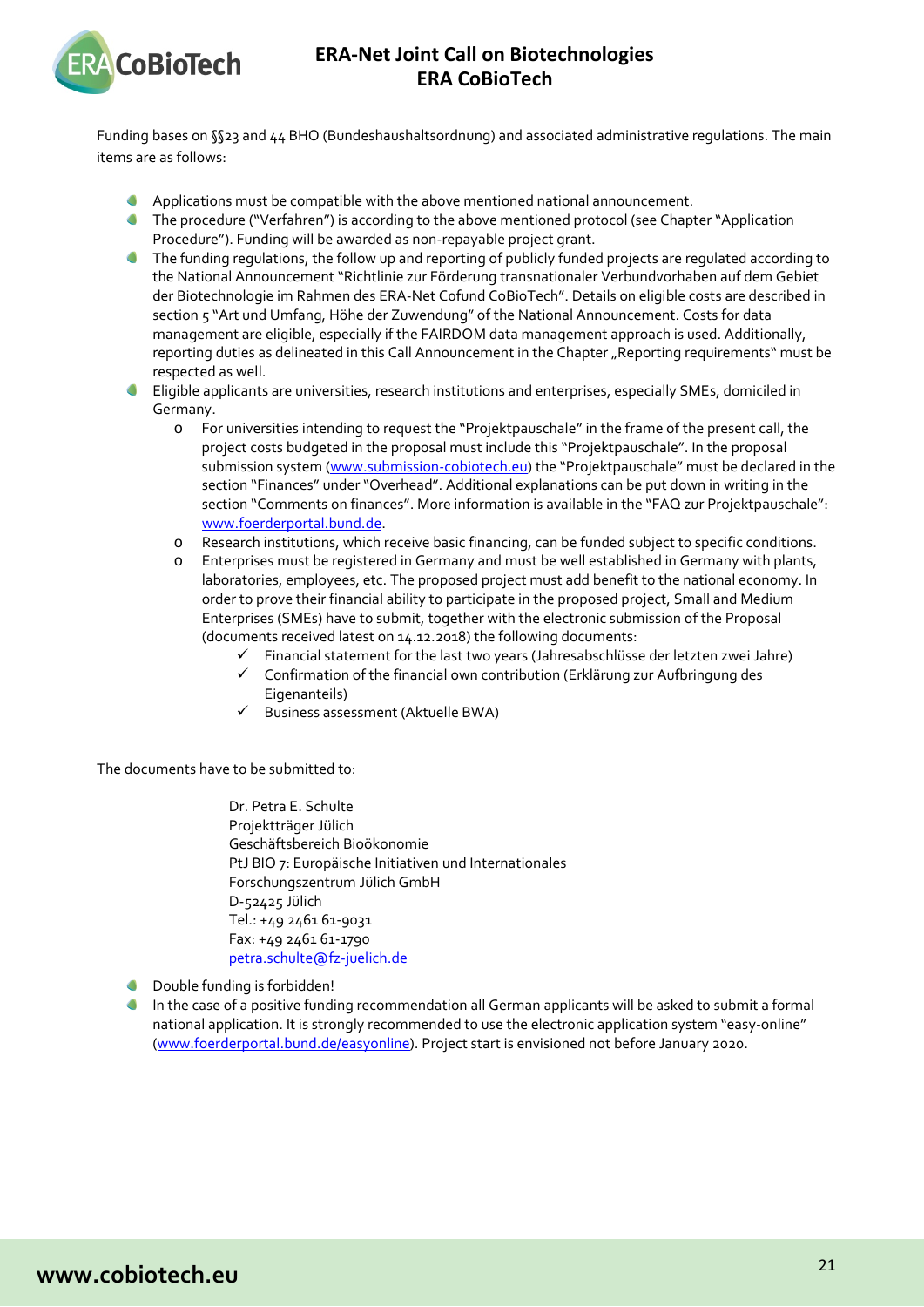Funding bases on §§23 and 44 BHO (Bundeshaushaltsordnung) and associated administrative regulations. The main items are as follows:

- Applications must be compatible with the above mentioned national announcement.
- The procedure ("Verfahren") is according to the above mentioned protocol (see Chapter "Application Procedure"). Funding will be awarded as non-repayable project grant.
- The funding regulations, the follow up and reporting of publicly funded projects are regulated according to the National Announcement "Richtlinie zur Förderung transnationaler Verbundvorhaben auf dem Gebiet der Biotechnologie im Rahmen des ERA-Net Cofund CoBioTech". Details on eligible costs are described in section 5 "Art und Umfang, Höhe der Zuwendung" of the National Announcement. Costs for data management are eligible, especially if the FAIRDOM data management approach is used. Additionally, reporting duties as delineated in this Call Announcement in the Chapter „Reporting requirements" must be respected as well.
- Eligible applicants are universities, research institutions and enterprises, especially SMEs, domiciled in Germany.
  - For universities intending to request the "Projektpauschale" in the frame of the present call, the project costs budgeted in the proposal must include this "Projektpauschale". In the proposal submission system (www.submission-cobiotech.eu) the "Projektpauschale" must be declared in the section "Finances" under "Overhead". Additional explanations can be put down in writing in the section "Comments on finances". More information is available in the "FAQ zur Projektpauschale": www.foerderportal.bund.de.
  - Research institutions, which receive basic financing, can be funded subject to specific conditions.
  - Enterprises must be registered in Germany and must be well established in Germany with plants, laboratories, employees, etc. The proposed project must add benefit to the national economy. In order to prove their financial ability to participate in the proposed project, Small and Medium Enterprises (SMEs) have to submit, together with the electronic submission of the Proposal (documents received latest on 14.12.2018) the following documents:
    - ✓ Financial statement for the last two years (Jahresabschlüsse der letzten zwei Jahre)
    - ✓ Confirmation of the financial own contribution (Erklärung zur Aufbringung des Eigenanteils)
    - ✓ Business assessment (Aktuelle BWA)

The documents have to be submitted to:

> Dr. Petra E. Schulte
> Projektträger Jülich
> Geschäftsbereich Bioökonomie
> PtJ BIO 7: Europäische Initiativen und Internationales
> Forschungszentrum Jülich GmbH
> D-52425 Jülich
> Tel.: +49 2461 61-9031
> Fax: +49 2461 61-1790
> petra.schulte@fz-juelich.de

- Double funding is forbidden!
- In the case of a positive funding recommendation all German applicants will be asked to submit a formal national application. It is strongly recommended to use the electronic application system "easy-online" (www.foerderportal.bund.de/easyonline). Project start is envisioned not before January 2020.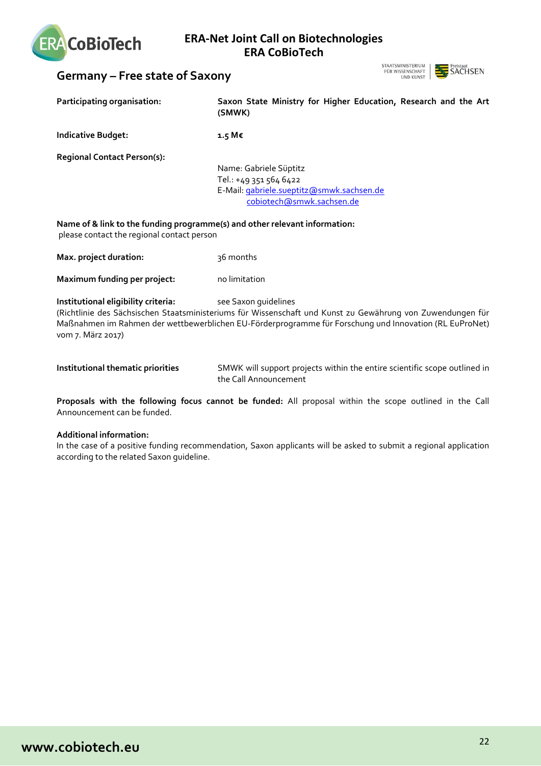## Germany – Free state of Saxony

**Participating organisation:** **Saxon State Ministry for Higher Education, Research and the Art (SMWK)**

**Indicative Budget:** **1.5 M€**

**Regional Contact Person(s):**

Name: Gabriele Süptitz
Tel.: +49 351 564 6422
E-Mail: gabriele.sueptitz@smwk.sachsen.de
cobiotech@smwk.sachsen.de

**Name of & link to the funding programme(s) and other relevant information:**
please contact the regional contact person

**Max. project duration:** 36 months

**Maximum funding per project:** no limitation

**Institutional eligibility criteria:** see Saxon guidelines
(Richtlinie des Sächsischen Staatsministeriums für Wissenschaft und Kunst zu Gewährung von Zuwendungen für Maßnahmen im Rahmen der wettbewerblichen EU-Förderprogramme für Forschung und Innovation (RL EuProNet) vom 7. März 2017)

**Institutional thematic priorities** SMWK will support projects within the entire scientific scope outlined in the Call Announcement

**Proposals with the following focus cannot be funded:** All proposal within the scope outlined in the Call Announcement can be funded.

**Additional information:**
In the case of a positive funding recommendation, Saxon applicants will be asked to submit a regional application according to the related Saxon guideline.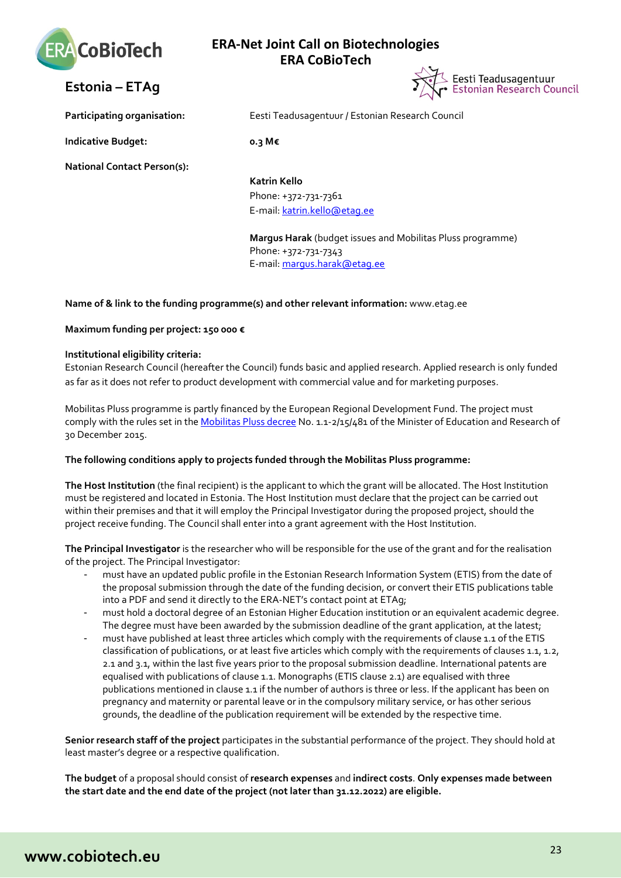## Estonia – ETAg

**Participating organisation:** Eesti Teadusagentuur / Estonian Research Council

**Indicative Budget:** **0.3 M€**

**National Contact Person(s):**

**Katrin Kello**
Phone: +372-731-7361
E-mail: katrin.kello@etag.ee

**Margus Harak** (budget issues and Mobilitas Pluss programme)
Phone: +372-731-7343
E-mail: margus.harak@etag.ee

**Name of & link to the funding programme(s) and other relevant information:** www.etag.ee

**Maximum funding per project: 150 000 €**

**Institutional eligibility criteria:**

Estonian Research Council (hereafter the Council) funds basic and applied research. Applied research is only funded as far as it does not refer to product development with commercial value and for marketing purposes.

Mobilitas Pluss programme is partly financed by the European Regional Development Fund. The project must comply with the rules set in the Mobilitas Pluss decree No. 1.1-2/15/481 of the Minister of Education and Research of 30 December 2015.

**The following conditions apply to projects funded through the Mobilitas Pluss programme:**

**The Host Institution** (the final recipient) is the applicant to which the grant will be allocated. The Host Institution must be registered and located in Estonia. The Host Institution must declare that the project can be carried out within their premises and that it will employ the Principal Investigator during the proposed project, should the project receive funding. The Council shall enter into a grant agreement with the Host Institution.

**The Principal Investigator** is the researcher who will be responsible for the use of the grant and for the realisation of the project. The Principal Investigator:

- must have an updated public profile in the Estonian Research Information System (ETIS) from the date of the proposal submission through the date of the funding decision, or convert their ETIS publications table into a PDF and send it directly to the ERA-NET's contact point at ETAg;
- must hold a doctoral degree of an Estonian Higher Education institution or an equivalent academic degree. The degree must have been awarded by the submission deadline of the grant application, at the latest;
- must have published at least three articles which comply with the requirements of clause 1.1 of the ETIS classification of publications, or at least five articles which comply with the requirements of clauses 1.1, 1.2, 2.1 and 3.1, within the last five years prior to the proposal submission deadline. International patents are equalised with publications of clause 1.1. Monographs (ETIS clause 2.1) are equalised with three publications mentioned in clause 1.1 if the number of authors is three or less. If the applicant has been on pregnancy and maternity or parental leave or in the compulsory military service, or has other serious grounds, the deadline of the publication requirement will be extended by the respective time.

**Senior research staff of the project** participates in the substantial performance of the project. They should hold at least master's degree or a respective qualification.

**The budget** of a proposal should consist of **research expenses** and **indirect costs**. **Only expenses made between the start date and the end date of the project (not later than 31.12.2022) are eligible.**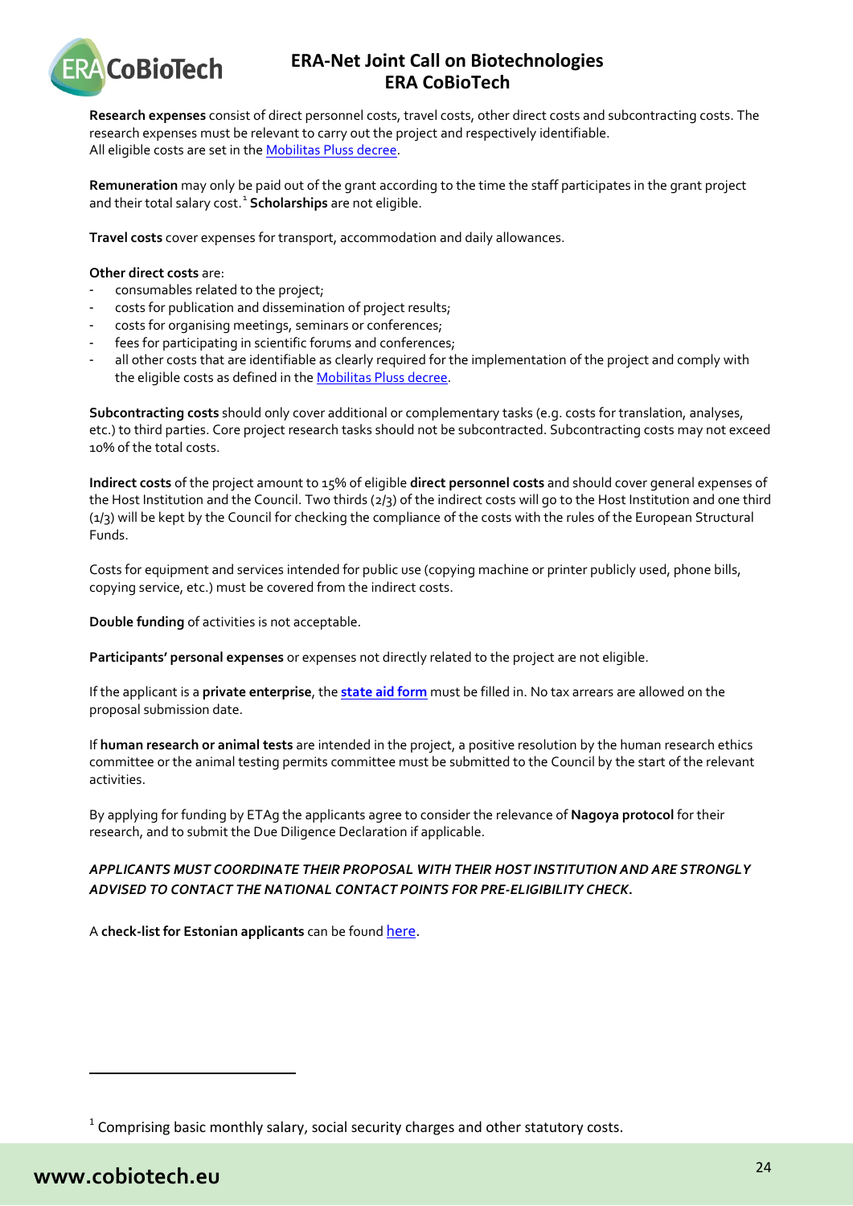**Research expenses** consist of direct personnel costs, travel costs, other direct costs and subcontracting costs. The research expenses must be relevant to carry out the project and respectively identifiable.
All eligible costs are set in the Mobilitas Pluss decree.

**Remuneration** may only be paid out of the grant according to the time the staff participates in the grant project and their total salary cost.[1] **Scholarships** are not eligible.

**Travel costs** cover expenses for transport, accommodation and daily allowances.

**Other direct costs** are:

- consumables related to the project;
- costs for publication and dissemination of project results;
- costs for organising meetings, seminars or conferences;
- fees for participating in scientific forums and conferences;
- all other costs that are identifiable as clearly required for the implementation of the project and comply with the eligible costs as defined in the Mobilitas Pluss decree.

**Subcontracting costs** should only cover additional or complementary tasks (e.g. costs for translation, analyses, etc.) to third parties. Core project research tasks should not be subcontracted. Subcontracting costs may not exceed 10% of the total costs.

**Indirect costs** of the project amount to 15% of eligible **direct personnel costs** and should cover general expenses of the Host Institution and the Council. Two thirds (2/3) of the indirect costs will go to the Host Institution and one third (1/3) will be kept by the Council for checking the compliance of the costs with the rules of the European Structural Funds.

Costs for equipment and services intended for public use (copying machine or printer publicly used, phone bills, copying service, etc.) must be covered from the indirect costs.

**Double funding** of activities is not acceptable.

**Participants' personal expenses** or expenses not directly related to the project are not eligible.

If the applicant is a **private enterprise**, the **state aid form** must be filled in. No tax arrears are allowed on the proposal submission date.

If **human research or animal tests** are intended in the project, a positive resolution by the human research ethics committee or the animal testing permits committee must be submitted to the Council by the start of the relevant activities.

By applying for funding by ETAg the applicants agree to consider the relevance of **Nagoya protocol** for their research, and to submit the Due Diligence Declaration if applicable.

***APPLICANTS MUST COORDINATE THEIR PROPOSAL WITH THEIR HOST INSTITUTION AND ARE STRONGLY ADVISED TO CONTACT THE NATIONAL CONTACT POINTS FOR PRE-ELIGIBILITY CHECK.***

A **check-list for Estonian applicants** can be found here.

[1] Comprising basic monthly salary, social security charges and other statutory costs.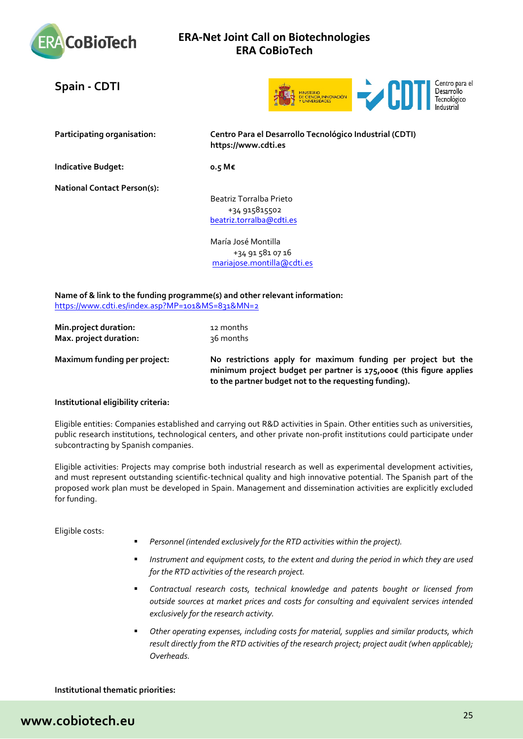## Spain - CDTI

| | |
|---|---|
| **Participating organisation:** | **Centro Para el Desarrollo Tecnológico Industrial (CDTI)** **https://www.cdti.es** |
| **Indicative Budget:** | **0.5 M€** |
| **National Contact Person(s):** | Beatriz Torralba Prieto<br>+34 915815502<br>beatriz.torralba@cdti.es<br><br>María José Montilla<br>+34 91 581 07 16<br>mariajose.montilla@cdti.es |

**Name of & link to the funding programme(s) and other relevant information:**
https://www.cdti.es/index.asp?MP=101&MS=831&MN=2

| | |
|---|---|
| **Min.project duration:** | 12 months |
| **Max. project duration:** | 36 months |
| **Maximum funding per project:** | **No restrictions apply for maximum funding per project but the minimum project budget per partner is 175,000€ (this figure applies to the partner budget not to the requesting funding).** |

**Institutional eligibility criteria:**

Eligible entities: Companies established and carrying out R&D activities in Spain. Other entities such as universities, public research institutions, technological centers, and other private non-profit institutions could participate under subcontracting by Spanish companies.

Eligible activities: Projects may comprise both industrial research as well as experimental development activities, and must represent outstanding scientific-technical quality and high innovative potential. The Spanish part of the proposed work plan must be developed in Spain. Management and dissemination activities are explicitly excluded for funding.

Eligible costs:

- *Personnel (intended exclusively for the RTD activities within the project).*
- *Instrument and equipment costs, to the extent and during the period in which they are used for the RTD activities of the research project.*
- *Contractual research costs, technical knowledge and patents bought or licensed from outside sources at market prices and costs for consulting and equivalent services intended exclusively for the research activity.*
- *Other operating expenses, including costs for material, supplies and similar products, which result directly from the RTD activities of the research project; project audit (when applicable); Overheads.*

**Institutional thematic priorities:**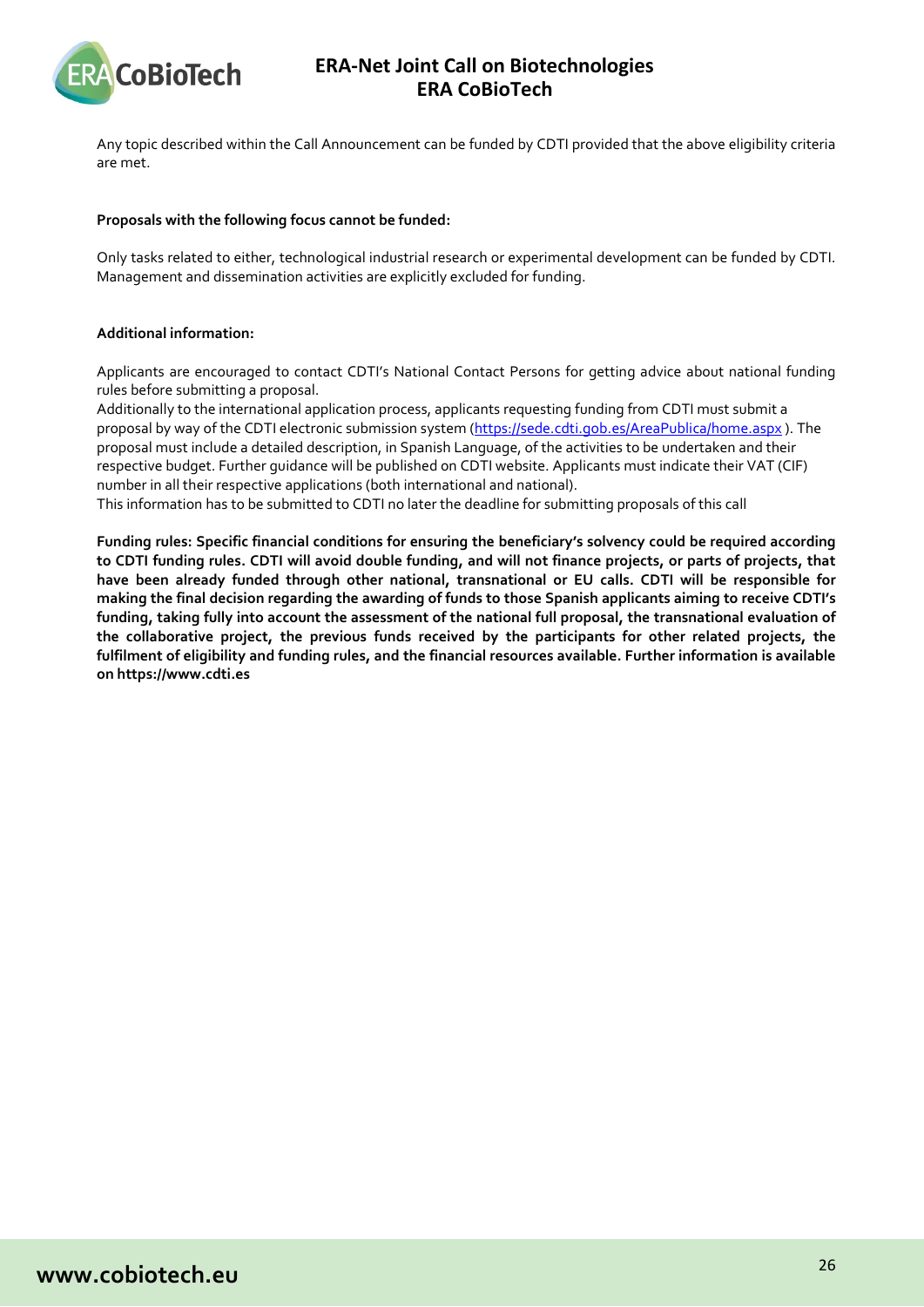Any topic described within the Call Announcement can be funded by CDTI provided that the above eligibility criteria are met.

**Proposals with the following focus cannot be funded:**

Only tasks related to either, technological industrial research or experimental development can be funded by CDTI. Management and dissemination activities are explicitly excluded for funding.

**Additional information:**

Applicants are encouraged to contact CDTI's National Contact Persons for getting advice about national funding rules before submitting a proposal.

Additionally to the international application process, applicants requesting funding from CDTI must submit a proposal by way of the CDTI electronic submission system (https://sede.cdti.gob.es/AreaPublica/home.aspx ). The proposal must include a detailed description, in Spanish Language, of the activities to be undertaken and their respective budget. Further guidance will be published on CDTI website. Applicants must indicate their VAT (CIF) number in all their respective applications (both international and national).

This information has to be submitted to CDTI no later the deadline for submitting proposals of this call

**Funding rules: Specific financial conditions for ensuring the beneficiary's solvency could be required according to CDTI funding rules. CDTI will avoid double funding, and will not finance projects, or parts of projects, that have been already funded through other national, transnational or EU calls. CDTI will be responsible for making the final decision regarding the awarding of funds to those Spanish applicants aiming to receive CDTI's funding, taking fully into account the assessment of the national full proposal, the transnational evaluation of the collaborative project, the previous funds received by the participants for other related projects, the fulfilment of eligibility and funding rules, and the financial resources available. Further information is available on https://www.cdti.es**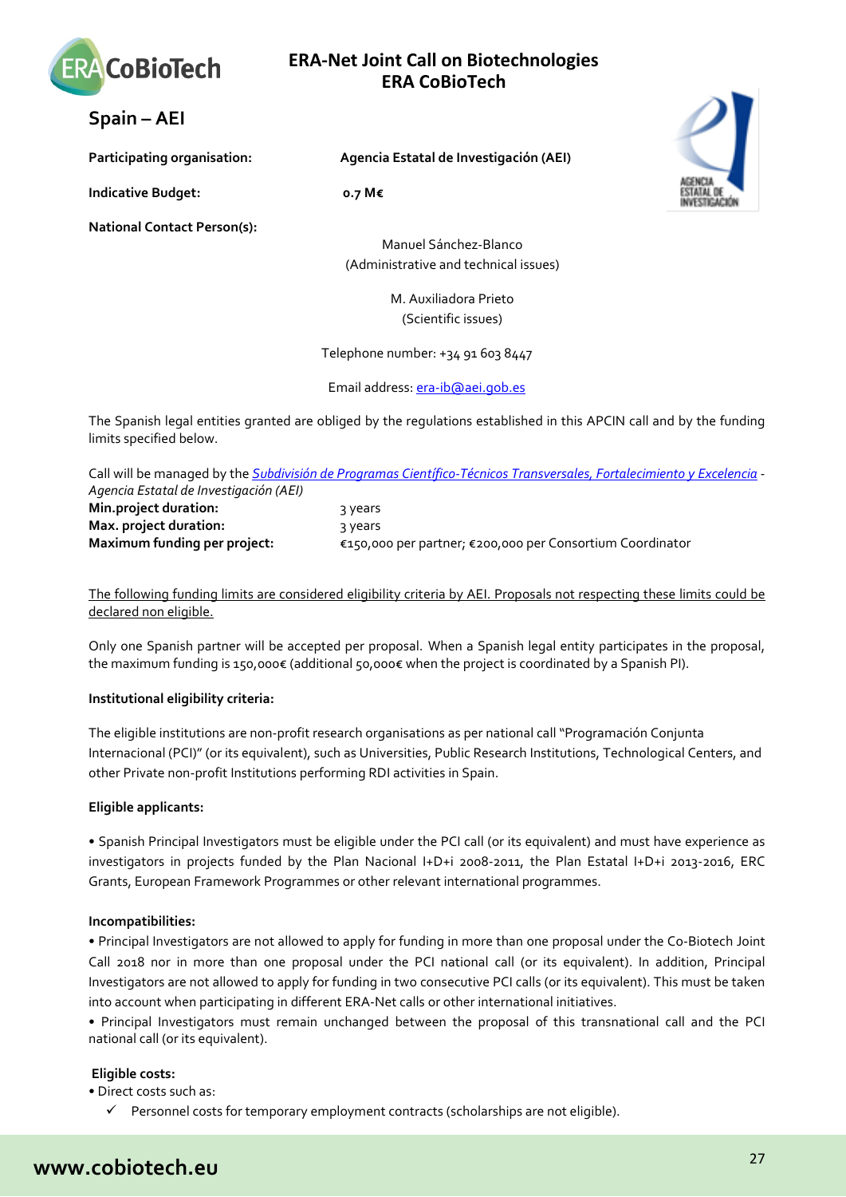## Spain – AEI

**Participating organisation:** **Agencia Estatal de Investigación (AEI)**

**Indicative Budget:** **0.7 M€**

**National Contact Person(s):**

Manuel Sánchez-Blanco
(Administrative and technical issues)

M. Auxiliadora Prieto
(Scientific issues)

Telephone number: +34 91 603 8447

Email address: era-ib@aei.gob.es

The Spanish legal entities granted are obliged by the regulations established in this APCIN call and by the funding limits specified below.

Call will be managed by the *Subdivisión de Programas Científico-Técnicos Transversales, Fortalecimiento y Excelencia - Agencia Estatal de Investigación (AEI)*

**Min.project duration:** 3 years
**Max. project duration:** 3 years
**Maximum funding per project:** €150,000 per partner; €200,000 per Consortium Coordinator

The following funding limits are considered eligibility criteria by AEI. Proposals not respecting these limits could be declared non eligible.

Only one Spanish partner will be accepted per proposal. When a Spanish legal entity participates in the proposal, the maximum funding is 150,000€ (additional 50,000€ when the project is coordinated by a Spanish PI).

**Institutional eligibility criteria:**

The eligible institutions are non-profit research organisations as per national call "Programación Conjunta Internacional (PCI)" (or its equivalent), such as Universities, Public Research Institutions, Technological Centers, and other Private non-profit Institutions performing RDI activities in Spain.

**Eligible applicants:**

- Spanish Principal Investigators must be eligible under the PCI call (or its equivalent) and must have experience as investigators in projects funded by the Plan Nacional I+D+i 2008-2011, the Plan Estatal I+D+i 2013-2016, ERC Grants, European Framework Programmes or other relevant international programmes.

**Incompatibilities:**

- Principal Investigators are not allowed to apply for funding in more than one proposal under the Co-Biotech Joint Call 2018 nor in more than one proposal under the PCI national call (or its equivalent). In addition, Principal Investigators are not allowed to apply for funding in two consecutive PCI calls (or its equivalent). This must be taken into account when participating in different ERA-Net calls or other international initiatives.
- Principal Investigators must remain unchanged between the proposal of this transnational call and the PCI national call (or its equivalent).

**Eligible costs:**

- Direct costs such as:
  - ✓ Personnel costs for temporary employment contracts (scholarships are not eligible).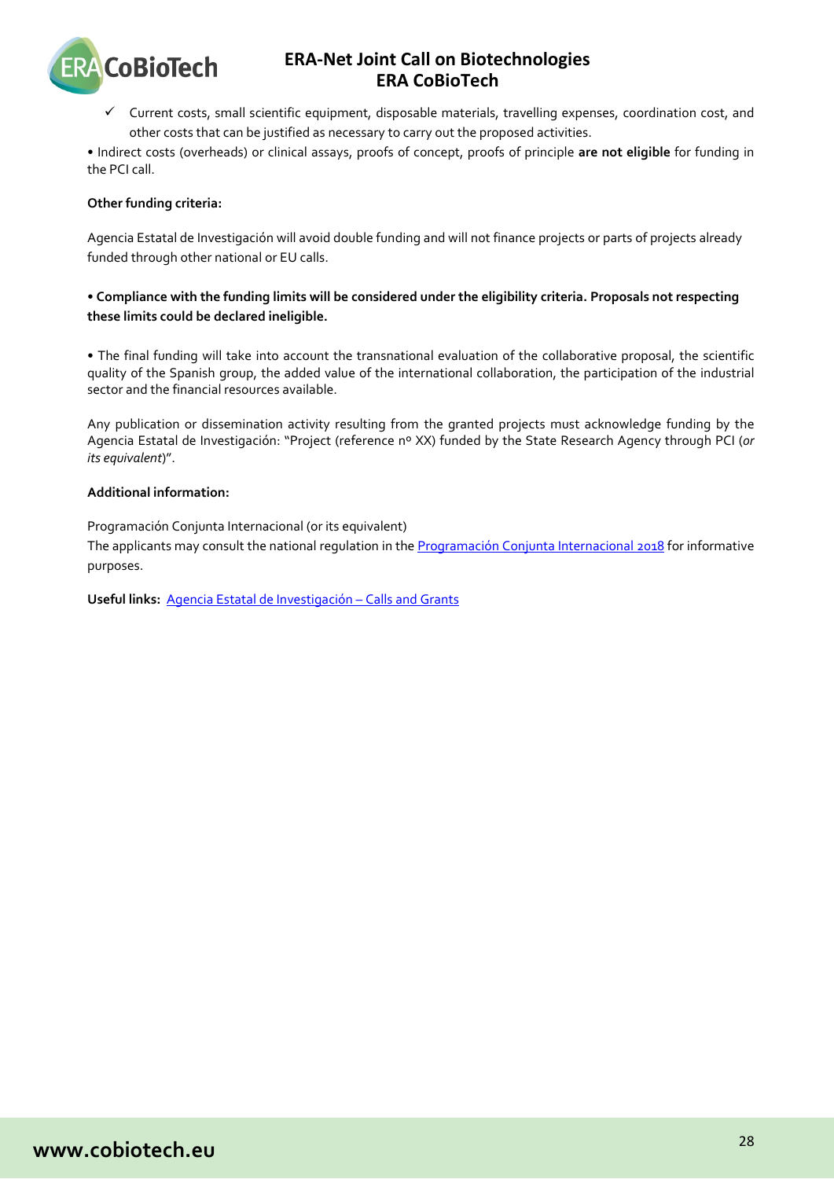- ✓ Current costs, small scientific equipment, disposable materials, travelling expenses, coordination cost, and other costs that can be justified as necessary to carry out the proposed activities.

• Indirect costs (overheads) or clinical assays, proofs of concept, proofs of principle **are not eligible** for funding in the PCI call.

**Other funding criteria:**

Agencia Estatal de Investigación will avoid double funding and will not finance projects or parts of projects already funded through other national or EU calls.

**• Compliance with the funding limits will be considered under the eligibility criteria. Proposals not respecting these limits could be declared ineligible.**

• The final funding will take into account the transnational evaluation of the collaborative proposal, the scientific quality of the Spanish group, the added value of the international collaboration, the participation of the industrial sector and the financial resources available.

Any publication or dissemination activity resulting from the granted projects must acknowledge funding by the Agencia Estatal de Investigación: "Project (reference nº XX) funded by the State Research Agency through PCI (*or its equivalent*)".

**Additional information:**

Programación Conjunta Internacional (or its equivalent)
The applicants may consult the national regulation in the Programación Conjunta Internacional 2018 for informative purposes.

**Useful links:** Agencia Estatal de Investigación – Calls and Grants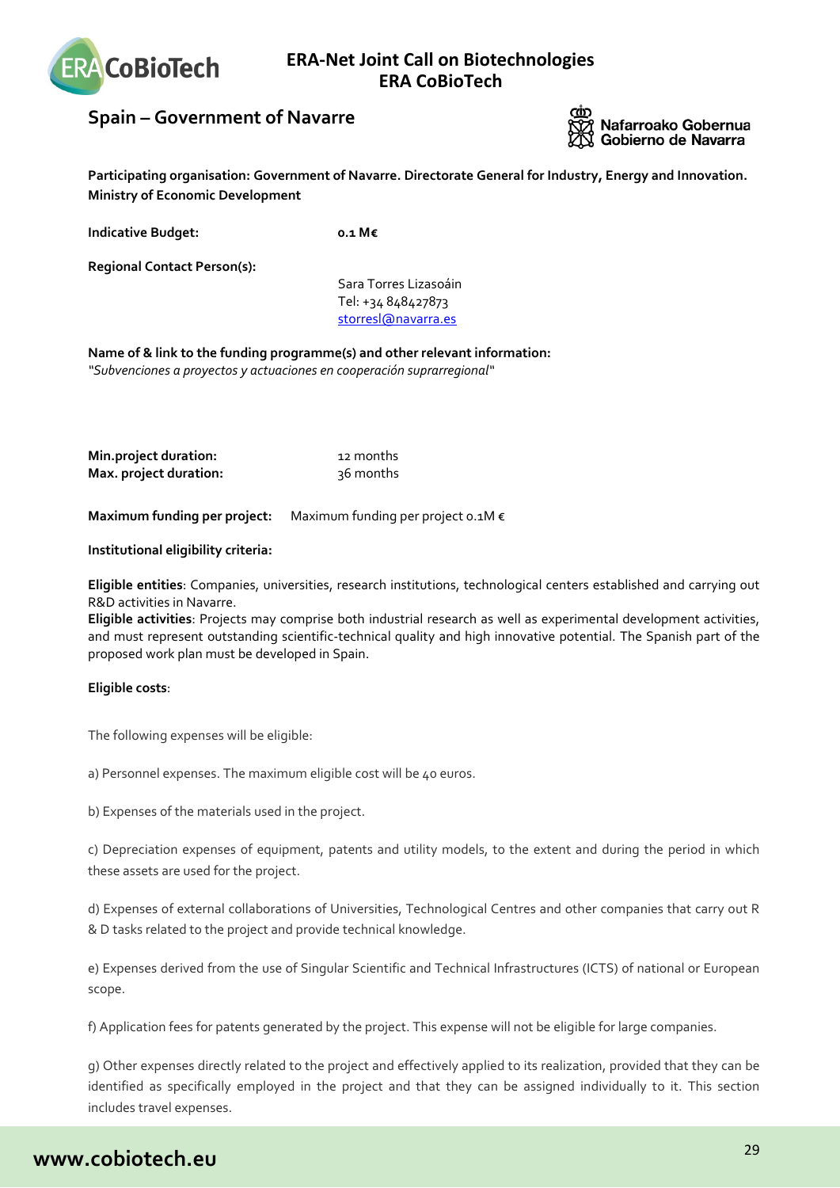## Spain – Government of Navarre

**Participating organisation: Government of Navarre. Directorate General for Industry, Energy and Innovation. Ministry of Economic Development**

**Indicative Budget:** **0.1 M€**

**Regional Contact Person(s):**

Sara Torres Lizasoáin
Tel: +34 848427873
storresl@navarra.es

**Name of & link to the funding programme(s) and other relevant information:**
*"Subvenciones a proyectos y actuaciones en cooperación suprarregional"*

**Min.project duration:** 12 months
**Max. project duration:** 36 months

**Maximum funding per project:** Maximum funding per project 0.1M €

**Institutional eligibility criteria:**

**Eligible entities**: Companies, universities, research institutions, technological centers established and carrying out R&D activities in Navarre.
**Eligible activities**: Projects may comprise both industrial research as well as experimental development activities, and must represent outstanding scientific-technical quality and high innovative potential. The Spanish part of the proposed work plan must be developed in Spain.

**Eligible costs**:

The following expenses will be eligible:

a) Personnel expenses. The maximum eligible cost will be 40 euros.

b) Expenses of the materials used in the project.

c) Depreciation expenses of equipment, patents and utility models, to the extent and during the period in which these assets are used for the project.

d) Expenses of external collaborations of Universities, Technological Centres and other companies that carry out R & D tasks related to the project and provide technical knowledge.

e) Expenses derived from the use of Singular Scientific and Technical Infrastructures (ICTS) of national or European scope.

f) Application fees for patents generated by the project. This expense will not be eligible for large companies.

g) Other expenses directly related to the project and effectively applied to its realization, provided that they can be identified as specifically employed in the project and that they can be assigned individually to it. This section includes travel expenses.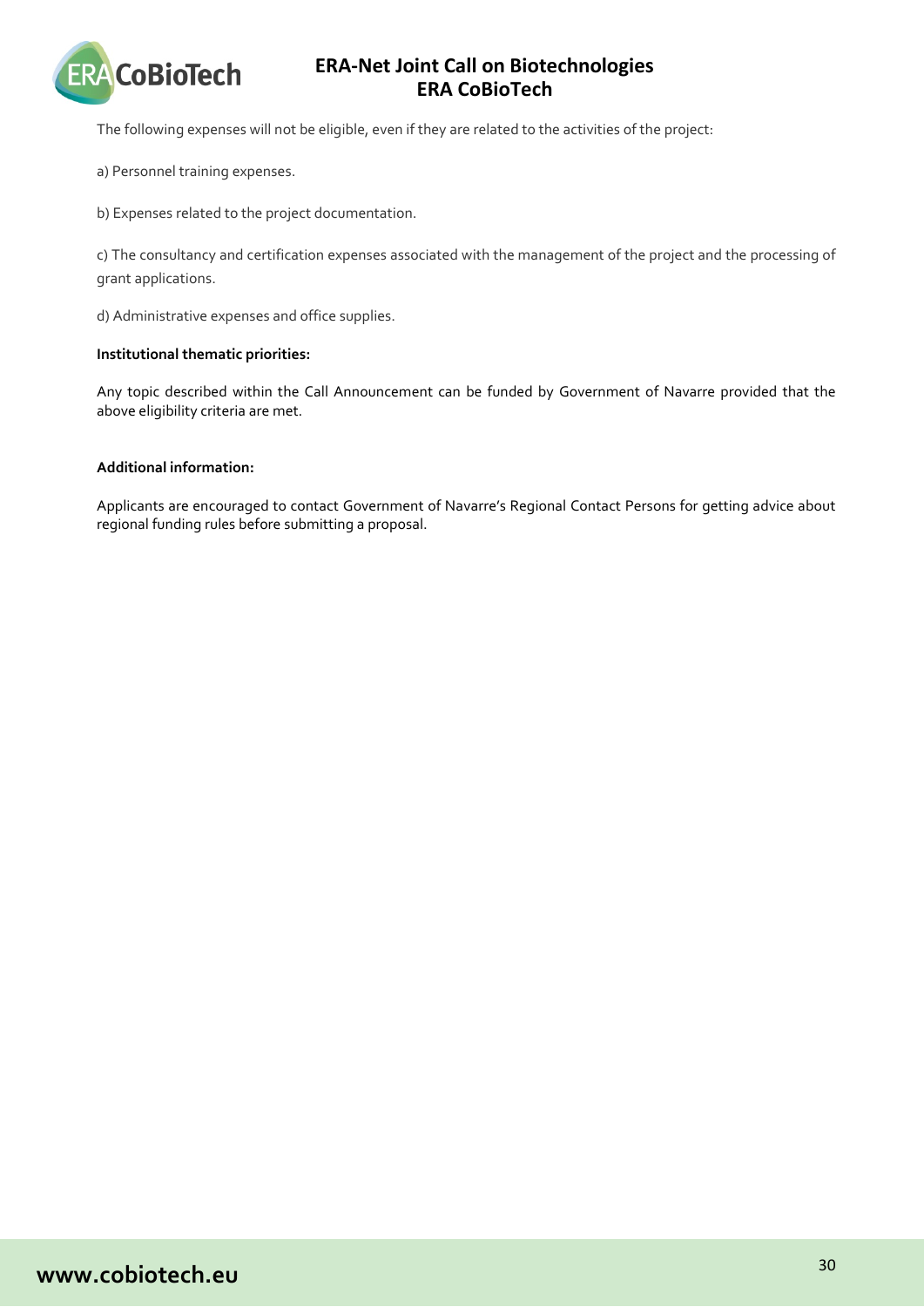The following expenses will not be eligible, even if they are related to the activities of the project:

a) Personnel training expenses.

b) Expenses related to the project documentation.

c) The consultancy and certification expenses associated with the management of the project and the processing of grant applications.

d) Administrative expenses and office supplies.

**Institutional thematic priorities:**

Any topic described within the Call Announcement can be funded by Government of Navarre provided that the above eligibility criteria are met.

**Additional information:**

Applicants are encouraged to contact Government of Navarre's Regional Contact Persons for getting advice about regional funding rules before submitting a proposal.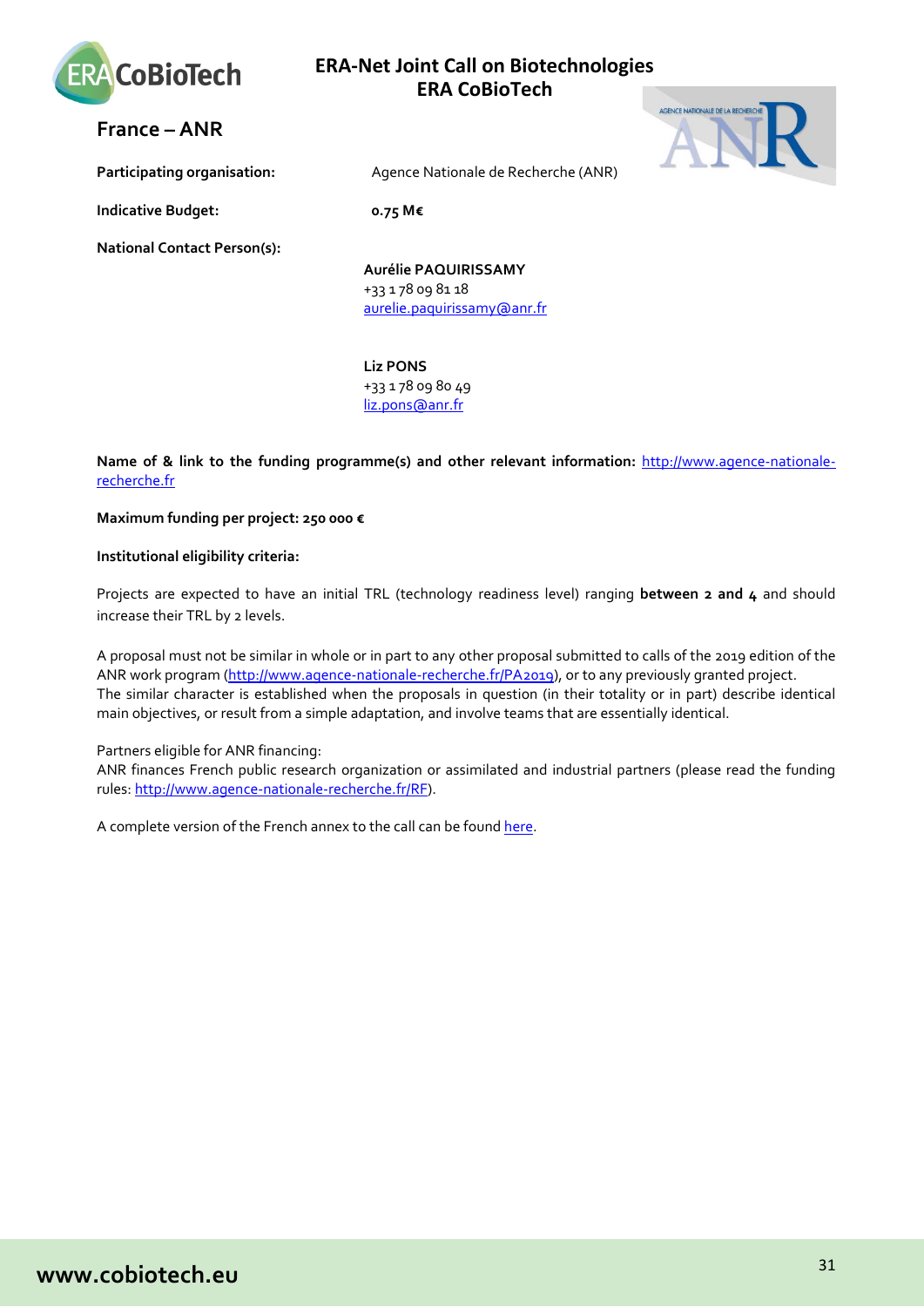## France – ANR

**Participating organisation:** Agence Nationale de Recherche (ANR)

**Indicative Budget:** **0.75 M€**

**National Contact Person(s):**

**Aurélie PAQUIRISSAMY**
+33 1 78 09 81 18
aurelie.paquirissamy@anr.fr

**Liz PONS**
+33 1 78 09 80 49
liz.pons@anr.fr

**Name of & link to the funding programme(s) and other relevant information:** http://www.agence-nationale-recherche.fr

**Maximum funding per project: 250 000 €**

**Institutional eligibility criteria:**

Projects are expected to have an initial TRL (technology readiness level) ranging **between 2 and 4** and should increase their TRL by 2 levels.

A proposal must not be similar in whole or in part to any other proposal submitted to calls of the 2019 edition of the ANR work program (http://www.agence-nationale-recherche.fr/PA2019), or to any previously granted project.
The similar character is established when the proposals in question (in their totality or in part) describe identical main objectives, or result from a simple adaptation, and involve teams that are essentially identical.

Partners eligible for ANR financing:
ANR finances French public research organization or assimilated and industrial partners (please read the funding rules: http://www.agence-nationale-recherche.fr/RF).

A complete version of the French annex to the call can be found here.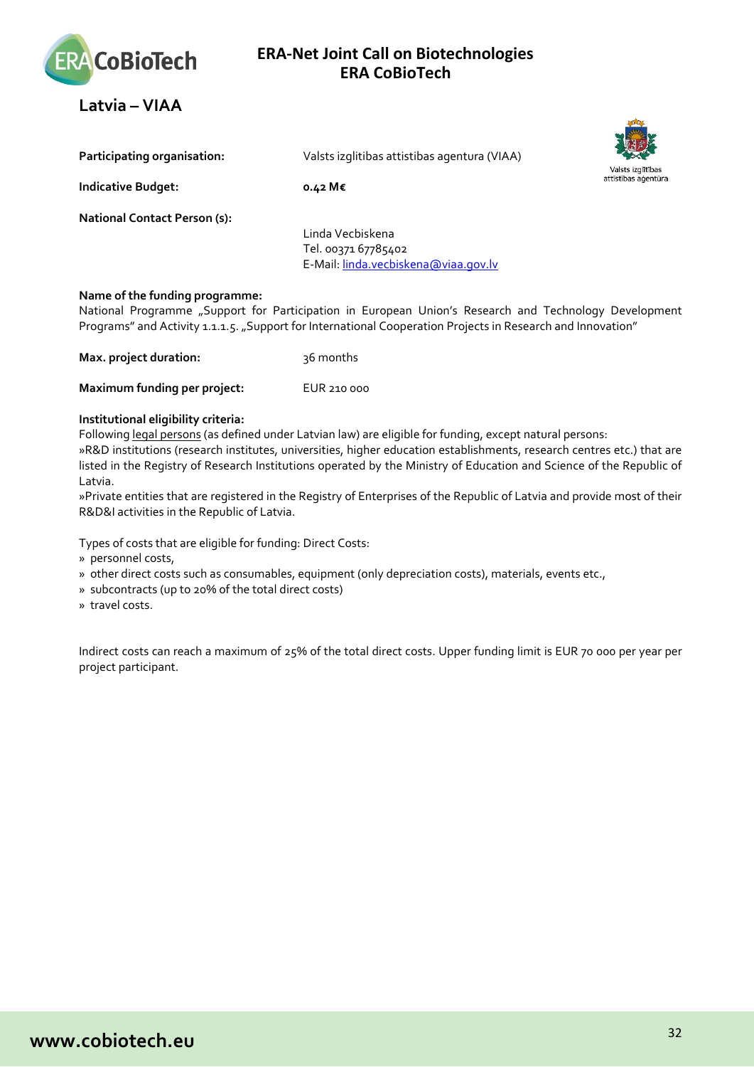## Latvia – VIAA

**Participating organisation:** Valsts izglitibas attistibas agentura (VIAA)

**Indicative Budget:** **0.42 M€**

**National Contact Person (s):**
Linda Vecbiskena
Tel. 00371 67785402
E-Mail: linda.vecbiskena@viaa.gov.lv

**Name of the funding programme:**
National Programme „Support for Participation in European Union's Research and Technology Development Programs" and Activity 1.1.1.5. „Support for International Cooperation Projects in Research and Innovation"

**Max. project duration:** 36 months

**Maximum funding per project:** EUR 210 000

**Institutional eligibility criteria:**
Following legal persons (as defined under Latvian law) are eligible for funding, except natural persons:
»R&D institutions (research institutes, universities, higher education establishments, research centres etc.) that are listed in the Registry of Research Institutions operated by the Ministry of Education and Science of the Republic of Latvia.
»Private entities that are registered in the Registry of Enterprises of the Republic of Latvia and provide most of their R&D&I activities in the Republic of Latvia.

Types of costs that are eligible for funding: Direct Costs:
» personnel costs,
» other direct costs such as consumables, equipment (only depreciation costs), materials, events etc.,
» subcontracts (up to 20% of the total direct costs)
» travel costs.

Indirect costs can reach a maximum of 25% of the total direct costs. Upper funding limit is EUR 70 000 per year per project participant.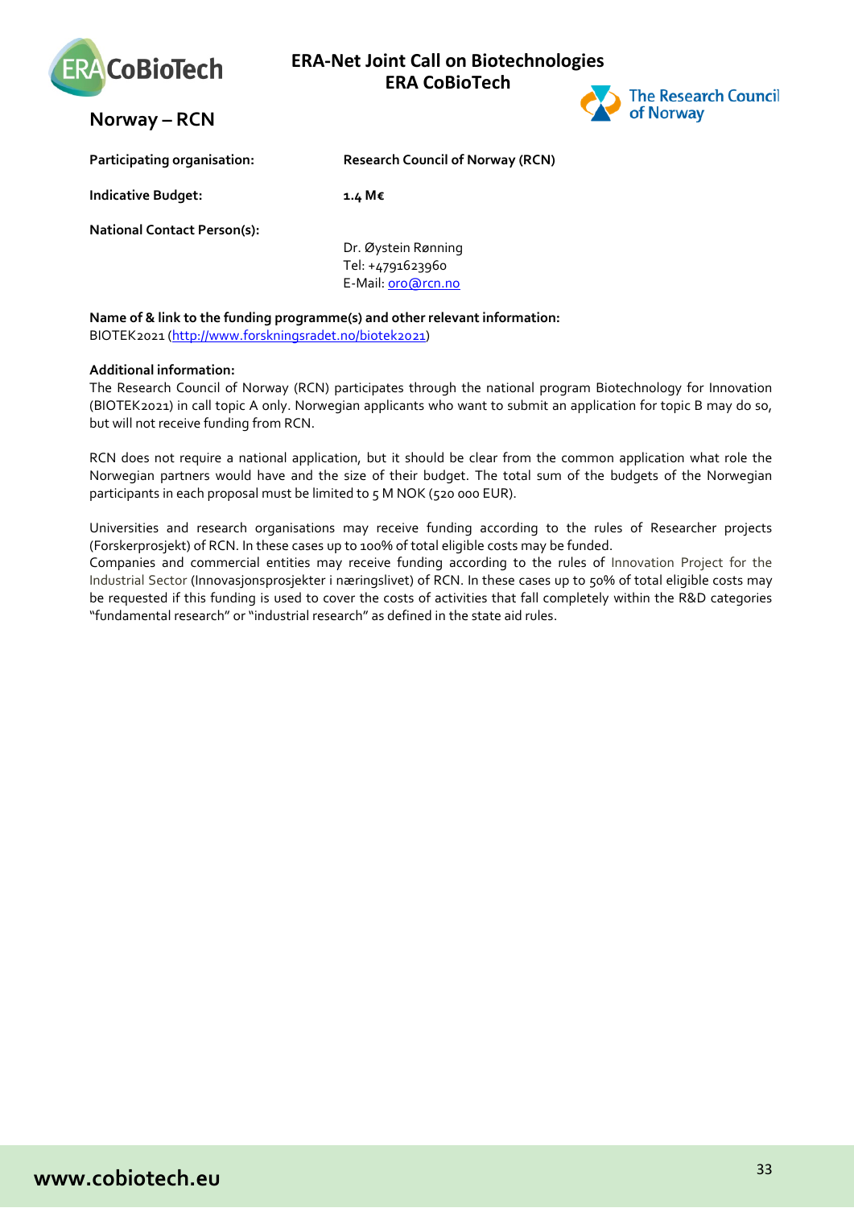# ERA-Net Joint Call on Biotechnologies
# ERA CoBioTech

## Norway – RCN

**Participating organisation:** **Research Council of Norway (RCN)**

**Indicative Budget:** **1.4 M€**

**National Contact Person(s):**

Dr. Øystein Rønning
Tel: +4791623960
E-Mail: oro@rcn.no

**Name of & link to the funding programme(s) and other relevant information:**
BIOTEK2021 (http://www.forskningsradet.no/biotek2021)

**Additional information:**
The Research Council of Norway (RCN) participates through the national program Biotechnology for Innovation (BIOTEK2021) in call topic A only. Norwegian applicants who want to submit an application for topic B may do so, but will not receive funding from RCN.

RCN does not require a national application, but it should be clear from the common application what role the Norwegian partners would have and the size of their budget. The total sum of the budgets of the Norwegian participants in each proposal must be limited to 5 M NOK (520 000 EUR).

Universities and research organisations may receive funding according to the rules of Researcher projects (Forskerprosjekt) of RCN. In these cases up to 100% of total eligible costs may be funded.
Companies and commercial entities may receive funding according to the rules of Innovation Project for the Industrial Sector (Innovasjonsprosjekter i næringslivet) of RCN. In these cases up to 50% of total eligible costs may be requested if this funding is used to cover the costs of activities that fall completely within the R&D categories "fundamental research" or "industrial research" as defined in the state aid rules.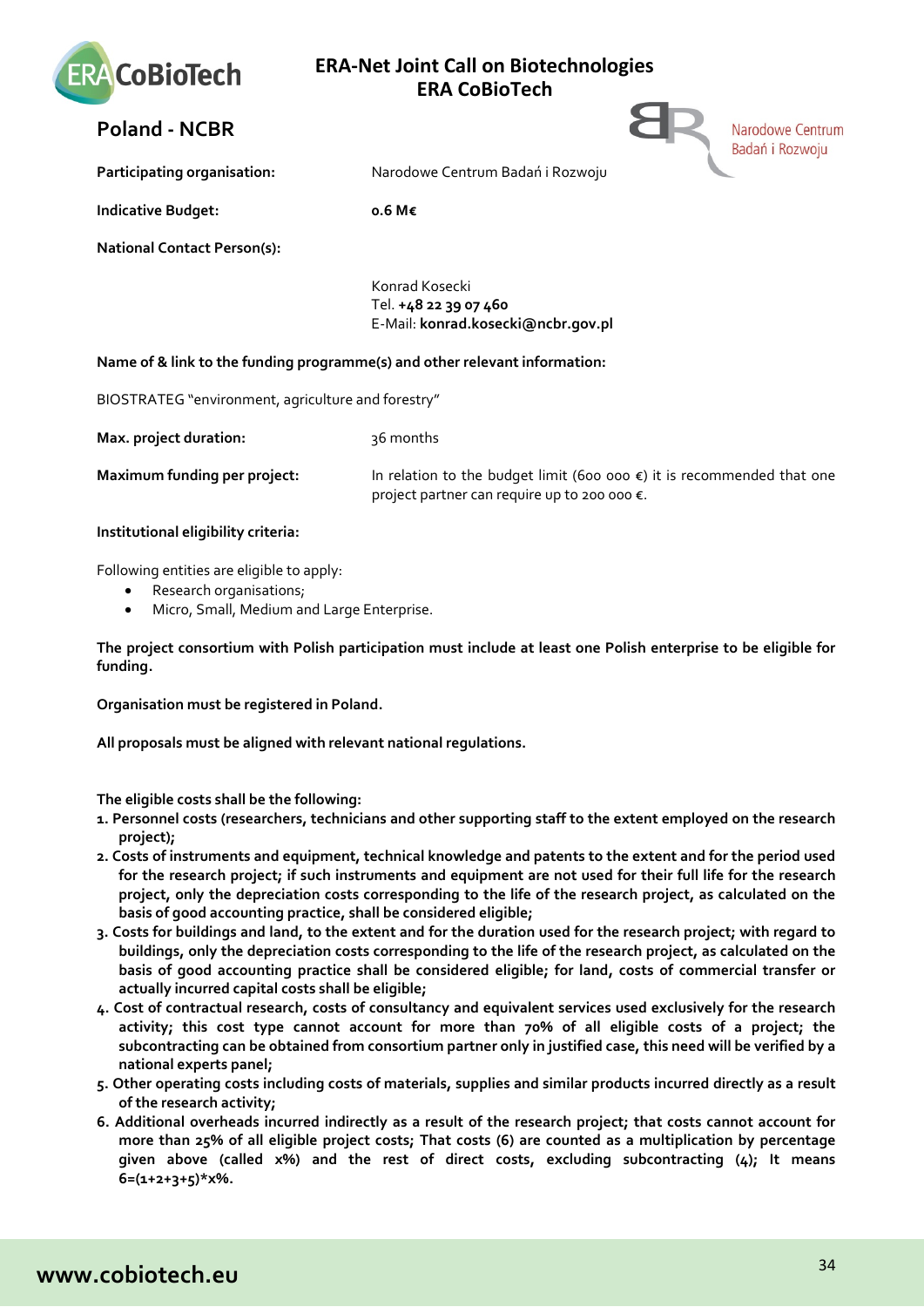## Poland - NCBR

**Participating organisation:** Narodowe Centrum Badań i Rozwoju

**Indicative Budget:** **0.6 M€**

**National Contact Person(s):**

Konrad Kosecki
Tel. **+48 22 39 07 460**
E-Mail: **konrad.kosecki@ncbr.gov.pl**

**Name of & link to the funding programme(s) and other relevant information:**

BIOSTRATEG "environment, agriculture and forestry"

**Max. project duration:** 36 months

**Maximum funding per project:** In relation to the budget limit (600 000 €) it is recommended that one project partner can require up to 200 000 €.

**Institutional eligibility criteria:**

Following entities are eligible to apply:

- Research organisations;
- Micro, Small, Medium and Large Enterprise.

**The project consortium with Polish participation must include at least one Polish enterprise to be eligible for funding.**

**Organisation must be registered in Poland.**

**All proposals must be aligned with relevant national regulations.**

**The eligible costs shall be the following:**

1. **Personnel costs (researchers, technicians and other supporting staff to the extent employed on the research project);**
2. **Costs of instruments and equipment, technical knowledge and patents to the extent and for the period used for the research project; if such instruments and equipment are not used for their full life for the research project, only the depreciation costs corresponding to the life of the research project, as calculated on the basis of good accounting practice, shall be considered eligible;**
3. **Costs for buildings and land, to the extent and for the duration used for the research project; with regard to buildings, only the depreciation costs corresponding to the life of the research project, as calculated on the basis of good accounting practice shall be considered eligible; for land, costs of commercial transfer or actually incurred capital costs shall be eligible;**
4. **Cost of contractual research, costs of consultancy and equivalent services used exclusively for the research activity; this cost type cannot account for more than 70% of all eligible costs of a project; the subcontracting can be obtained from consortium partner only in justified case, this need will be verified by a national experts panel;**
5. **Other operating costs including costs of materials, supplies and similar products incurred directly as a result of the research activity;**
6. **Additional overheads incurred indirectly as a result of the research project; that costs cannot account for more than 25% of all eligible project costs; That costs (6) are counted as a multiplication by percentage given above (called x%) and the rest of direct costs, excluding subcontracting (4); It means 6=(1+2+3+5)*x%.**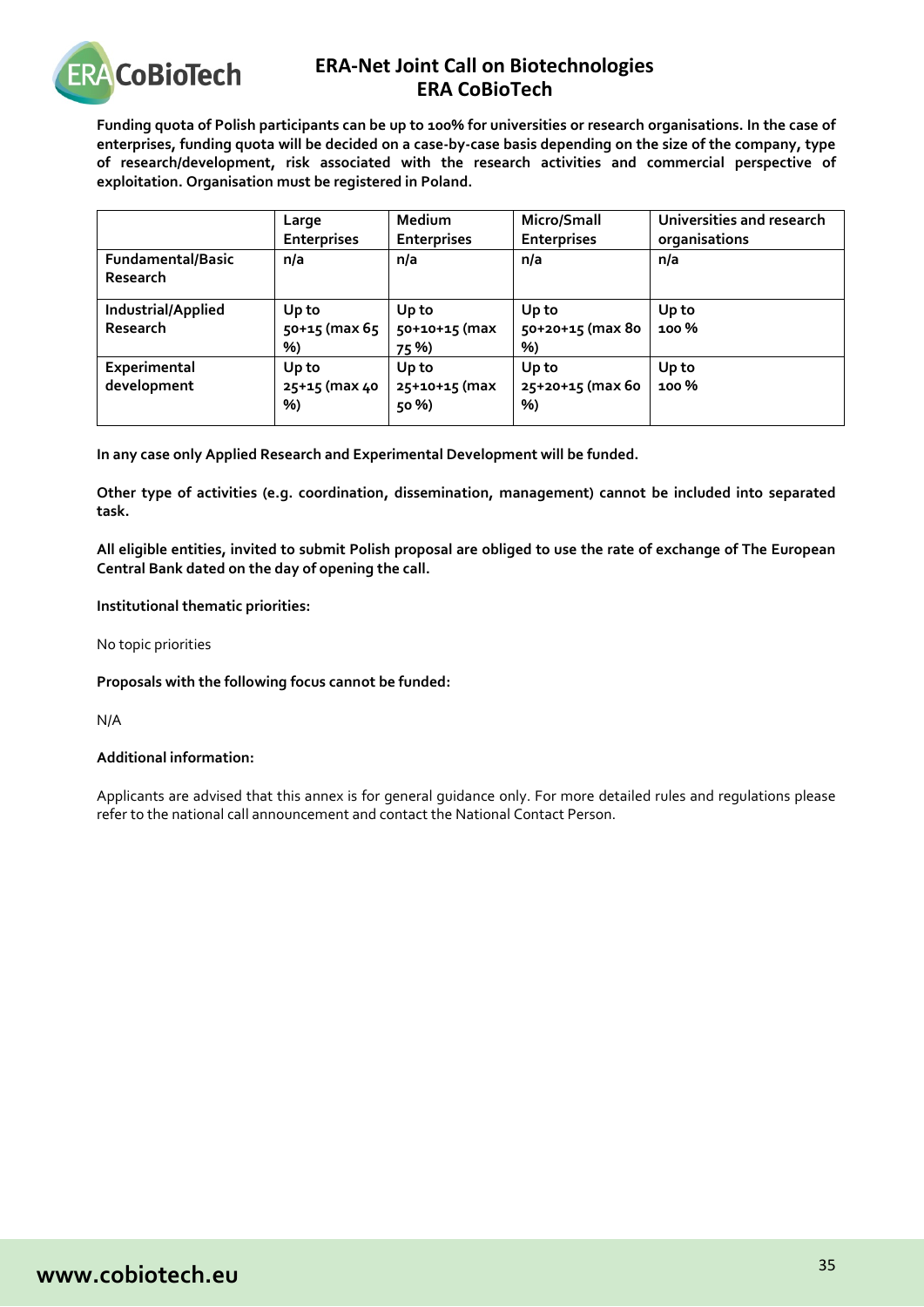**Funding quota of Polish participants can be up to 100% for universities or research organisations. In the case of enterprises, funding quota will be decided on a case-by-case basis depending on the size of the company, type of research/development, risk associated with the research activities and commercial perspective of exploitation. Organisation must be registered in Poland.**

| | Large Enterprises | Medium Enterprises | Micro/Small Enterprises | Universities and research organisations |
|---|---|---|---|---|
| **Fundamental/Basic Research** | n/a | n/a | n/a | n/a |
| **Industrial/Applied Research** | Up to 50+15 (max 65 %) | Up to 50+10+15 (max 75 %) | Up to 50+20+15 (max 80 %) | Up to 100 % |
| **Experimental development** | Up to 25+15 (max 40 %) | Up to 25+10+15 (max 50 %) | Up to 25+20+15 (max 60 %) | Up to 100 % |

**In any case only Applied Research and Experimental Development will be funded.**

**Other type of activities (e.g. coordination, dissemination, management) cannot be included into separated task.**

**All eligible entities, invited to submit Polish proposal are obliged to use the rate of exchange of The European Central Bank dated on the day of opening the call.**

**Institutional thematic priorities:**

No topic priorities

**Proposals with the following focus cannot be funded:**

N/A

**Additional information:**

Applicants are advised that this annex is for general guidance only. For more detailed rules and regulations please refer to the national call announcement and contact the National Contact Person.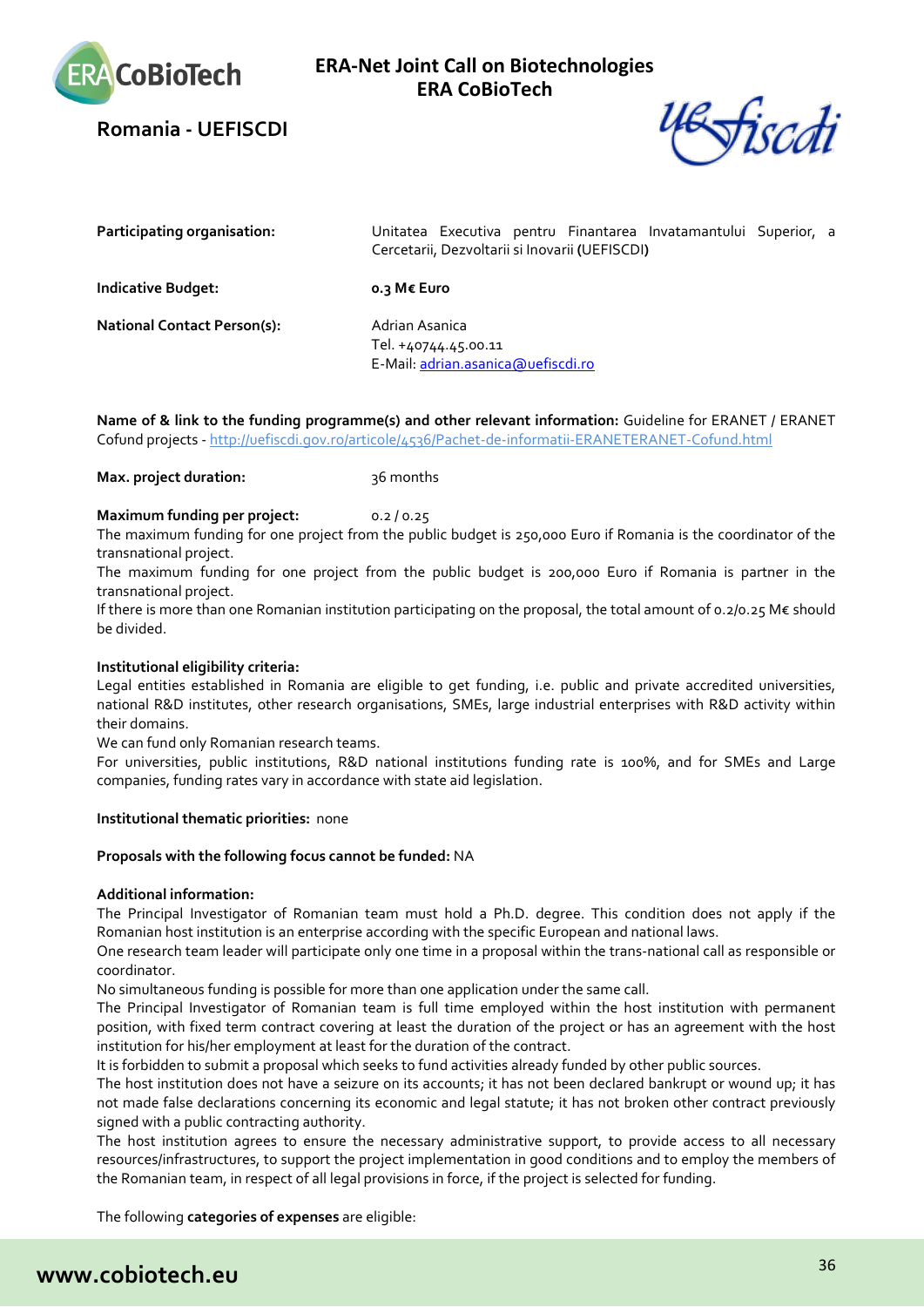# ERA-Net Joint Call on Biotechnologies ERA CoBioTech

## Romania - UEFISCDI

| | |
|---|---|
| **Participating organisation:** | Unitatea Executiva pentru Finantarea Invatamantului Superior, a Cercetarii, Dezvoltarii si Inovarii **(**UEFISCDI**)** |
| **Indicative Budget:** | **0.3 M€ Euro** |
| **National Contact Person(s):** | Adrian Asanica<br>Tel. +40744.45.00.11<br>E-Mail: adrian.asanica@uefiscdi.ro |

**Name of & link to the funding programme(s) and other relevant information:** Guideline for ERANET / ERANET Cofund projects - http://uefiscdi.gov.ro/articole/4536/Pachet-de-informatii-ERANETERANET-Cofund.html

**Max. project duration:** 36 months

**Maximum funding per project:** 0.2 / 0.25

The maximum funding for one project from the public budget is 250,000 Euro if Romania is the coordinator of the transnational project.

The maximum funding for one project from the public budget is 200,000 Euro if Romania is partner in the transnational project.

If there is more than one Romanian institution participating on the proposal, the total amount of 0.2/0.25 M€ should be divided.

**Institutional eligibility criteria:**

Legal entities established in Romania are eligible to get funding, i.e. public and private accredited universities, national R&D institutes, other research organisations, SMEs, large industrial enterprises with R&D activity within their domains.

We can fund only Romanian research teams.

For universities, public institutions, R&D national institutions funding rate is 100%, and for SMEs and Large companies, funding rates vary in accordance with state aid legislation.

**Institutional thematic priorities:** none

**Proposals with the following focus cannot be funded:** NA

**Additional information:**

The Principal Investigator of Romanian team must hold a Ph.D. degree. This condition does not apply if the Romanian host institution is an enterprise according with the specific European and national laws.

One research team leader will participate only one time in a proposal within the trans-national call as responsible or coordinator.

No simultaneous funding is possible for more than one application under the same call.

The Principal Investigator of Romanian team is full time employed within the host institution with permanent position, with fixed term contract covering at least the duration of the project or has an agreement with the host institution for his/her employment at least for the duration of the contract.

It is forbidden to submit a proposal which seeks to fund activities already funded by other public sources.

The host institution does not have a seizure on its accounts; it has not been declared bankrupt or wound up; it has not made false declarations concerning its economic and legal statute; it has not broken other contract previously signed with a public contracting authority.

The host institution agrees to ensure the necessary administrative support, to provide access to all necessary resources/infrastructures, to support the project implementation in good conditions and to employ the members of the Romanian team, in respect of all legal provisions in force, if the project is selected for funding.

The following **categories of expenses** are eligible: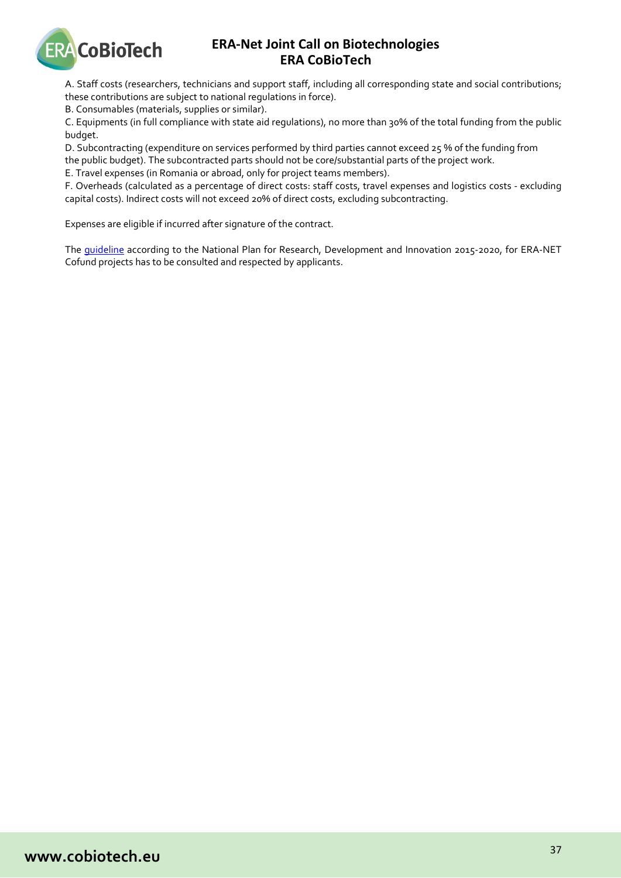A. Staff costs (researchers, technicians and support staff, including all corresponding state and social contributions; these contributions are subject to national regulations in force).

B. Consumables (materials, supplies or similar).

C. Equipments (in full compliance with state aid regulations), no more than 30% of the total funding from the public budget.

D. Subcontracting (expenditure on services performed by third parties cannot exceed 25 % of the funding from the public budget). The subcontracted parts should not be core/substantial parts of the project work.

E. Travel expenses (in Romania or abroad, only for project teams members).

F. Overheads (calculated as a percentage of direct costs: staff costs, travel expenses and logistics costs - excluding capital costs). Indirect costs will not exceed 20% of direct costs, excluding subcontracting.

Expenses are eligible if incurred after signature of the contract.

The guideline according to the National Plan for Research, Development and Innovation 2015-2020, for ERA-NET Cofund projects has to be consulted and respected by applicants.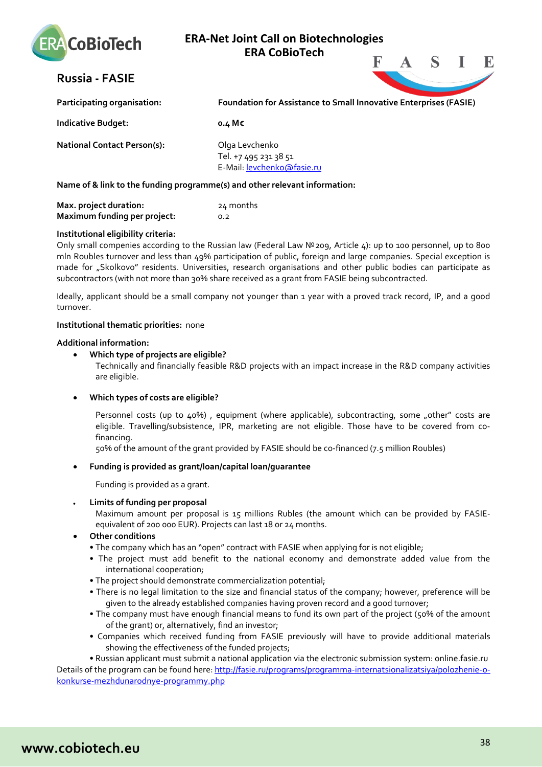# ERA-Net Joint Call on Biotechnologies
# ERA CoBioTech

## Russia - FASIE

| | |
|---|---|
| **Participating organisation:** | **Foundation for Assistance to Small Innovative Enterprises (FASIE)** |
| **Indicative Budget:** | **0.4 M€** |
| **National Contact Person(s):** | Olga Levchenko<br>Tel. +7 495 231 38 51<br>E-Mail: levchenko@fasie.ru |

**Name of & link to the funding programme(s) and other relevant information:**

| | |
|---|---|
| **Max. project duration:** | 24 months |
| **Maximum funding per project:** | 0.2 |

**Institutional eligibility criteria:**

Only small compenies according to the Russian law (Federal Law №209, Article 4): up to 100 personnel, up to 800 mln Roubles turnover and less than 49% participation of public, foreign and large companies. Special exception is made for „Skolkovo" residents. Universities, research organisations and other public bodies can participate as subcontractors (with not more than 30% share received as a grant from FASIE being subcontracted.

Ideally, applicant should be a small company not younger than 1 year with a proved track record, IP, and a good turnover.

**Institutional thematic priorities:** none

**Additional information:**

- **Which type of projects are eligible?**
  Technically and financially feasible R&D projects with an impact increase in the R&D company activities are eligible.

- **Which types of costs are eligible?**
  Personnel costs (up to 40%) , equipment (where applicable), subcontracting, some „other" costs are eligible. Travelling/subsistence, IPR, marketing are not eligible. Those have to be covered from co-financing.
  50% of the amount of the grant provided by FASIE should be co-financed (7.5 million Roubles)

- **Funding is provided as grant/loan/capital loan/guarantee**
  Funding is provided as a grant.

- **Limits of funding per proposal**
  Maximum amount per proposal is 15 millions Rubles (the amount which can be provided by FASIE-equivalent of 200 000 EUR). Projects can last 18 or 24 months.

- **Other conditions**
  - The company which has an "open" contract with FASIE when applying for is not eligible;
  - The project must add benefit to the national economy and demonstrate added value from the international cooperation;
  - The project should demonstrate commercialization potential;
  - There is no legal limitation to the size and financial status of the company; however, preference will be given to the already established companies having proven record and a good turnover;
  - The company must have enough financial means to fund its own part of the project (50% of the amount of the grant) or, alternatively, find an investor;
  - Companies which received funding from FASIE previously will have to provide additional materials showing the effectiveness of the funded projects;
  - Russian applicant must submit a national application via the electronic submission system: online.fasie.ru

Details of the program can be found here: http://fasie.ru/programs/programma-internatsionalizatsiya/polozhenie-o-konkurse-mezhdunarodnye-programmy.php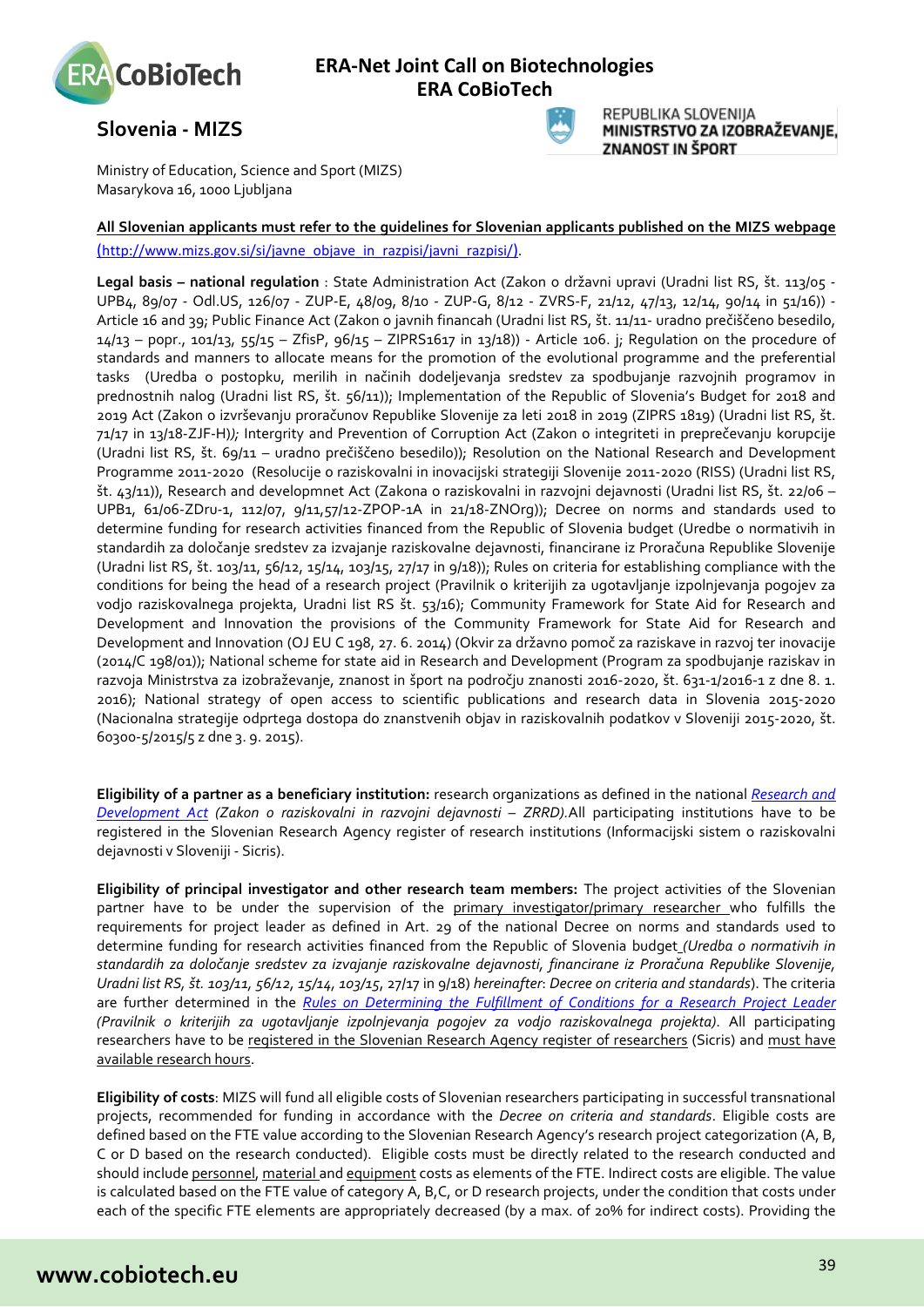## Slovenia - MIZS

Ministry of Education, Science and Sport (MIZS)
Masarykova 16, 1000 Ljubljana

**All Slovenian applicants must refer to the guidelines for Slovenian applicants published on the MIZS webpage** (http://www.mizs.gov.si/si/javne_objave_in_razpisi/javni_razpisi/).

**Legal basis – national regulation** : State Administration Act (Zakon o državni upravi (Uradni list RS, št. 113/05 - UPB4, 89/07 - Odl.US, 126/07 - ZUP-E, 48/09, 8/10 - ZUP-G, 8/12 - ZVRS-F, 21/12, 47/13, 12/14, 90/14 in 51/16)) - Article 16 and 39; Public Finance Act (Zakon o javnih financah (Uradni list RS, št. 11/11- uradno prečiščeno besedilo, 14/13 – popr., 101/13, 55/15 – ZfisP, 96/15 – ZIPRS1617 in 13/18)) - Article 106. j; Regulation on the procedure of standards and manners to allocate means for the promotion of the evolutional programme and the preferential tasks (Uredba o postopku, merilih in načinih dodeljevanja sredstev za spodbujanje razvojnih programov in prednostnih nalog (Uradni list RS, št. 56/11)); Implementation of the Republic of Slovenia's Budget for 2018 and 2019 Act (Zakon o izvrševanju proračunov Republike Slovenije za leti 2018 in 2019 (ZIPRS 1819) (Uradni list RS, št. 71/17 in 13/18-ZJF-H))*;* Intergrity and Prevention of Corruption Act (Zakon o integriteti in preprečevanju korupcije (Uradni list RS, št. 69/11 – uradno prečiščeno besedilo)); Resolution on the National Research and Development Programme 2011-2020 (Resolucije o raziskovalni in inovacijski strategiji Slovenije 2011-2020 (RISS) (Uradni list RS, št. 43/11)), Research and developmnet Act (Zakona o raziskovalni in razvojni dejavnosti (Uradni list RS, št. 22/06 – UPB1, 61/06-ZDru-1, 112/07, 9/11,57/12-ZPOP-1A in 21/18-ZNOrg)); Decree on norms and standards used to determine funding for research activities financed from the Republic of Slovenia budget (Uredbe o normativih in standardih za določanje sredstev za izvajanje raziskovalne dejavnosti, financirane iz Proračuna Republike Slovenije (Uradni list RS, št. 103/11, 56/12, 15/14, 103/15, 27/17 in 9/18)); Rules on criteria for establishing compliance with the conditions for being the head of a research project (Pravilnik o kriterijih za ugotavljanje izpolnjevanja pogojev za vodjo raziskovalnega projekta, Uradni list RS št. 53/16); Community Framework for State Aid for Research and Development and Innovation the provisions of the Community Framework for State Aid for Research and Development and Innovation (OJ EU C 198, 27. 6. 2014) (Okvir za državno pomoč za raziskave in razvoj ter inovacije (2014/C 198/01)); National scheme for state aid in Research and Development (Program za spodbujanje raziskav in razvoja Ministrstva za izobraževanje, znanost in šport na področju znanosti 2016-2020, št. 631-1/2016-1 z dne 8. 1. 2016); National strategy of open access to scientific publications and research data in Slovenia 2015-2020 (Nacionalna strategije odprtega dostopa do znanstvenih objav in raziskovalnih podatkov v Sloveniji 2015-2020, št. 60300-5/2015/5 z dne 3. 9. 2015).

**Eligibility of a partner as a beneficiary institution:** research organizations as defined in the national *Research and Development Act (Zakon o raziskovalni in razvojni dejavnosti – ZRRD).*All participating institutions have to be registered in the Slovenian Research Agency register of research institutions (Informacijski sistem o raziskovalni dejavnosti v Sloveniji - Sicris).

**Eligibility of principal investigator and other research team members:** The project activities of the Slovenian partner have to be under the supervision of the primary investigator/primary researcher who fulfills the requirements for project leader as defined in Art. 29 of the national Decree on norms and standards used to determine funding for research activities financed from the Republic of Slovenia budget *(Uredba o normativih in standardih za določanje sredstev za izvajanje raziskovalne dejavnosti, financirane iz Proračuna Republike Slovenije, Uradni list RS, št. 103/11, 56/12, 15/14, 103/15*, 27/17 in 9/18) *hereinafter*: *Decree on criteria and standards*). The criteria are further determined in the *Rules on Determining the Fulfillment of Conditions for a Research Project Leader (Pravilnik o kriterijih za ugotavljanje izpolnjevanja pogojev za vodjo raziskovalnega projekta)*. All participating researchers have to be registered in the Slovenian Research Agency register of researchers (Sicris) and must have available research hours.

**Eligibility of costs**: MIZS will fund all eligible costs of Slovenian researchers participating in successful transnational projects, recommended for funding in accordance with the *Decree on criteria and standards*. Eligible costs are defined based on the FTE value according to the Slovenian Research Agency's research project categorization (A, B, C or D based on the research conducted). Eligible costs must be directly related to the research conducted and should include personnel, material and equipment costs as elements of the FTE. Indirect costs are eligible. The value is calculated based on the FTE value of category A, B,C, or D research projects, under the condition that costs under each of the specific FTE elements are appropriately decreased (by a max. of 20% for indirect costs). Providing the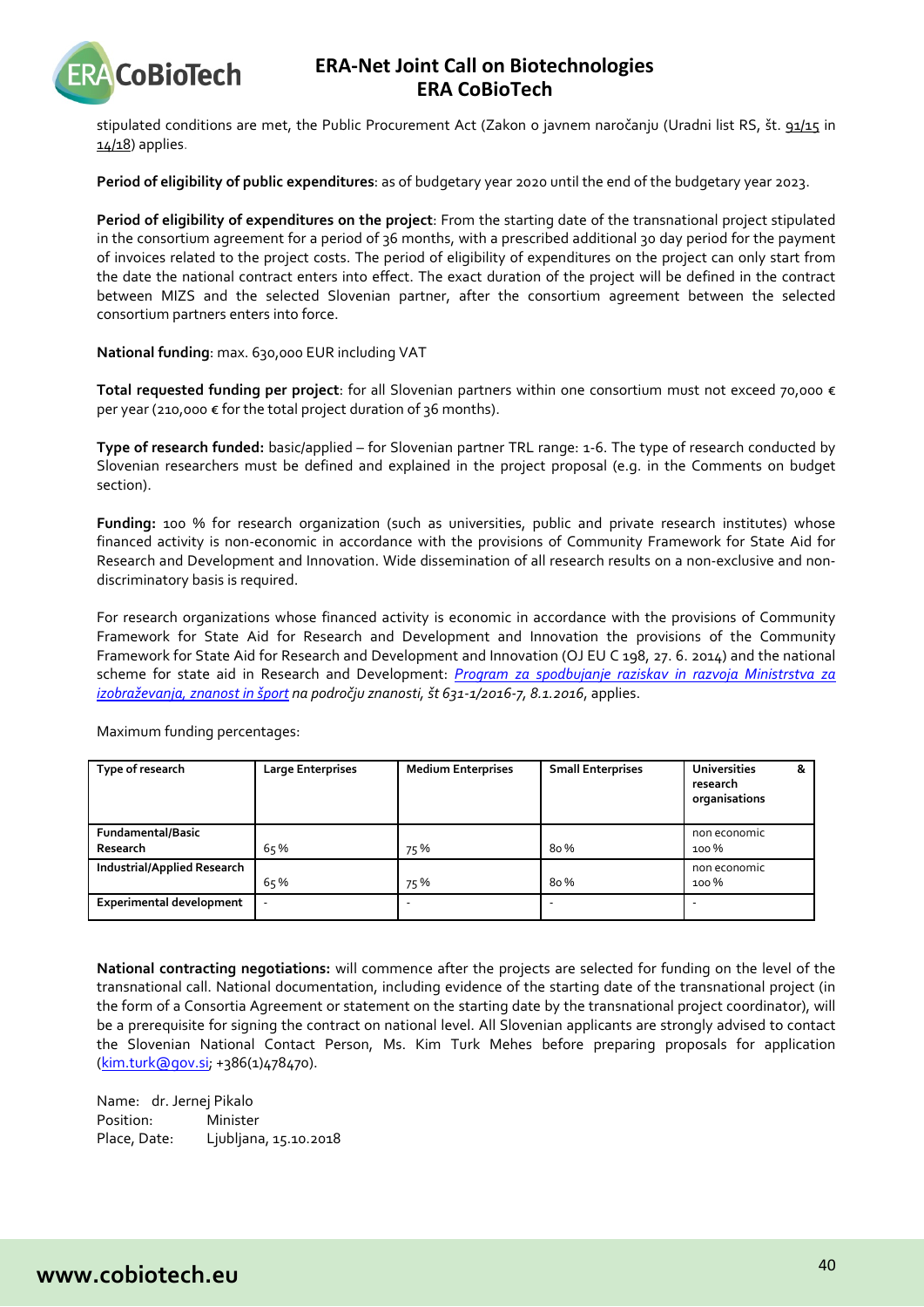stipulated conditions are met, the Public Procurement Act (Zakon o javnem naročanju (Uradni list RS, št. 91/15 in 14/18) applies.

**Period of eligibility of public expenditures**: as of budgetary year 2020 until the end of the budgetary year 2023.

**Period of eligibility of expenditures on the project**: From the starting date of the transnational project stipulated in the consortium agreement for a period of 36 months, with a prescribed additional 30 day period for the payment of invoices related to the project costs. The period of eligibility of expenditures on the project can only start from the date the national contract enters into effect. The exact duration of the project will be defined in the contract between MIZS and the selected Slovenian partner, after the consortium agreement between the selected consortium partners enters into force.

**National funding**: max. 630,000 EUR including VAT

**Total requested funding per project**: for all Slovenian partners within one consortium must not exceed 70,000 € per year (210,000 € for the total project duration of 36 months).

**Type of research funded:** basic/applied – for Slovenian partner TRL range: 1-6. The type of research conducted by Slovenian researchers must be defined and explained in the project proposal (e.g. in the Comments on budget section).

**Funding:** 100 % for research organization (such as universities, public and private research institutes) whose financed activity is non-economic in accordance with the provisions of Community Framework for State Aid for Research and Development and Innovation. Wide dissemination of all research results on a non-exclusive and non-discriminatory basis is required.

For research organizations whose financed activity is economic in accordance with the provisions of Community Framework for State Aid for Research and Development and Innovation the provisions of the Community Framework for State Aid for Research and Development and Innovation (OJ EU C 198, 27. 6. 2014) and the national scheme for state aid in Research and Development: *Program za spodbujanje raziskav in razvoja Ministrstva za izobraževanja, znanost in šport na področju znanosti, št 631-1/2016-7, 8.1.2016*, applies.

Maximum funding percentages:

| Type of research | Large Enterprises | Medium Enterprises | Small Enterprises | Universities & research organisations |
|---|---|---|---|---|
| Fundamental/Basic Research | 65 % | 75 % | 80 % | non economic 100 % |
| Industrial/Applied Research | 65 % | 75 % | 80 % | non economic 100 % |
| Experimental development | - | - | - | - |

**National contracting negotiations:** will commence after the projects are selected for funding on the level of the transnational call. National documentation, including evidence of the starting date of the transnational project (in the form of a Consortia Agreement or statement on the starting date by the transnational project coordinator), will be a prerequisite for signing the contract on national level. All Slovenian applicants are strongly advised to contact the Slovenian National Contact Person, Ms. Kim Turk Mehes before preparing proposals for application (kim.turk@gov.si; +386(1)478470).

Name: dr. Jernej Pikalo
Position: Minister
Place, Date: Ljubljana, 15.10.2018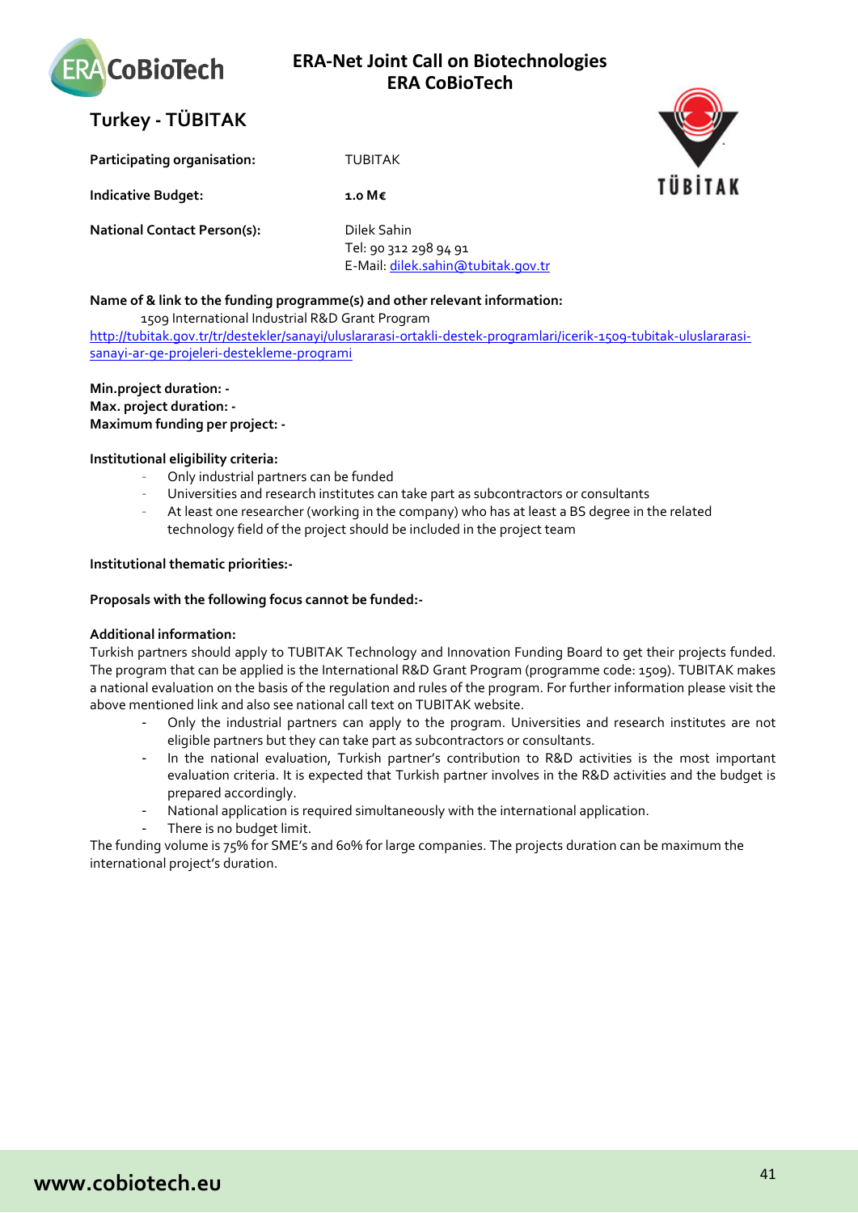## Turkey - TÜBITAK

**Participating organisation:** TUBITAK

**Indicative Budget:** **1.0 M€**

**National Contact Person(s):** Dilek Sahin
Tel: 90 312 298 94 91
E-Mail: dilek.sahin@tubitak.gov.tr

**Name of & link to the funding programme(s) and other relevant information:**

1509 International Industrial R&D Grant Program
http://tubitak.gov.tr/tr/destekler/sanayi/uluslararasi-ortakli-destek-programlari/icerik-1509-tubitak-uluslararasi-sanayi-ar-ge-projeleri-destekleme-programi

**Min.project duration: -**
**Max. project duration: -**
**Maximum funding per project: -**

**Institutional eligibility criteria:**

- Only industrial partners can be funded
- Universities and research institutes can take part as subcontractors or consultants
- At least one researcher (working in the company) who has at least a BS degree in the related technology field of the project should be included in the project team

**Institutional thematic priorities:-**

**Proposals with the following focus cannot be funded:-**

**Additional information:**

Turkish partners should apply to TUBITAK Technology and Innovation Funding Board to get their projects funded. The program that can be applied is the International R&D Grant Program (programme code: 1509). TUBITAK makes a national evaluation on the basis of the regulation and rules of the program. For further information please visit the above mentioned link and also see national call text on TUBITAK website.

- Only the industrial partners can apply to the program. Universities and research institutes are not eligible partners but they can take part as subcontractors or consultants.
- In the national evaluation, Turkish partner's contribution to R&D activities is the most important evaluation criteria. It is expected that Turkish partner involves in the R&D activities and the budget is prepared accordingly.
- National application is required simultaneously with the international application.
- There is no budget limit.

The funding volume is 75% for SME's and 60% for large companies. The projects duration can be maximum the international project's duration.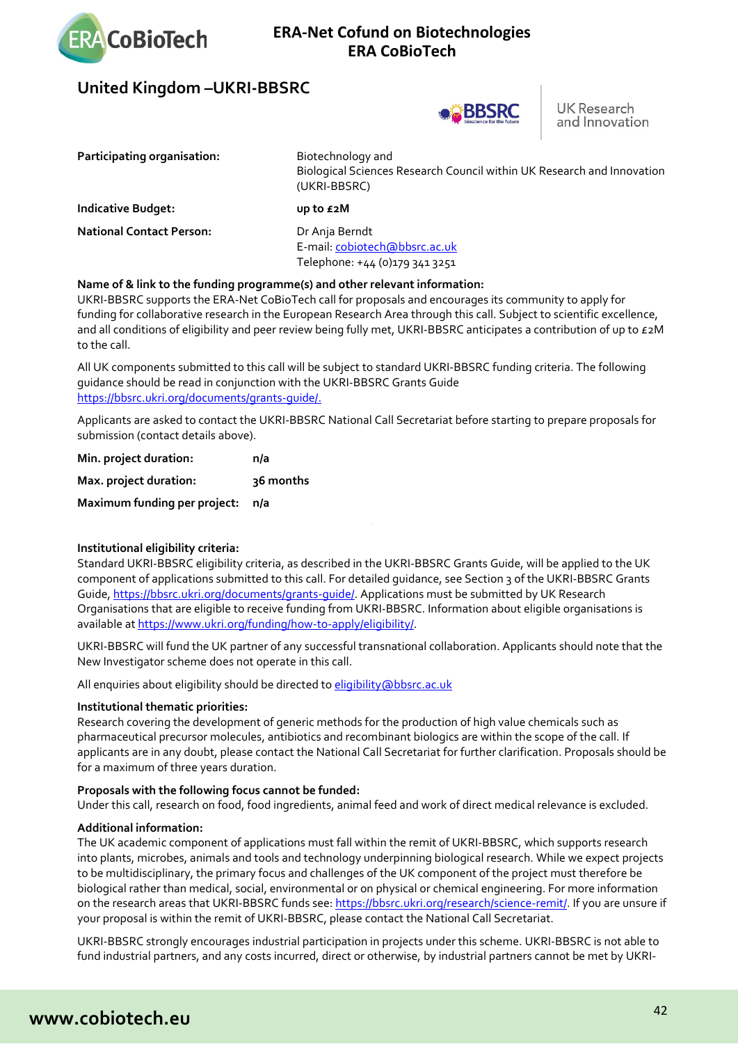## United Kingdom –UKRI-BBSRC

| | |
|---|---|
| **Participating organisation:** | Biotechnology and Biological Sciences Research Council within UK Research and Innovation (UKRI-BBSRC) |
| **Indicative Budget:** | **up to £2M** |
| **National Contact Person:** | Dr Anja Berndt<br>E-mail: cobiotech@bbsrc.ac.uk<br>Telephone: +44 (0)179 341 3251 |

**Name of & link to the funding programme(s) and other relevant information:**
UKRI-BBSRC supports the ERA-Net CoBioTech call for proposals and encourages its community to apply for funding for collaborative research in the European Research Area through this call. Subject to scientific excellence, and all conditions of eligibility and peer review being fully met, UKRI-BBSRC anticipates a contribution of up to £2M to the call.

All UK components submitted to this call will be subject to standard UKRI-BBSRC funding criteria. The following guidance should be read in conjunction with the UKRI-BBSRC Grants Guide https://bbsrc.ukri.org/documents/grants-guide/.

Applicants are asked to contact the UKRI-BBSRC National Call Secretariat before starting to prepare proposals for submission (contact details above).

| | |
|---|---|
| **Min. project duration:** | **n/a** |
| **Max. project duration:** | **36 months** |
| **Maximum funding per project:** | **n/a** |

**Institutional eligibility criteria:**
Standard UKRI-BBSRC eligibility criteria, as described in the UKRI-BBSRC Grants Guide, will be applied to the UK component of applications submitted to this call. For detailed guidance, see Section 3 of the UKRI-BBSRC Grants Guide, https://bbsrc.ukri.org/documents/grants-guide/. Applications must be submitted by UK Research Organisations that are eligible to receive funding from UKRI-BBSRC. Information about eligible organisations is available at https://www.ukri.org/funding/how-to-apply/eligibility/.

UKRI-BBSRC will fund the UK partner of any successful transnational collaboration. Applicants should note that the New Investigator scheme does not operate in this call.

All enquiries about eligibility should be directed to eligibility@bbsrc.ac.uk

**Institutional thematic priorities:**
Research covering the development of generic methods for the production of high value chemicals such as pharmaceutical precursor molecules, antibiotics and recombinant biologics are within the scope of the call. If applicants are in any doubt, please contact the National Call Secretariat for further clarification. Proposals should be for a maximum of three years duration.

**Proposals with the following focus cannot be funded:**
Under this call, research on food, food ingredients, animal feed and work of direct medical relevance is excluded.

**Additional information:**
The UK academic component of applications must fall within the remit of UKRI-BBSRC, which supports research into plants, microbes, animals and tools and technology underpinning biological research. While we expect projects to be multidisciplinary, the primary focus and challenges of the UK component of the project must therefore be biological rather than medical, social, environmental or on physical or chemical engineering. For more information on the research areas that UKRI-BBSRC funds see: https://bbsrc.ukri.org/research/science-remit/. If you are unsure if your proposal is within the remit of UKRI-BBSRC, please contact the National Call Secretariat.

UKRI-BBSRC strongly encourages industrial participation in projects under this scheme. UKRI-BBSRC is not able to fund industrial partners, and any costs incurred, direct or otherwise, by industrial partners cannot be met by UKRI-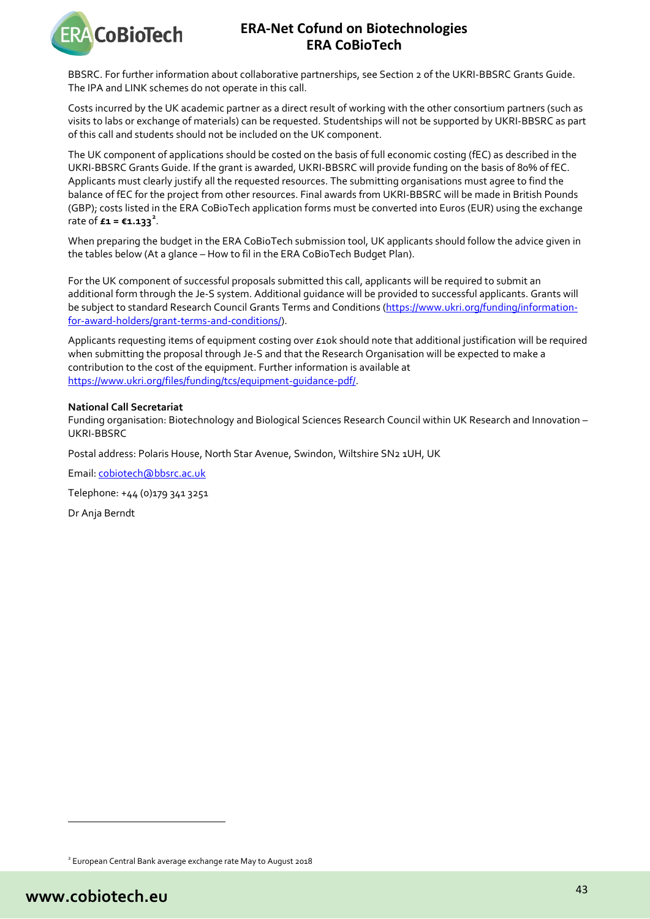BBSRC. For further information about collaborative partnerships, see Section 2 of the UKRI-BBSRC Grants Guide. The IPA and LINK schemes do not operate in this call.

Costs incurred by the UK academic partner as a direct result of working with the other consortium partners (such as visits to labs or exchange of materials) can be requested. Studentships will not be supported by UKRI-BBSRC as part of this call and students should not be included on the UK component.

The UK component of applications should be costed on the basis of full economic costing (fEC) as described in the UKRI-BBSRC Grants Guide. If the grant is awarded, UKRI-BBSRC will provide funding on the basis of 80% of fEC. Applicants must clearly justify all the requested resources. The submitting organisations must agree to find the balance of fEC for the project from other resources. Final awards from UKRI-BBSRC will be made in British Pounds (GBP); costs listed in the ERA CoBioTech application forms must be converted into Euros (EUR) using the exchange rate of **£1 = €1.133**[2].

When preparing the budget in the ERA CoBioTech submission tool, UK applicants should follow the advice given in the tables below (At a glance – How to fil in the ERA CoBioTech Budget Plan).

For the UK component of successful proposals submitted this call, applicants will be required to submit an additional form through the Je-S system. Additional guidance will be provided to successful applicants. Grants will be subject to standard Research Council Grants Terms and Conditions (https://www.ukri.org/funding/information-for-award-holders/grant-terms-and-conditions/).

Applicants requesting items of equipment costing over £10k should note that additional justification will be required when submitting the proposal through Je-S and that the Research Organisation will be expected to make a contribution to the cost of the equipment. Further information is available at https://www.ukri.org/files/funding/tcs/equipment-guidance-pdf/.

**National Call Secretariat**

Funding organisation: Biotechnology and Biological Sciences Research Council within UK Research and Innovation – UKRI-BBSRC

Postal address: Polaris House, North Star Avenue, Swindon, Wiltshire SN2 1UH, UK

Email: cobiotech@bbsrc.ac.uk

Telephone: +44 (0)179 341 3251

Dr Anja Berndt

[2] European Central Bank average exchange rate May to August 2018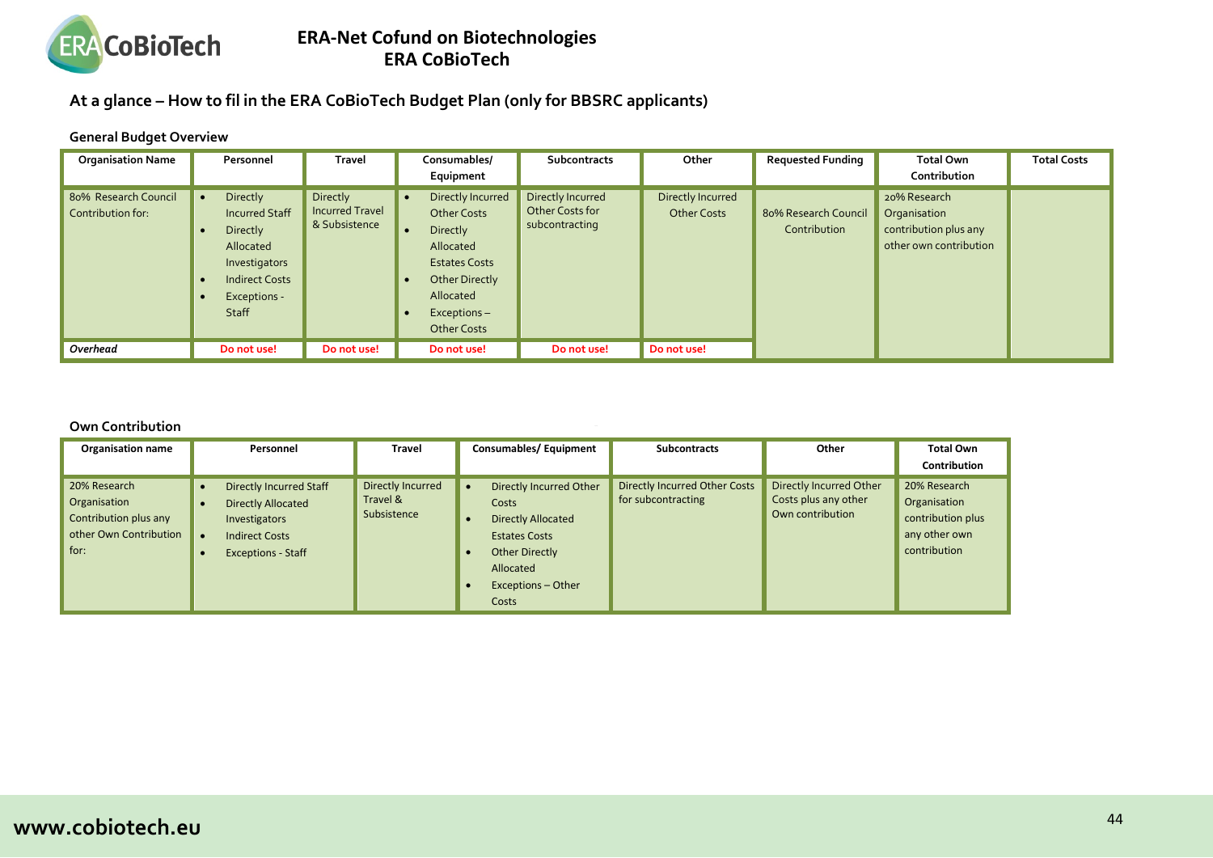# At a glance – How to fil in the ERA CoBioTech Budget Plan (only for BBSRC applicants)

## General Budget Overview

| Organisation Name | Personnel | Travel | Consumables/ Equipment | Subcontracts | Other | Requested Funding | Total Own Contribution | Total Costs |
|---|---|---|---|---|---|---|---|---|
| 80% Research Council Contribution for: | • Directly Incurred Staff<br>• Directly Allocated Investigators<br>• Indirect Costs<br>• Exceptions - Staff | Directly Incurred Travel & Subsistence | • Directly Incurred Other Costs<br>• Directly Allocated Estates Costs<br>• Other Directly Allocated<br>• Exceptions – Other Costs | Directly Incurred Other Costs for subcontracting | Directly Incurred Other Costs | 80% Research Council Contribution | 20% Research Organisation contribution plus any other own contribution | |
| *Overhead* | **Do not use!** | **Do not use!** | **Do not use!** | **Do not use!** | **Do not use!** | | | |

## Own Contribution

| Organisation name | Personnel | Travel | Consumables/ Equipment | Subcontracts | Other | Total Own Contribution |
|---|---|---|---|---|---|---|
| 20% Research Organisation Contribution plus any other Own Contribution for: | • Directly Incurred Staff<br>• Directly Allocated Investigators<br>• Indirect Costs<br>• Exceptions - Staff | Directly Incurred Travel & Subsistence | • Directly Incurred Other Costs<br>• Directly Allocated Estates Costs<br>• Other Directly Allocated<br>• Exceptions – Other Costs | Directly Incurred Other Costs for subcontracting | Directly Incurred Other Costs plus any other Own contribution | 20% Research Organisation contribution plus any other own contribution |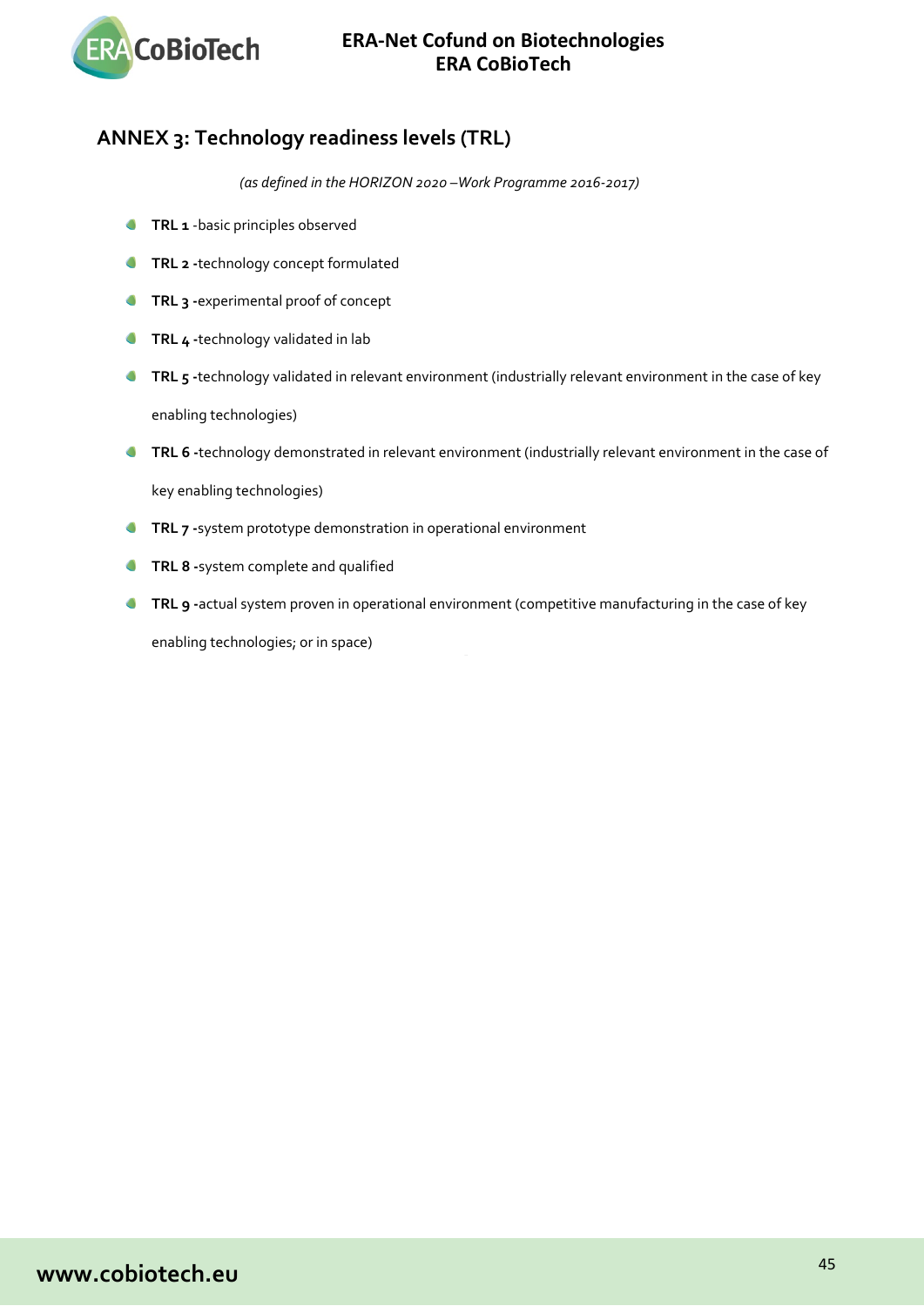## ANNEX 3: Technology readiness levels (TRL)

*(as defined in the HORIZON 2020 –Work Programme 2016-2017)*

- **TRL 1** -basic principles observed
- **TRL 2 -**technology concept formulated
- **TRL 3 -**experimental proof of concept
- **TRL 4 -**technology validated in lab
- **TRL 5 -**technology validated in relevant environment (industrially relevant environment in the case of key enabling technologies)
- **TRL 6 -**technology demonstrated in relevant environment (industrially relevant environment in the case of key enabling technologies)
- **TRL 7 -**system prototype demonstration in operational environment
- **TRL 8 -**system complete and qualified
- **TRL 9 -**actual system proven in operational environment (competitive manufacturing in the case of key enabling technologies; or in space)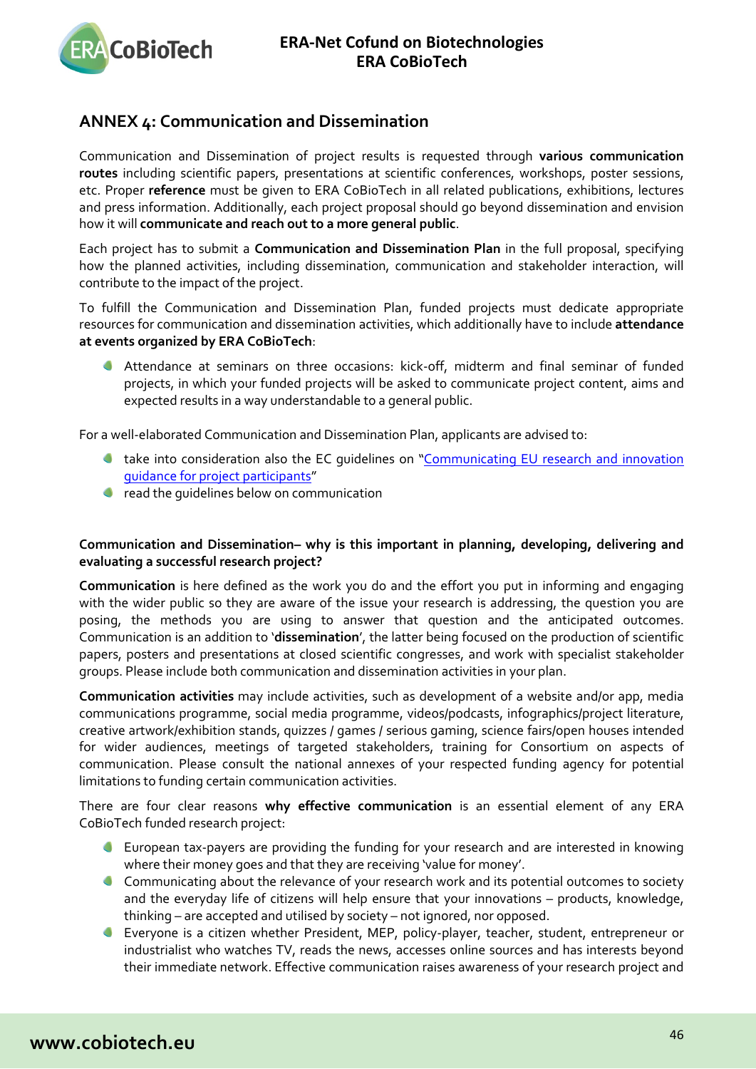## ANNEX 4: Communication and Dissemination

Communication and Dissemination of project results is requested through **various communication routes** including scientific papers, presentations at scientific conferences, workshops, poster sessions, etc. Proper **reference** must be given to ERA CoBioTech in all related publications, exhibitions, lectures and press information. Additionally, each project proposal should go beyond dissemination and envision how it will **communicate and reach out to a more general public**.

Each project has to submit a **Communication and Dissemination Plan** in the full proposal, specifying how the planned activities, including dissemination, communication and stakeholder interaction, will contribute to the impact of the project.

To fulfill the Communication and Dissemination Plan, funded projects must dedicate appropriate resources for communication and dissemination activities, which additionally have to include **attendance at events organized by ERA CoBioTech**:

- Attendance at seminars on three occasions: kick-off, midterm and final seminar of funded projects, in which your funded projects will be asked to communicate project content, aims and expected results in a way understandable to a general public.

For a well-elaborated Communication and Dissemination Plan, applicants are advised to:

- take into consideration also the EC guidelines on "Communicating EU research and innovation guidance for project participants"
- read the guidelines below on communication

**Communication and Dissemination– why is this important in planning, developing, delivering and evaluating a successful research project?**

**Communication** is here defined as the work you do and the effort you put in informing and engaging with the wider public so they are aware of the issue your research is addressing, the question you are posing, the methods you are using to answer that question and the anticipated outcomes. Communication is an addition to '**dissemination**', the latter being focused on the production of scientific papers, posters and presentations at closed scientific congresses, and work with specialist stakeholder groups. Please include both communication and dissemination activities in your plan.

**Communication activities** may include activities, such as development of a website and/or app, media communications programme, social media programme, videos/podcasts, infographics/project literature, creative artwork/exhibition stands, quizzes / games / serious gaming, science fairs/open houses intended for wider audiences, meetings of targeted stakeholders, training for Consortium on aspects of communication. Please consult the national annexes of your respected funding agency for potential limitations to funding certain communication activities.

There are four clear reasons **why effective communication** is an essential element of any ERA CoBioTech funded research project:

- European tax-payers are providing the funding for your research and are interested in knowing where their money goes and that they are receiving 'value for money'.
- Communicating about the relevance of your research work and its potential outcomes to society and the everyday life of citizens will help ensure that your innovations – products, knowledge, thinking – are accepted and utilised by society – not ignored, nor opposed.
- Everyone is a citizen whether President, MEP, policy-player, teacher, student, entrepreneur or industrialist who watches TV, reads the news, accesses online sources and has interests beyond their immediate network. Effective communication raises awareness of your research project and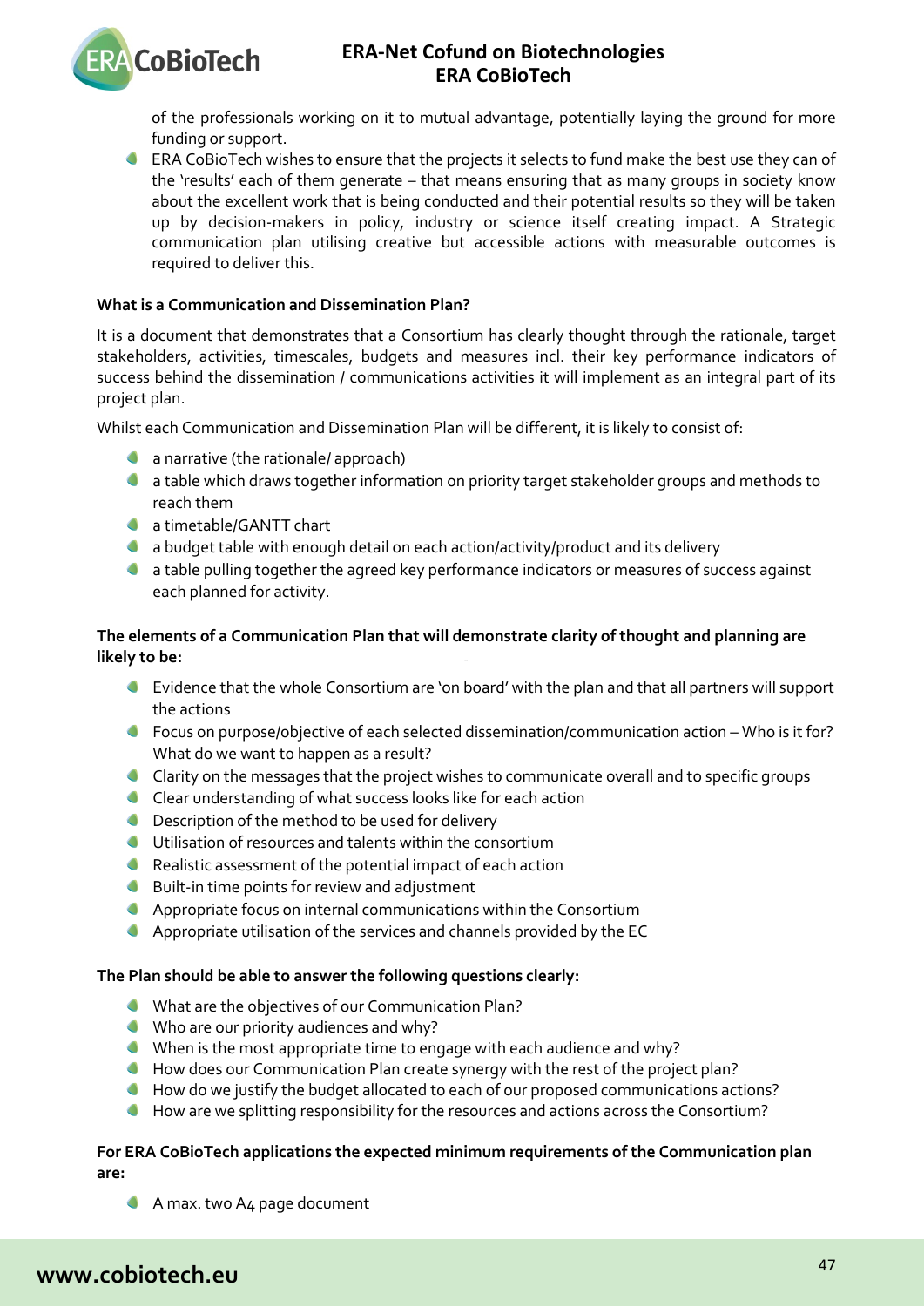of the professionals working on it to mutual advantage, potentially laying the ground for more funding or support.

- ERA CoBioTech wishes to ensure that the projects it selects to fund make the best use they can of the 'results' each of them generate – that means ensuring that as many groups in society know about the excellent work that is being conducted and their potential results so they will be taken up by decision-makers in policy, industry or science itself creating impact. A Strategic communication plan utilising creative but accessible actions with measurable outcomes is required to deliver this.

**What is a Communication and Dissemination Plan?**

It is a document that demonstrates that a Consortium has clearly thought through the rationale, target stakeholders, activities, timescales, budgets and measures incl. their key performance indicators of success behind the dissemination / communications activities it will implement as an integral part of its project plan.

Whilst each Communication and Dissemination Plan will be different, it is likely to consist of:

- a narrative (the rationale/ approach)
- a table which draws together information on priority target stakeholder groups and methods to reach them
- a timetable/GANTT chart
- a budget table with enough detail on each action/activity/product and its delivery
- a table pulling together the agreed key performance indicators or measures of success against each planned for activity.

**The elements of a Communication Plan that will demonstrate clarity of thought and planning are likely to be:**

- Evidence that the whole Consortium are 'on board' with the plan and that all partners will support the actions
- Focus on purpose/objective of each selected dissemination/communication action – Who is it for? What do we want to happen as a result?
- Clarity on the messages that the project wishes to communicate overall and to specific groups
- Clear understanding of what success looks like for each action
- Description of the method to be used for delivery
- Utilisation of resources and talents within the consortium
- Realistic assessment of the potential impact of each action
- Built-in time points for review and adjustment
- Appropriate focus on internal communications within the Consortium
- Appropriate utilisation of the services and channels provided by the EC

**The Plan should be able to answer the following questions clearly:**

- What are the objectives of our Communication Plan?
- Who are our priority audiences and why?
- When is the most appropriate time to engage with each audience and why?
- How does our Communication Plan create synergy with the rest of the project plan?
- How do we justify the budget allocated to each of our proposed communications actions?
- How are we splitting responsibility for the resources and actions across the Consortium?

**For ERA CoBioTech applications the expected minimum requirements of the Communication plan are:**

- A max. two A4 page document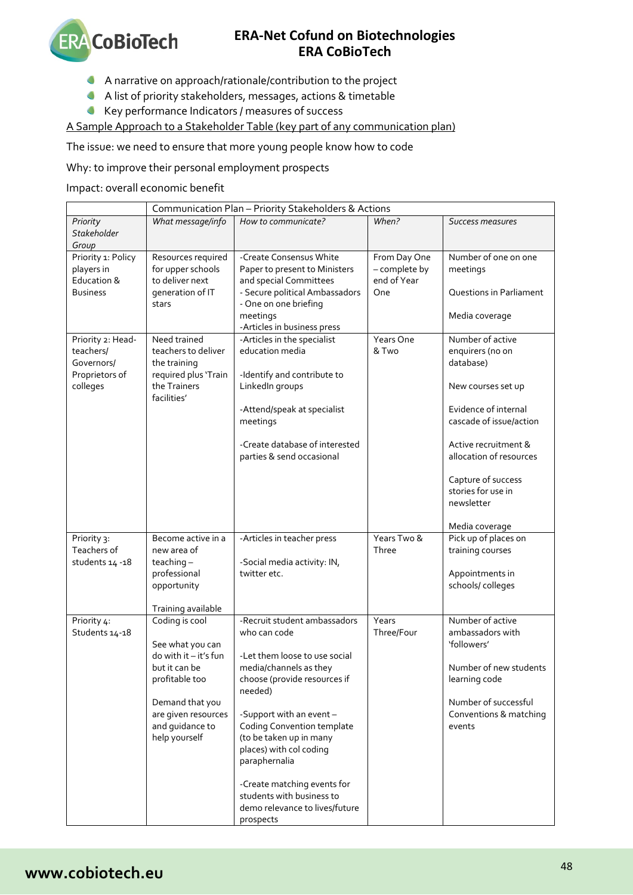- A narrative on approach/rationale/contribution to the project
- A list of priority stakeholders, messages, actions & timetable
- Key performance Indicators / measures of success

A Sample Approach to a Stakeholder Table (key part of any communication plan)

The issue: we need to ensure that more young people know how to code

Why: to improve their personal employment prospects

Impact: overall economic benefit

| | Communication Plan – Priority Stakeholders & Actions | | | |
|---|---|---|---|---|
| *Priority Stakeholder Group* | *What message/info* | *How to communicate?* | *When?* | *Success measures* |
| Priority 1: Policy players in Education & Business | Resources required for upper schools to deliver next generation of IT stars | -Create Consensus White Paper to present to Ministers and special Committees<br>- Secure political Ambassadors<br>- One on one briefing meetings<br>-Articles in business press | From Day One – complete by end of Year One | Number of one on one meetings<br><br>Questions in Parliament<br><br>Media coverage |
| Priority 2: Head-teachers/ Governors/ Proprietors of colleges | Need trained teachers to deliver the training required plus 'Train the Trainers facilities' | -Articles in the specialist education media<br><br>-Identify and contribute to LinkedIn groups<br><br>-Attend/speak at specialist meetings<br><br>-Create database of interested parties & send occasional | Years One & Two | Number of active enquirers (no on database)<br><br>New courses set up<br><br>Evidence of internal cascade of issue/action<br><br>Active recruitment & allocation of resources<br><br>Capture of success stories for use in newsletter<br><br>Media coverage |
| Priority 3: Teachers of students 14 -18 | Become active in a new area of teaching – professional opportunity<br><br>Training available | -Articles in teacher press<br><br>-Social media activity: IN, twitter etc. | Years Two & Three | Pick up of places on training courses<br><br>Appointments in schools/ colleges |
| Priority 4: Students 14-18 | Coding is cool<br><br>See what you can do with it – it's fun but it can be profitable too<br><br>Demand that you are given resources and guidance to help yourself | -Recruit student ambassadors who can code<br><br>-Let them loose to use social media/channels as they choose (provide resources if needed)<br><br>-Support with an event – Coding Convention template (to be taken up in many places) with col coding paraphernalia<br><br>-Create matching events for students with business to demo relevance to lives/future prospects | Years Three/Four | Number of active ambassadors with 'followers'<br><br>Number of new students learning code<br><br>Number of successful Conventions & matching events |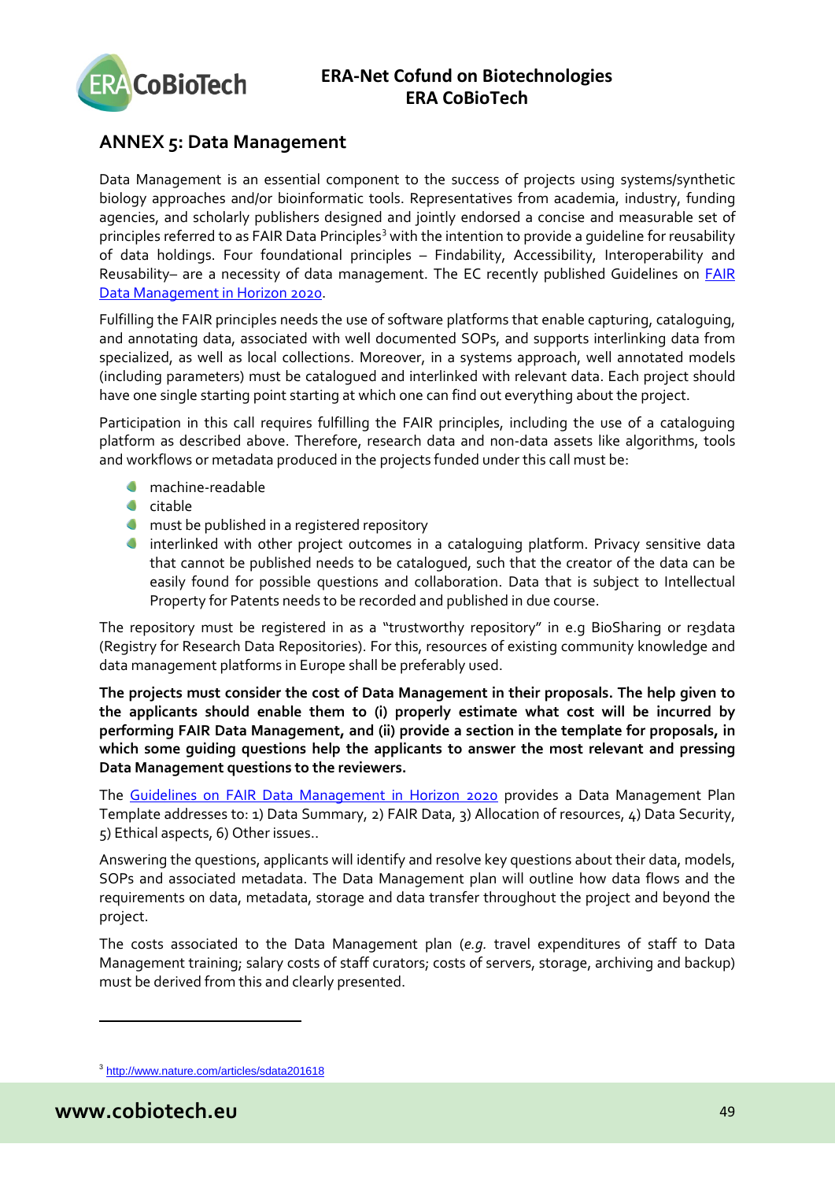## ANNEX 5: Data Management

Data Management is an essential component to the success of projects using systems/synthetic biology approaches and/or bioinformatic tools. Representatives from academia, industry, funding agencies, and scholarly publishers designed and jointly endorsed a concise and measurable set of principles referred to as FAIR Data Principles[3] with the intention to provide a guideline for reusability of data holdings. Four foundational principles – Findability, Accessibility, Interoperability and Reusability– are a necessity of data management. The EC recently published Guidelines on [FAIR Data Management in Horizon 2020](FAIR Data Management in Horizon 2020).

Fulfilling the FAIR principles needs the use of software platforms that enable capturing, cataloguing, and annotating data, associated with well documented SOPs, and supports interlinking data from specialized, as well as local collections. Moreover, in a systems approach, well annotated models (including parameters) must be catalogued and interlinked with relevant data. Each project should have one single starting point starting at which one can find out everything about the project.

Participation in this call requires fulfilling the FAIR principles, including the use of a cataloguing platform as described above. Therefore, research data and non-data assets like algorithms, tools and workflows or metadata produced in the projects funded under this call must be:

- machine-readable
- citable
- must be published in a registered repository
- interlinked with other project outcomes in a cataloguing platform. Privacy sensitive data that cannot be published needs to be catalogued, such that the creator of the data can be easily found for possible questions and collaboration. Data that is subject to Intellectual Property for Patents needs to be recorded and published in due course.

The repository must be registered in as a "trustworthy repository" in e.g BioSharing or re3data (Registry for Research Data Repositories). For this, resources of existing community knowledge and data management platforms in Europe shall be preferably used.

**The projects must consider the cost of Data Management in their proposals. The help given to the applicants should enable them to (i) properly estimate what cost will be incurred by performing FAIR Data Management, and (ii) provide a section in the template for proposals, in which some guiding questions help the applicants to answer the most relevant and pressing Data Management questions to the reviewers.**

The Guidelines on FAIR Data Management in Horizon 2020 provides a Data Management Plan Template addresses to: 1) Data Summary, 2) FAIR Data, 3) Allocation of resources, 4) Data Security, 5) Ethical aspects, 6) Other issues..

Answering the questions, applicants will identify and resolve key questions about their data, models, SOPs and associated metadata. The Data Management plan will outline how data flows and the requirements on data, metadata, storage and data transfer throughout the project and beyond the project.

The costs associated to the Data Management plan (*e.g.* travel expenditures of staff to Data Management training; salary costs of staff curators; costs of servers, storage, archiving and backup) must be derived from this and clearly presented.

---

[3] http://www.nature.com/articles/sdata201618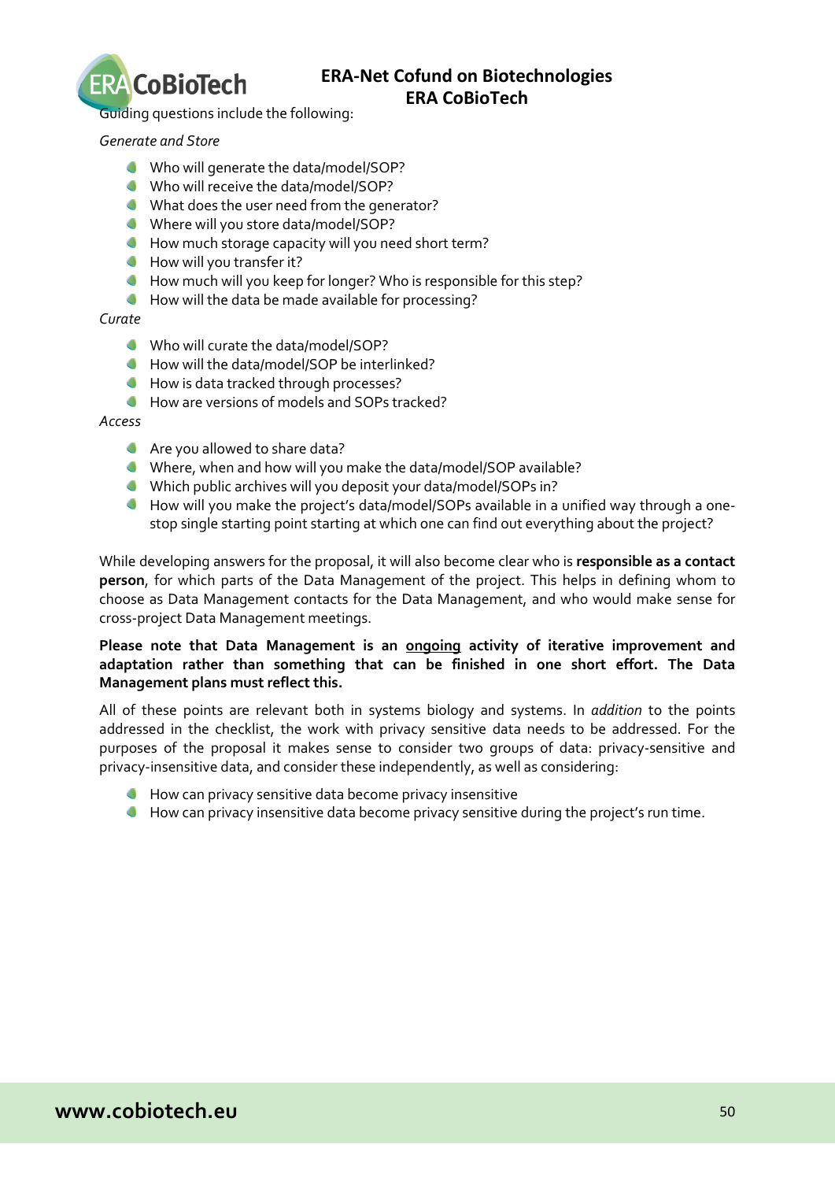Guiding questions include the following:

*Generate and Store*

- Who will generate the data/model/SOP?
- Who will receive the data/model/SOP?
- What does the user need from the generator?
- Where will you store data/model/SOP?
- How much storage capacity will you need short term?
- How will you transfer it?
- How much will you keep for longer? Who is responsible for this step?
- How will the data be made available for processing?

*Curate*

- Who will curate the data/model/SOP?
- How will the data/model/SOP be interlinked?
- How is data tracked through processes?
- How are versions of models and SOPs tracked?

*Access*

- Are you allowed to share data?
- Where, when and how will you make the data/model/SOP available?
- Which public archives will you deposit your data/model/SOPs in?
- How will you make the project's data/model/SOPs available in a unified way through a one-stop single starting point starting at which one can find out everything about the project?

While developing answers for the proposal, it will also become clear who is **responsible as a contact person**, for which parts of the Data Management of the project. This helps in defining whom to choose as Data Management contacts for the Data Management, and who would make sense for cross-project Data Management meetings.

**Please note that Data Management is an <u>ongoing</u> activity of iterative improvement and adaptation rather than something that can be finished in one short effort. The Data Management plans must reflect this.**

All of these points are relevant both in systems biology and systems. In *addition* to the points addressed in the checklist, the work with privacy sensitive data needs to be addressed. For the purposes of the proposal it makes sense to consider two groups of data: privacy-sensitive and privacy-insensitive data, and consider these independently, as well as considering:

- How can privacy sensitive data become privacy insensitive
- How can privacy insensitive data become privacy sensitive during the project's run time.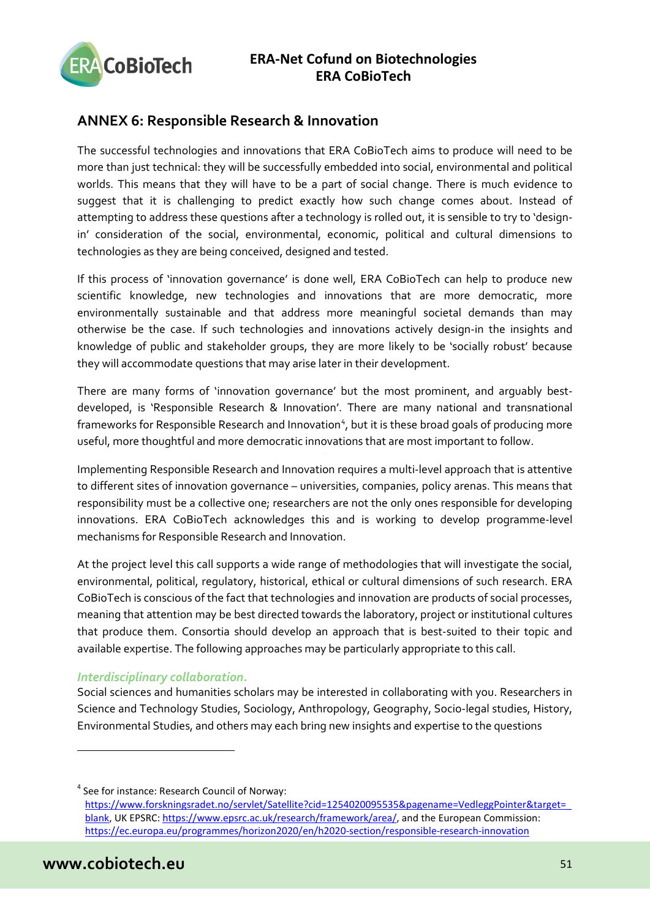## ANNEX 6: Responsible Research & Innovation

The successful technologies and innovations that ERA CoBioTech aims to produce will need to be more than just technical: they will be successfully embedded into social, environmental and political worlds. This means that they will have to be a part of social change. There is much evidence to suggest that it is challenging to predict exactly how such change comes about. Instead of attempting to address these questions after a technology is rolled out, it is sensible to try to 'design-in' consideration of the social, environmental, economic, political and cultural dimensions to technologies as they are being conceived, designed and tested.

If this process of 'innovation governance' is done well, ERA CoBioTech can help to produce new scientific knowledge, new technologies and innovations that are more democratic, more environmentally sustainable and that address more meaningful societal demands than may otherwise be the case. If such technologies and innovations actively design-in the insights and knowledge of public and stakeholder groups, they are more likely to be 'socially robust' because they will accommodate questions that may arise later in their development.

There are many forms of 'innovation governance' but the most prominent, and arguably best-developed, is 'Responsible Research & Innovation'. There are many national and transnational frameworks for Responsible Research and Innovation[4], but it is these broad goals of producing more useful, more thoughtful and more democratic innovations that are most important to follow.

Implementing Responsible Research and Innovation requires a multi-level approach that is attentive to different sites of innovation governance – universities, companies, policy arenas. This means that responsibility must be a collective one; researchers are not the only ones responsible for developing innovations. ERA CoBioTech acknowledges this and is working to develop programme-level mechanisms for Responsible Research and Innovation.

At the project level this call supports a wide range of methodologies that will investigate the social, environmental, political, regulatory, historical, ethical or cultural dimensions of such research. ERA CoBioTech is conscious of the fact that technologies and innovation are products of social processes, meaning that attention may be best directed towards the laboratory, project or institutional cultures that produce them. Consortia should develop an approach that is best-suited to their topic and available expertise. The following approaches may be particularly appropriate to this call.

### *Interdisciplinary collaboration.*

Social sciences and humanities scholars may be interested in collaborating with you. Researchers in Science and Technology Studies, Sociology, Anthropology, Geography, Socio-legal studies, History, Environmental Studies, and others may each bring new insights and expertise to the questions

---

[4] See for instance: Research Council of Norway: https://www.forskningsradet.no/servlet/Satellite?cid=1254020095535&pagename=VedleggPointer&target=_blank, UK EPSRC: https://www.epsrc.ac.uk/research/framework/area/, and the European Commission: https://ec.europa.eu/programmes/horizon2020/en/h2020-section/responsible-research-innovation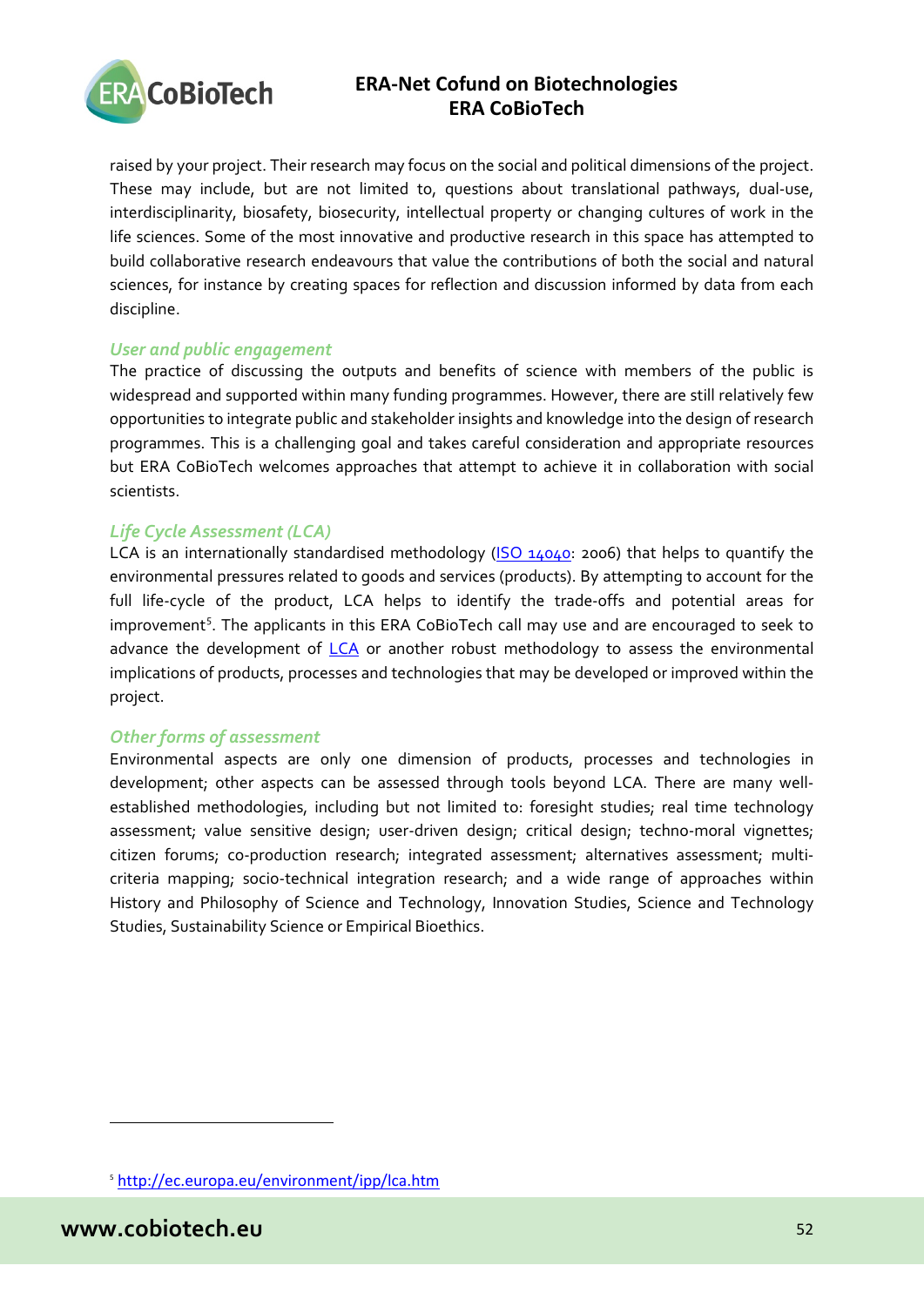raised by your project. Their research may focus on the social and political dimensions of the project. These may include, but are not limited to, questions about translational pathways, dual-use, interdisciplinarity, biosafety, biosecurity, intellectual property or changing cultures of work in the life sciences. Some of the most innovative and productive research in this space has attempted to build collaborative research endeavours that value the contributions of both the social and natural sciences, for instance by creating spaces for reflection and discussion informed by data from each discipline.

### *User and public engagement*

The practice of discussing the outputs and benefits of science with members of the public is widespread and supported within many funding programmes. However, there are still relatively few opportunities to integrate public and stakeholder insights and knowledge into the design of research programmes. This is a challenging goal and takes careful consideration and appropriate resources but ERA CoBioTech welcomes approaches that attempt to achieve it in collaboration with social scientists.

### *Life Cycle Assessment (LCA)*

LCA is an internationally standardised methodology (ISO 14040: 2006) that helps to quantify the environmental pressures related to goods and services (products). By attempting to account for the full life-cycle of the product, LCA helps to identify the trade-offs and potential areas for improvement[5]. The applicants in this ERA CoBioTech call may use and are encouraged to seek to advance the development of LCA or another robust methodology to assess the environmental implications of products, processes and technologies that may be developed or improved within the project.

### *Other forms of assessment*

Environmental aspects are only one dimension of products, processes and technologies in development; other aspects can be assessed through tools beyond LCA. There are many well-established methodologies, including but not limited to: foresight studies; real time technology assessment; value sensitive design; user-driven design; critical design; techno-moral vignettes; citizen forums; co-production research; integrated assessment; alternatives assessment; multi-criteria mapping; socio-technical integration research; and a wide range of approaches within History and Philosophy of Science and Technology, Innovation Studies, Science and Technology Studies, Sustainability Science or Empirical Bioethics.

---

[5] http://ec.europa.eu/environment/ipp/lca.htm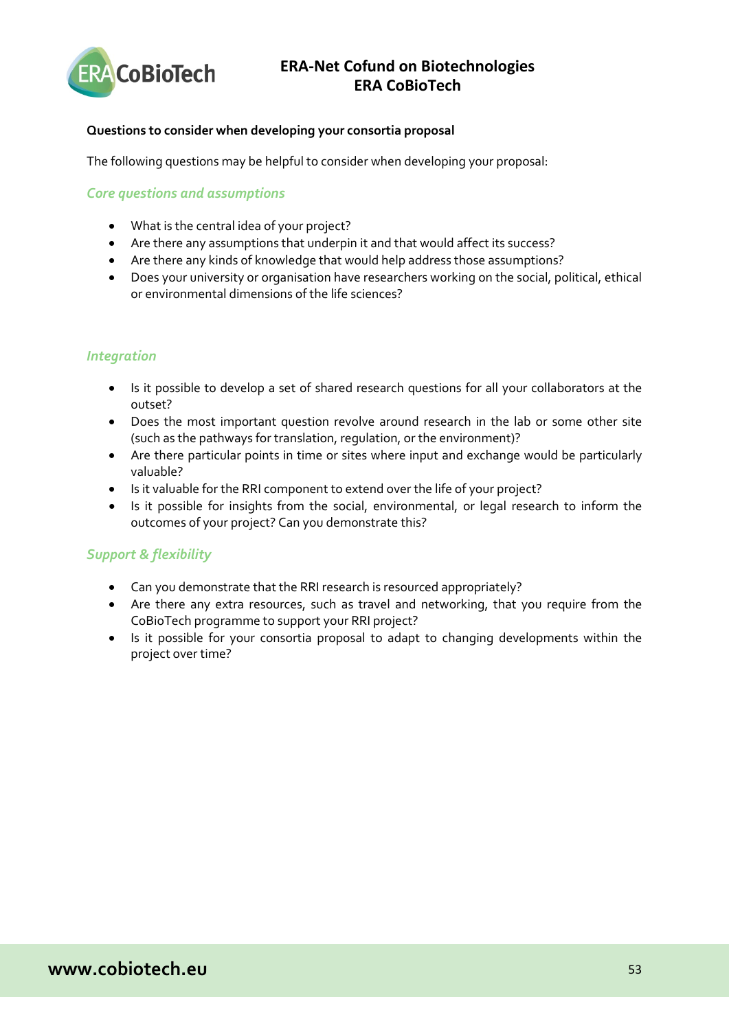**Questions to consider when developing your consortia proposal**

The following questions may be helpful to consider when developing your proposal:

### *Core questions and assumptions*

- What is the central idea of your project?
- Are there any assumptions that underpin it and that would affect its success?
- Are there any kinds of knowledge that would help address those assumptions?
- Does your university or organisation have researchers working on the social, political, ethical or environmental dimensions of the life sciences?

### *Integration*

- Is it possible to develop a set of shared research questions for all your collaborators at the outset?
- Does the most important question revolve around research in the lab or some other site (such as the pathways for translation, regulation, or the environment)?
- Are there particular points in time or sites where input and exchange would be particularly valuable?
- Is it valuable for the RRI component to extend over the life of your project?
- Is it possible for insights from the social, environmental, or legal research to inform the outcomes of your project? Can you demonstrate this?

### *Support & flexibility*

- Can you demonstrate that the RRI research is resourced appropriately?
- Are there any extra resources, such as travel and networking, that you require from the CoBioTech programme to support your RRI project?
- Is it possible for your consortia proposal to adapt to changing developments within the project over time?